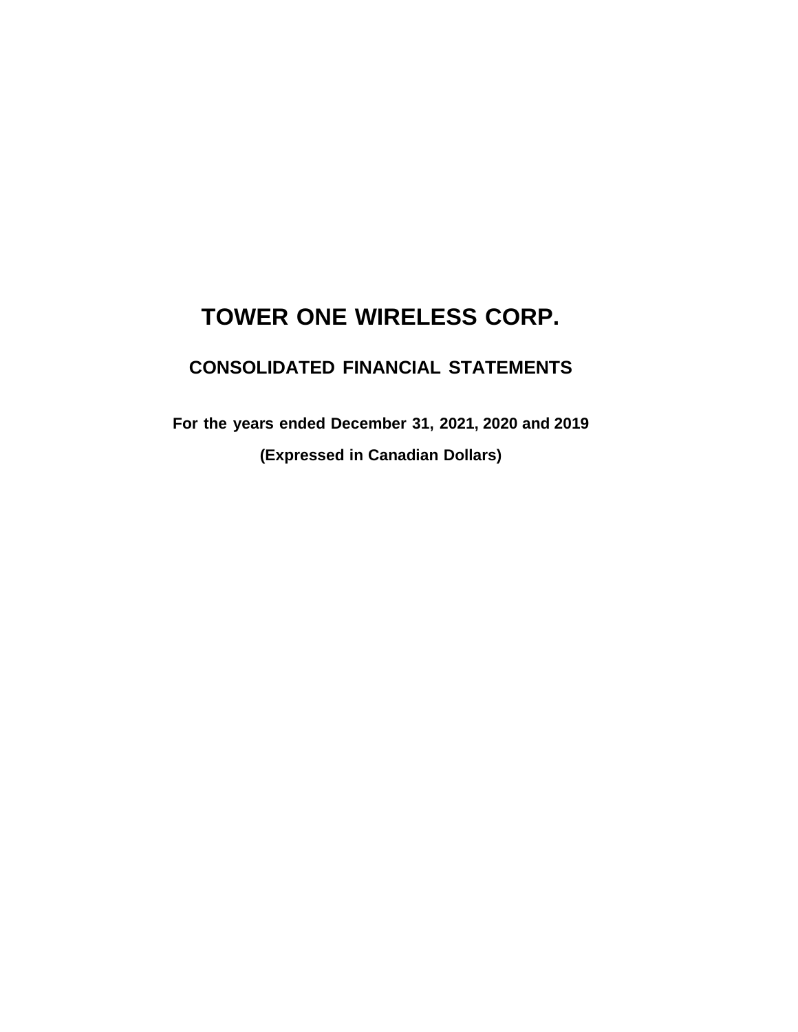# TOWER ONE WIRELESS CORP.

## CONSOLIDATED FINANCIAL STATEMENTS

**For the years ended December 31, 2021, 2020 and 2019**

**(Expressed in Canadian Dollars)**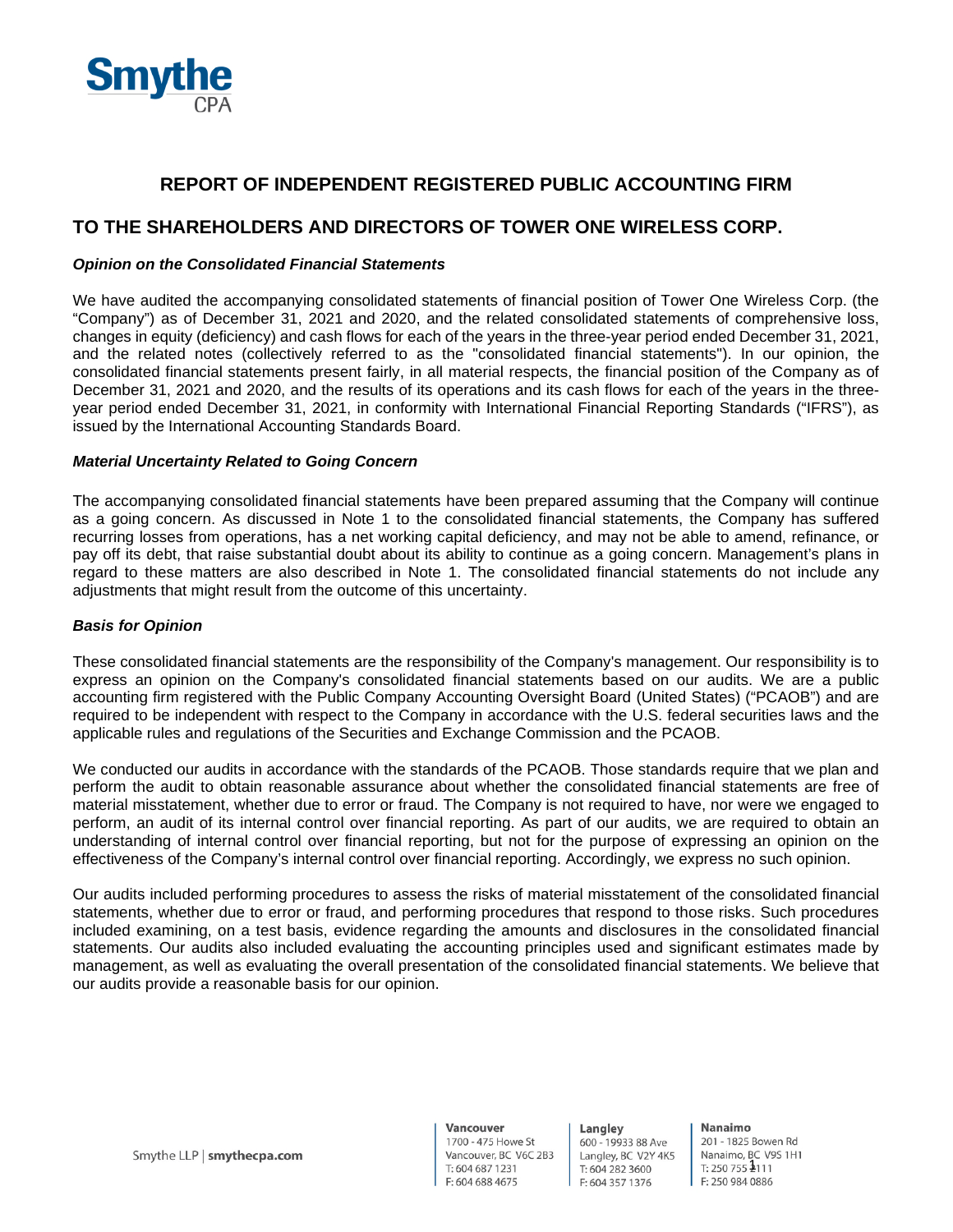# REPORT OF INDEPENDENT REGISTERED PUBLIC ACCOUNTING FIRM

## TO THE SHAREHOLDERS AND DIRECTORS OF TOWER ONE WIRELESS CORP.

### *Opinion on the Consolidated Financial Statements*

We have audited the accompanying consolidated statements of financial position of Tower One Wireless Corp. (the "Company") as of December 31, 2021 and 2020, and the related consolidated statements of comprehensive loss, changes in equity (deficiency) and cash flows for each of the years in the three-year period ended December 31, 2021, and the related notes (collectively referred to as the "consolidated financial statements"). In our opinion, the consolidated financial statements present fairly, in all material respects, the financial position of the Company as of December 31, 2021 and 2020, and the results of its operations and its cash flows for each of the years in the three-year period ended December 31, 2021, in conformity with International Financial Reporting Standards ("IFRS"), as issued by the International Accounting Standards Board.

### *Material Uncertainty Related to Going Concern*

The accompanying consolidated financial statements have been prepared assuming that the Company will continue as a going concern. As discussed in Note 1 to the consolidated financial statements, the Company has suffered recurring losses from operations, has a net working capital deficiency, and may not be able to amend, refinance, or pay off its debt, that raise substantial doubt about its ability to continue as a going concern. Management's plans in regard to these matters are also described in Note 1. The consolidated financial statements do not include any adjustments that might result from the outcome of this uncertainty.

### *Basis for Opinion*

These consolidated financial statements are the responsibility of the Company's management. Our responsibility is to express an opinion on the Company's consolidated financial statements based on our audits. We are a public accounting firm registered with the Public Company Accounting Oversight Board (United States) ("PCAOB") and are required to be independent with respect to the Company in accordance with the U.S. federal securities laws and the applicable rules and regulations of the Securities and Exchange Commission and the PCAOB.

We conducted our audits in accordance with the standards of the PCAOB. Those standards require that we plan and perform the audit to obtain reasonable assurance about whether the consolidated financial statements are free of material misstatement, whether due to error or fraud. The Company is not required to have, nor were we engaged to perform, an audit of its internal control over financial reporting. As part of our audits, we are required to obtain an understanding of internal control over financial reporting, but not for the purpose of expressing an opinion on the effectiveness of the Company's internal control over financial reporting. Accordingly, we express no such opinion.

Our audits included performing procedures to assess the risks of material misstatement of the consolidated financial statements, whether due to error or fraud, and performing procedures that respond to those risks. Such procedures included examining, on a test basis, evidence regarding the amounts and disclosures in the consolidated financial statements. Our audits also included evaluating the accounting principles used and significant estimates made by management, as well as evaluating the overall presentation of the consolidated financial statements. We believe that our audits provide a reasonable basis for our opinion.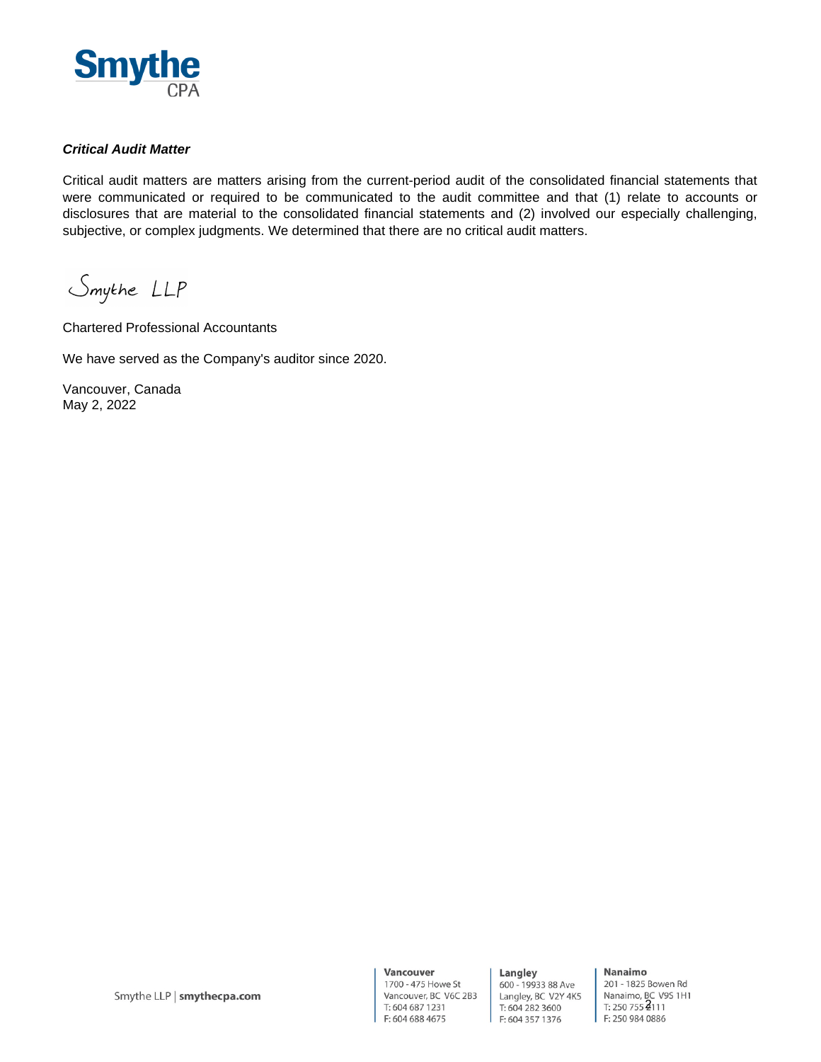***Critical Audit Matter***

Critical audit matters are matters arising from the current-period audit of the consolidated financial statements that were communicated or required to be communicated to the audit committee and that (1) relate to accounts or disclosures that are material to the consolidated financial statements and (2) involved our especially challenging, subjective, or complex judgments. We determined that there are no critical audit matters.

Smythe LLP

Chartered Professional Accountants

We have served as the Company's auditor since 2020.

Vancouver, Canada
May 2, 2022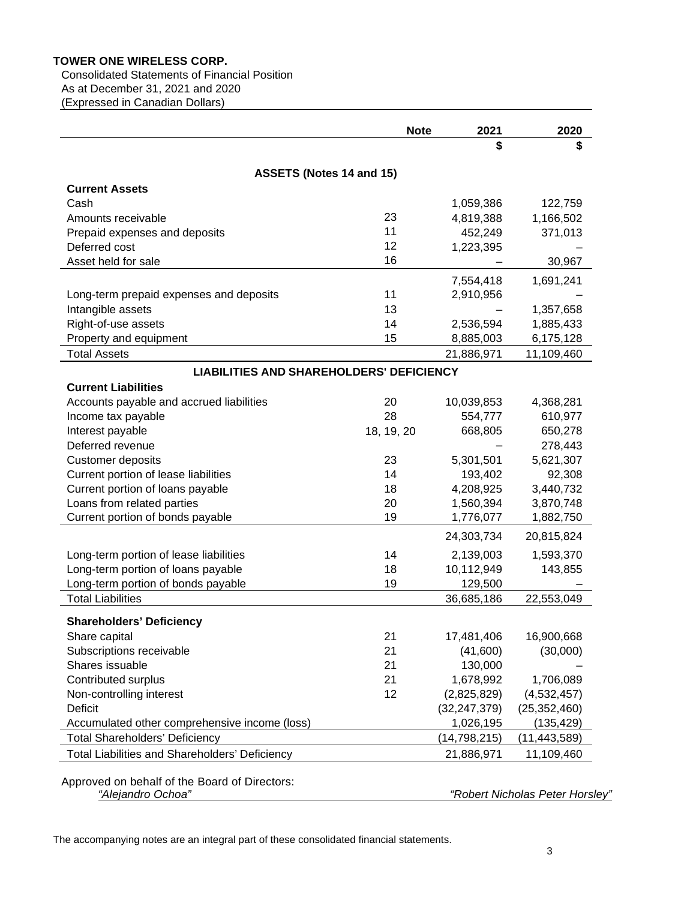**TOWER ONE WIRELESS CORP.**

Consolidated Statements of Financial Position
As at December 31, 2021 and 2020
(Expressed in Canadian Dollars)

| | Note | 2021 | 2020 |
|---|---|---|---|
| | | $ | $ |
| **ASSETS (Notes 14 and 15)** | | | |
| **Current Assets** | | | |
| Cash | | 1,059,386 | 122,759 |
| Amounts receivable | 23 | 4,819,388 | 1,166,502 |
| Prepaid expenses and deposits | 11 | 452,249 | 371,013 |
| Deferred cost | 12 | 1,223,395 | – |
| Asset held for sale | 16 | – | 30,967 |
| | | 7,554,418 | 1,691,241 |
| Long-term prepaid expenses and deposits | 11 | 2,910,956 | – |
| Intangible assets | 13 | – | 1,357,658 |
| Right-of-use assets | 14 | 2,536,594 | 1,885,433 |
| Property and equipment | 15 | 8,885,003 | 6,175,128 |
| Total Assets | | 21,886,971 | 11,109,460 |
| **LIABILITIES AND SHAREHOLDERS' DEFICIENCY** | | | |
| **Current Liabilities** | | | |
| Accounts payable and accrued liabilities | 20 | 10,039,853 | 4,368,281 |
| Income tax payable | 28 | 554,777 | 610,977 |
| Interest payable | 18, 19, 20 | 668,805 | 650,278 |
| Deferred revenue | | – | 278,443 |
| Customer deposits | 23 | 5,301,501 | 5,621,307 |
| Current portion of lease liabilities | 14 | 193,402 | 92,308 |
| Current portion of loans payable | 18 | 4,208,925 | 3,440,732 |
| Loans from related parties | 20 | 1,560,394 | 3,870,748 |
| Current portion of bonds payable | 19 | 1,776,077 | 1,882,750 |
| | | 24,303,734 | 20,815,824 |
| Long-term portion of lease liabilities | 14 | 2,139,003 | 1,593,370 |
| Long-term portion of loans payable | 18 | 10,112,949 | 143,855 |
| Long-term portion of bonds payable | 19 | 129,500 | – |
| Total Liabilities | | 36,685,186 | 22,553,049 |
| **Shareholders' Deficiency** | | | |
| Share capital | 21 | 17,481,406 | 16,900,668 |
| Subscriptions receivable | 21 | (41,600) | (30,000) |
| Shares issuable | 21 | 130,000 | – |
| Contributed surplus | 21 | 1,678,992 | 1,706,089 |
| Non-controlling interest | 12 | (2,825,829) | (4,532,457) |
| Deficit | | (32,247,379) | (25,352,460) |
| Accumulated other comprehensive income (loss) | | 1,026,195 | (135,429) |
| Total Shareholders' Deficiency | | (14,798,215) | (11,443,589) |
| Total Liabilities and Shareholders' Deficiency | | 21,886,971 | 11,109,460 |

Approved on behalf of the Board of Directors:

*"Alejandro Ochoa"* *"Robert Nicholas Peter Horsley"*

The accompanying notes are an integral part of these consolidated financial statements.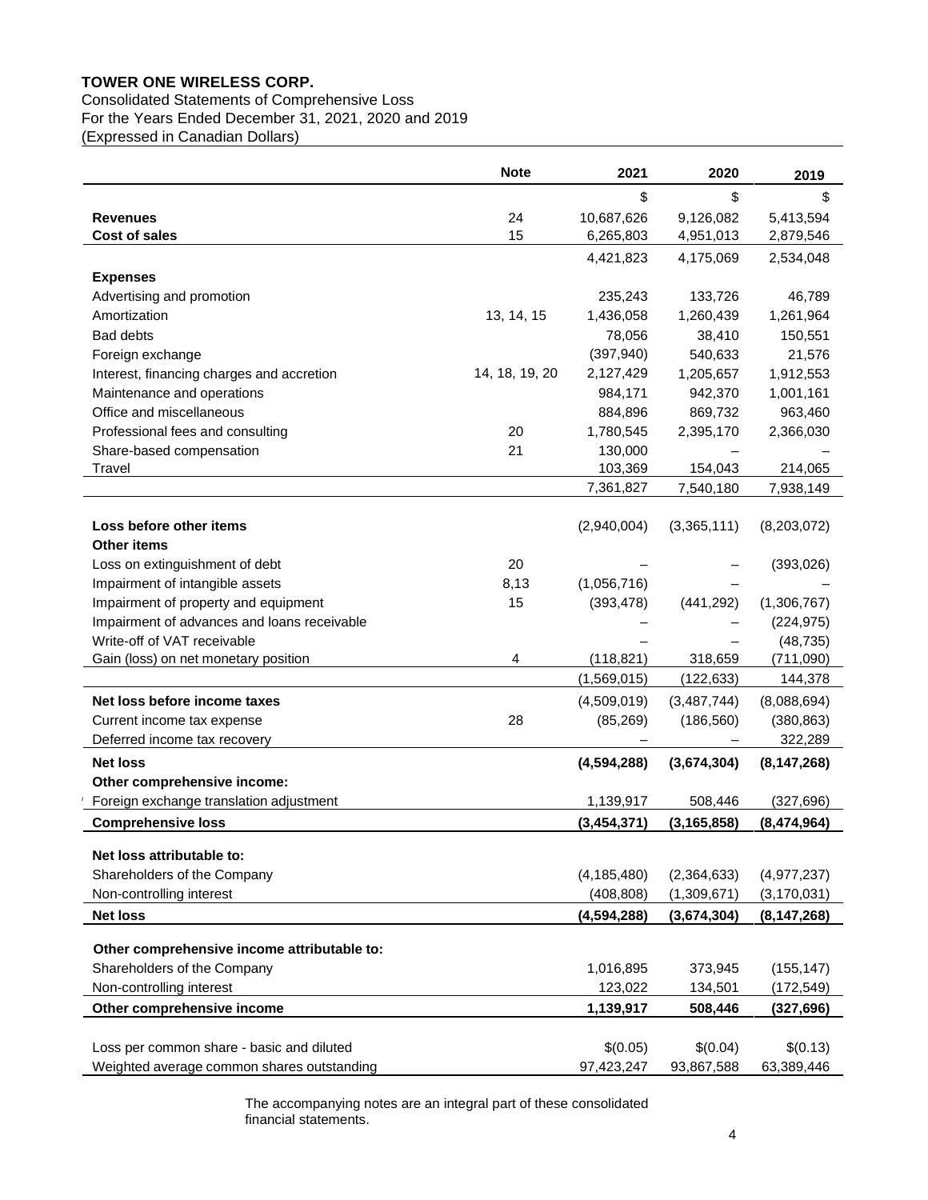**TOWER ONE WIRELESS CORP.**

Consolidated Statements of Comprehensive Loss
For the Years Ended December 31, 2021, 2020 and 2019
(Expressed in Canadian Dollars)

| | Note | 2021 | 2020 | 2019 |
|---|---|---|---|---|
| | | $ | $ | $ |
| **Revenues** | 24 | 10,687,626 | 9,126,082 | 5,413,594 |
| **Cost of sales** | 15 | 6,265,803 | 4,951,013 | 2,879,546 |
| | | 4,421,823 | 4,175,069 | 2,534,048 |
| **Expenses** | | | | |
| Advertising and promotion | | 235,243 | 133,726 | 46,789 |
| Amortization | 13, 14, 15 | 1,436,058 | 1,260,439 | 1,261,964 |
| Bad debts | | 78,056 | 38,410 | 150,551 |
| Foreign exchange | | (397,940) | 540,633 | 21,576 |
| Interest, financing charges and accretion | 14, 18, 19, 20 | 2,127,429 | 1,205,657 | 1,912,553 |
| Maintenance and operations | | 984,171 | 942,370 | 1,001,161 |
| Office and miscellaneous | | 884,896 | 869,732 | 963,460 |
| Professional fees and consulting | 20 | 1,780,545 | 2,395,170 | 2,366,030 |
| Share-based compensation | 21 | 130,000 | – | – |
| Travel | | 103,369 | 154,043 | 214,065 |
| | | 7,361,827 | 7,540,180 | 7,938,149 |
| **Loss before other items** | | (2,940,004) | (3,365,111) | (8,203,072) |
| **Other items** | | | | |
| Loss on extinguishment of debt | 20 | – | – | (393,026) |
| Impairment of intangible assets | 8,13 | (1,056,716) | – | – |
| Impairment of property and equipment | 15 | (393,478) | (441,292) | (1,306,767) |
| Impairment of advances and loans receivable | | – | – | (224,975) |
| Write-off of VAT receivable | | – | – | (48,735) |
| Gain (loss) on net monetary position | 4 | (118,821) | 318,659 | (711,090) |
| | | (1,569,015) | (122,633) | 144,378 |
| **Net loss before income taxes** | | (4,509,019) | (3,487,744) | (8,088,694) |
| Current income tax expense | 28 | (85,269) | (186,560) | (380,863) |
| Deferred income tax recovery | | – | – | 322,289 |
| **Net loss** | | **(4,594,288)** | **(3,674,304)** | **(8,147,268)** |
| **Other comprehensive income:** | | | | |
| Foreign exchange translation adjustment | | 1,139,917 | 508,446 | (327,696) |
| **Comprehensive loss** | | **(3,454,371)** | **(3,165,858)** | **(8,474,964)** |
| **Net loss attributable to:** | | | | |
| Shareholders of the Company | | (4,185,480) | (2,364,633) | (4,977,237) |
| Non-controlling interest | | (408,808) | (1,309,671) | (3,170,031) |
| **Net loss** | | **(4,594,288)** | **(3,674,304)** | **(8,147,268)** |
| **Other comprehensive income attributable to:** | | | | |
| Shareholders of the Company | | 1,016,895 | 373,945 | (155,147) |
| Non-controlling interest | | 123,022 | 134,501 | (172,549) |
| **Other comprehensive income** | | **1,139,917** | **508,446** | **(327,696)** |
| Loss per common share - basic and diluted | | $(0.05) | $(0.04) | $(0.13) |
| Weighted average common shares outstanding | | 97,423,247 | 93,867,588 | 63,389,446 |

The accompanying notes are an integral part of these consolidated financial statements.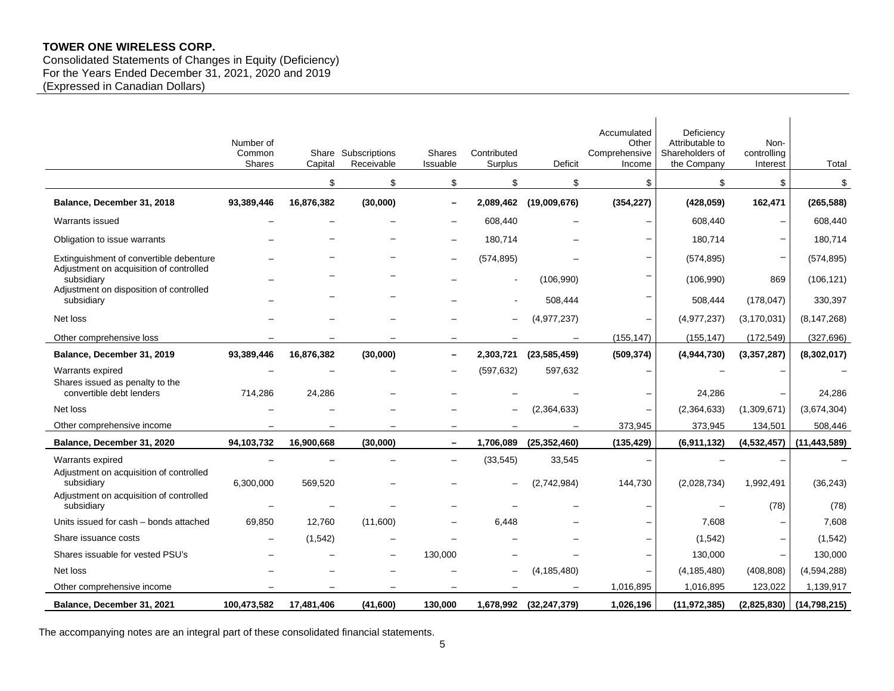**TOWER ONE WIRELESS CORP.**
Consolidated Statements of Changes in Equity (Deficiency)
For the Years Ended December 31, 2021, 2020 and 2019
(Expressed in Canadian Dollars)

| | Number of Common Shares | Share Capital | Subscriptions Receivable | Shares Issuable | Contributed Surplus | Deficit | Accumulated Other Comprehensive Income | Deficiency Attributable to Shareholders of the Company | Non-controlling Interest | Total |
|---|---|---|---|---|---|---|---|---|---|---|
| | | $ | $ | $ | $ | $ | $ | $ | $ | $ |
| **Balance, December 31, 2018** | **93,389,446** | **16,876,382** | **(30,000)** | **–** | **2,089,462** | **(19,009,676)** | **(354,227)** | **(428,059)** | **162,471** | **(265,588)** |
| Warrants issued | – | – | – | – | 608,440 | – | – | 608,440 | – | 608,440 |
| Obligation to issue warrants | – | – | – | – | 180,714 | – | – | 180,714 | – | 180,714 |
| Extinguishment of convertible debenture | – | – | – | – | (574,895) | – | – | (574,895) | – | (574,895) |
| Adjustment on acquisition of controlled subsidiary | – | – | – | – | - | (106,990) | – | (106,990) | 869 | (106,121) |
| Adjustment on disposition of controlled subsidiary | – | – | – | – | - | 508,444 | – | 508,444 | (178,047) | 330,397 |
| Net loss | – | – | – | – | – | (4,977,237) | – | (4,977,237) | (3,170,031) | (8,147,268) |
| Other comprehensive loss | – | – | – | – | – | – | (155,147) | (155,147) | (172,549) | (327,696) |
| **Balance, December 31, 2019** | **93,389,446** | **16,876,382** | **(30,000)** | **–** | **2,303,721** | **(23,585,459)** | **(509,374)** | **(4,944,730)** | **(3,357,287)** | **(8,302,017)** |
| Warrants expired | – | – | – | – | (597,632) | 597,632 | – | – | – | – |
| Shares issued as penalty to the convertible debt lenders | 714,286 | 24,286 | – | – | – | – | – | 24,286 | – | 24,286 |
| Net loss | – | – | – | – | – | (2,364,633) | – | (2,364,633) | (1,309,671) | (3,674,304) |
| Other comprehensive income | – | – | – | – | – | – | 373,945 | 373,945 | 134,501 | 508,446 |
| **Balance, December 31, 2020** | **94,103,732** | **16,900,668** | **(30,000)** | **–** | **1,706,089** | **(25,352,460)** | **(135,429)** | **(6,911,132)** | **(4,532,457)** | **(11,443,589)** |
| Warrants expired | – | – | – | – | (33,545) | 33,545 | – | – | – | – |
| Adjustment on acquisition of controlled subsidiary | 6,300,000 | 569,520 | – | – | – | (2,742,984) | 144,730 | (2,028,734) | 1,992,491 | (36,243) |
| Adjustment on acquisition of controlled subsidiary | – | – | – | – | – | – | – | – | (78) | (78) |
| Units issued for cash – bonds attached | 69,850 | 12,760 | (11,600) | – | 6,448 | – | – | 7,608 | – | 7,608 |
| Share issuance costs | – | (1,542) | – | – | – | – | – | (1,542) | – | (1,542) |
| Shares issuable for vested PSU's | – | – | – | 130,000 | – | – | – | 130,000 | – | 130,000 |
| Net loss | – | – | – | – | – | (4,185,480) | – | (4,185,480) | (408,808) | (4,594,288) |
| Other comprehensive income | – | – | – | – | – | – | 1,016,895 | 1,016,895 | 123,022 | 1,139,917 |
| **Balance, December 31, 2021** | **100,473,582** | **17,481,406** | **(41,600)** | **130,000** | **1,678,992** | **(32,247,379)** | **1,026,196** | **(11,972,385)** | **(2,825,830)** | **(14,798,215)** |

The accompanying notes are an integral part of these consolidated financial statements.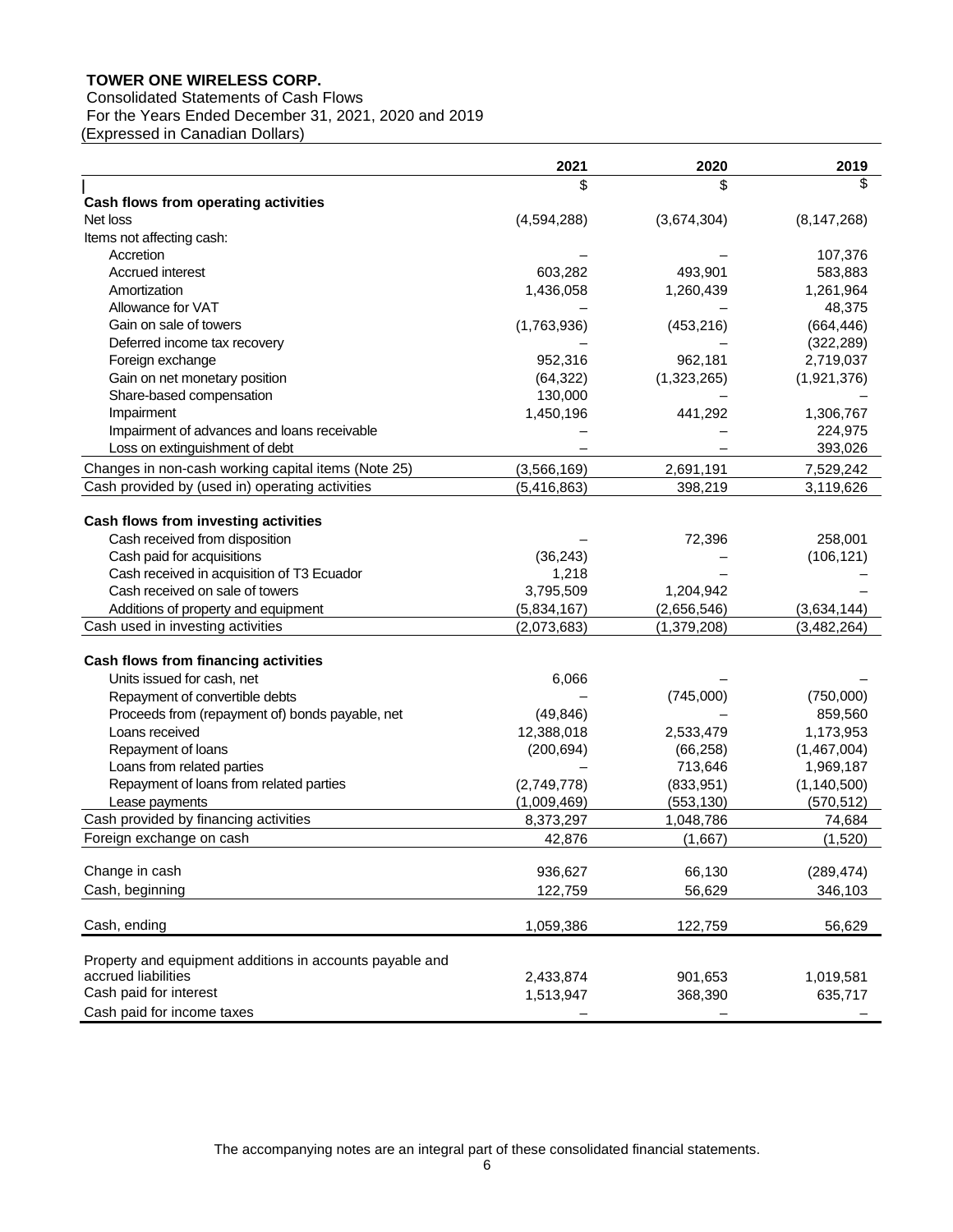**TOWER ONE WIRELESS CORP.**
Consolidated Statements of Cash Flows
For the Years Ended December 31, 2021, 2020 and 2019
(Expressed in Canadian Dollars)

| | 2021 | 2020 | 2019 |
|---|---|---|---|
| | $ | $ | $ |
| **Cash flows from operating activities** | | | |
| Net loss | (4,594,288) | (3,674,304) | (8,147,268) |
| Items not affecting cash: | | | |
| Accretion | – | – | 107,376 |
| Accrued interest | 603,282 | 493,901 | 583,883 |
| Amortization | 1,436,058 | 1,260,439 | 1,261,964 |
| Allowance for VAT | – | – | 48,375 |
| Gain on sale of towers | (1,763,936) | (453,216) | (664,446) |
| Deferred income tax recovery | – | – | (322,289) |
| Foreign exchange | 952,316 | 962,181 | 2,719,037 |
| Gain on net monetary position | (64,322) | (1,323,265) | (1,921,376) |
| Share-based compensation | 130,000 | – | – |
| Impairment | 1,450,196 | 441,292 | 1,306,767 |
| Impairment of advances and loans receivable | – | – | 224,975 |
| Loss on extinguishment of debt | – | – | 393,026 |
| Changes in non-cash working capital items (Note 25) | (3,566,169) | 2,691,191 | 7,529,242 |
| Cash provided by (used in) operating activities | (5,416,863) | 398,219 | 3,119,626 |
| **Cash flows from investing activities** | | | |
| Cash received from disposition | – | 72,396 | 258,001 |
| Cash paid for acquisitions | (36,243) | – | (106,121) |
| Cash received in acquisition of T3 Ecuador | 1,218 | – | – |
| Cash received on sale of towers | 3,795,509 | 1,204,942 | – |
| Additions of property and equipment | (5,834,167) | (2,656,546) | (3,634,144) |
| Cash used in investing activities | (2,073,683) | (1,379,208) | (3,482,264) |
| **Cash flows from financing activities** | | | |
| Units issued for cash, net | 6,066 | – | – |
| Repayment of convertible debts | – | (745,000) | (750,000) |
| Proceeds from (repayment of) bonds payable, net | (49,846) | – | 859,560 |
| Loans received | 12,388,018 | 2,533,479 | 1,173,953 |
| Repayment of loans | (200,694) | (66,258) | (1,467,004) |
| Loans from related parties | – | 713,646 | 1,969,187 |
| Repayment of loans from related parties | (2,749,778) | (833,951) | (1,140,500) |
| Lease payments | (1,009,469) | (553,130) | (570,512) |
| Cash provided by financing activities | 8,373,297 | 1,048,786 | 74,684 |
| Foreign exchange on cash | 42,876 | (1,667) | (1,520) |
| Change in cash | 936,627 | 66,130 | (289,474) |
| Cash, beginning | 122,759 | 56,629 | 346,103 |
| Cash, ending | 1,059,386 | 122,759 | 56,629 |
| Property and equipment additions in accounts payable and accrued liabilities | 2,433,874 | 901,653 | 1,019,581 |
| Cash paid for interest | 1,513,947 | 368,390 | 635,717 |
| Cash paid for income taxes | – | – | – |

The accompanying notes are an integral part of these consolidated financial statements.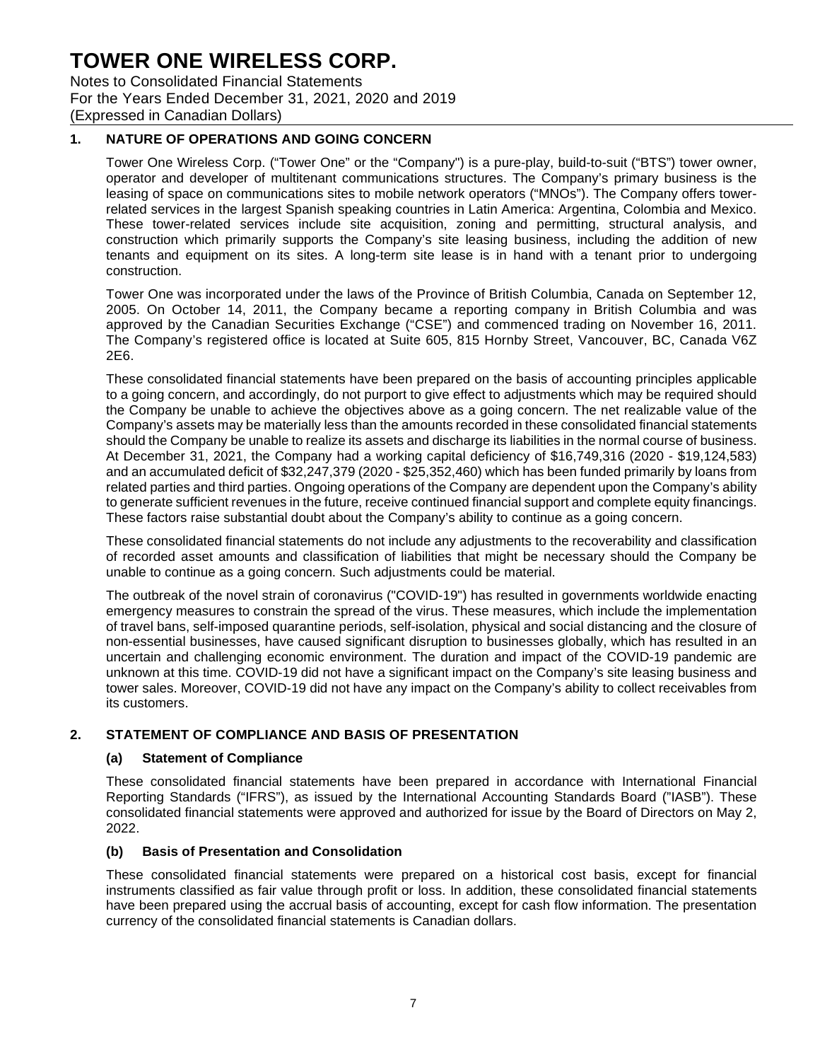## 1. NATURE OF OPERATIONS AND GOING CONCERN

Tower One Wireless Corp. ("Tower One" or the "Company") is a pure-play, build-to-suit ("BTS") tower owner, operator and developer of multitenant communications structures. The Company's primary business is the leasing of space on communications sites to mobile network operators ("MNOs"). The Company offers tower-related services in the largest Spanish speaking countries in Latin America: Argentina, Colombia and Mexico. These tower-related services include site acquisition, zoning and permitting, structural analysis, and construction which primarily supports the Company's site leasing business, including the addition of new tenants and equipment on its sites. A long-term site lease is in hand with a tenant prior to undergoing construction.

Tower One was incorporated under the laws of the Province of British Columbia, Canada on September 12, 2005. On October 14, 2011, the Company became a reporting company in British Columbia and was approved by the Canadian Securities Exchange ("CSE") and commenced trading on November 16, 2011. The Company's registered office is located at Suite 605, 815 Hornby Street, Vancouver, BC, Canada V6Z 2E6.

These consolidated financial statements have been prepared on the basis of accounting principles applicable to a going concern, and accordingly, do not purport to give effect to adjustments which may be required should the Company be unable to achieve the objectives above as a going concern. The net realizable value of the Company's assets may be materially less than the amounts recorded in these consolidated financial statements should the Company be unable to realize its assets and discharge its liabilities in the normal course of business. At December 31, 2021, the Company had a working capital deficiency of $16,749,316 (2020 - $19,124,583) and an accumulated deficit of $32,247,379 (2020 - $25,352,460) which has been funded primarily by loans from related parties and third parties. Ongoing operations of the Company are dependent upon the Company's ability to generate sufficient revenues in the future, receive continued financial support and complete equity financings. These factors raise substantial doubt about the Company's ability to continue as a going concern.

These consolidated financial statements do not include any adjustments to the recoverability and classification of recorded asset amounts and classification of liabilities that might be necessary should the Company be unable to continue as a going concern. Such adjustments could be material.

The outbreak of the novel strain of coronavirus ("COVID-19") has resulted in governments worldwide enacting emergency measures to constrain the spread of the virus. These measures, which include the implementation of travel bans, self-imposed quarantine periods, self-isolation, physical and social distancing and the closure of non-essential businesses, have caused significant disruption to businesses globally, which has resulted in an uncertain and challenging economic environment. The duration and impact of the COVID-19 pandemic are unknown at this time. COVID-19 did not have a significant impact on the Company's site leasing business and tower sales. Moreover, COVID-19 did not have any impact on the Company's ability to collect receivables from its customers.

## 2. STATEMENT OF COMPLIANCE AND BASIS OF PRESENTATION

### (a) Statement of Compliance

These consolidated financial statements have been prepared in accordance with International Financial Reporting Standards ("IFRS"), as issued by the International Accounting Standards Board ("IASB"). These consolidated financial statements were approved and authorized for issue by the Board of Directors on May 2, 2022.

### (b) Basis of Presentation and Consolidation

These consolidated financial statements were prepared on a historical cost basis, except for financial instruments classified as fair value through profit or loss. In addition, these consolidated financial statements have been prepared using the accrual basis of accounting, except for cash flow information. The presentation currency of the consolidated financial statements is Canadian dollars.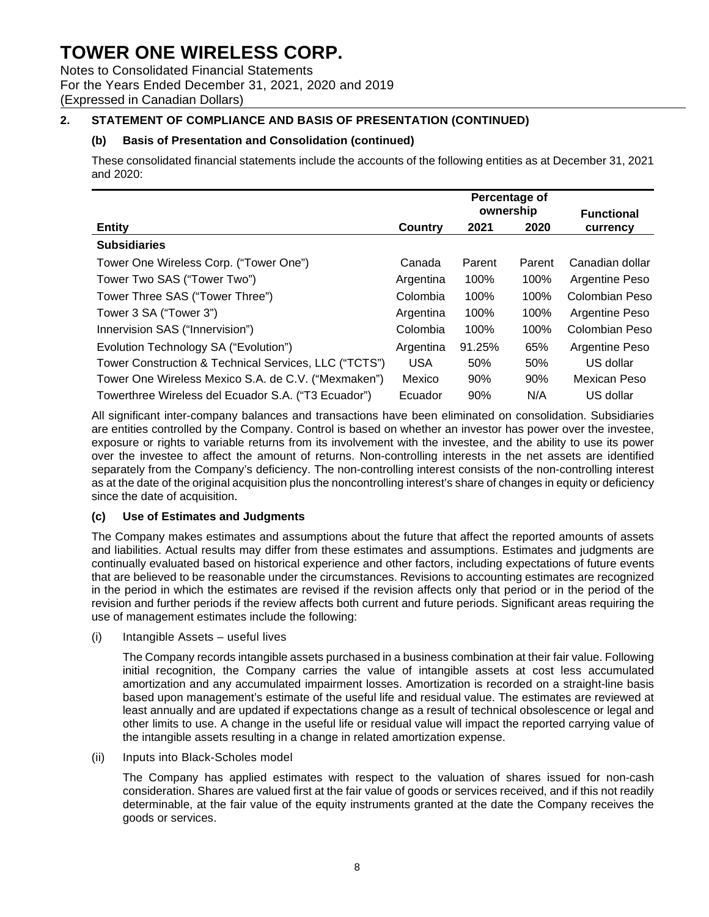# TOWER ONE WIRELESS CORP.

Notes to Consolidated Financial Statements
For the Years Ended December 31, 2021, 2020 and 2019
(Expressed in Canadian Dollars)

## 2. STATEMENT OF COMPLIANCE AND BASIS OF PRESENTATION (CONTINUED)

### (b) Basis of Presentation and Consolidation (continued)

These consolidated financial statements include the accounts of the following entities as at December 31, 2021 and 2020:

| Entity | Country | Percentage of ownership 2021 | Percentage of ownership 2020 | Functional currency |
|---|---|---|---|---|
| **Subsidiaries** | | | | |
| Tower One Wireless Corp. ("Tower One") | Canada | Parent | Parent | Canadian dollar |
| Tower Two SAS ("Tower Two") | Argentina | 100% | 100% | Argentine Peso |
| Tower Three SAS ("Tower Three") | Colombia | 100% | 100% | Colombian Peso |
| Tower 3 SA ("Tower 3") | Argentina | 100% | 100% | Argentine Peso |
| Innervision SAS ("Innervision") | Colombia | 100% | 100% | Colombian Peso |
| Evolution Technology SA ("Evolution") | Argentina | 91.25% | 65% | Argentine Peso |
| Tower Construction & Technical Services, LLC ("TCTS") | USA | 50% | 50% | US dollar |
| Tower One Wireless Mexico S.A. de C.V. ("Mexmaken") | Mexico | 90% | 90% | Mexican Peso |
| Towerthree Wireless del Ecuador S.A. ("T3 Ecuador") | Ecuador | 90% | N/A | US dollar |

All significant inter-company balances and transactions have been eliminated on consolidation. Subsidiaries are entities controlled by the Company. Control is based on whether an investor has power over the investee, exposure or rights to variable returns from its involvement with the investee, and the ability to use its power over the investee to affect the amount of returns. Non-controlling interests in the net assets are identified separately from the Company's deficiency. The non-controlling interest consists of the non-controlling interest as at the date of the original acquisition plus the noncontrolling interest's share of changes in equity or deficiency since the date of acquisition.

### (c) Use of Estimates and Judgments

The Company makes estimates and assumptions about the future that affect the reported amounts of assets and liabilities. Actual results may differ from these estimates and assumptions. Estimates and judgments are continually evaluated based on historical experience and other factors, including expectations of future events that are believed to be reasonable under the circumstances. Revisions to accounting estimates are recognized in the period in which the estimates are revised if the revision affects only that period or in the period of the revision and further periods if the review affects both current and future periods. Significant areas requiring the use of management estimates include the following:

(i) Intangible Assets – useful lives

The Company records intangible assets purchased in a business combination at their fair value. Following initial recognition, the Company carries the value of intangible assets at cost less accumulated amortization and any accumulated impairment losses. Amortization is recorded on a straight-line basis based upon management's estimate of the useful life and residual value. The estimates are reviewed at least annually and are updated if expectations change as a result of technical obsolescence or legal and other limits to use. A change in the useful life or residual value will impact the reported carrying value of the intangible assets resulting in a change in related amortization expense.

(ii) Inputs into Black-Scholes model

The Company has applied estimates with respect to the valuation of shares issued for non-cash consideration. Shares are valued first at the fair value of goods or services received, and if this not readily determinable, at the fair value of the equity instruments granted at the date the Company receives the goods or services.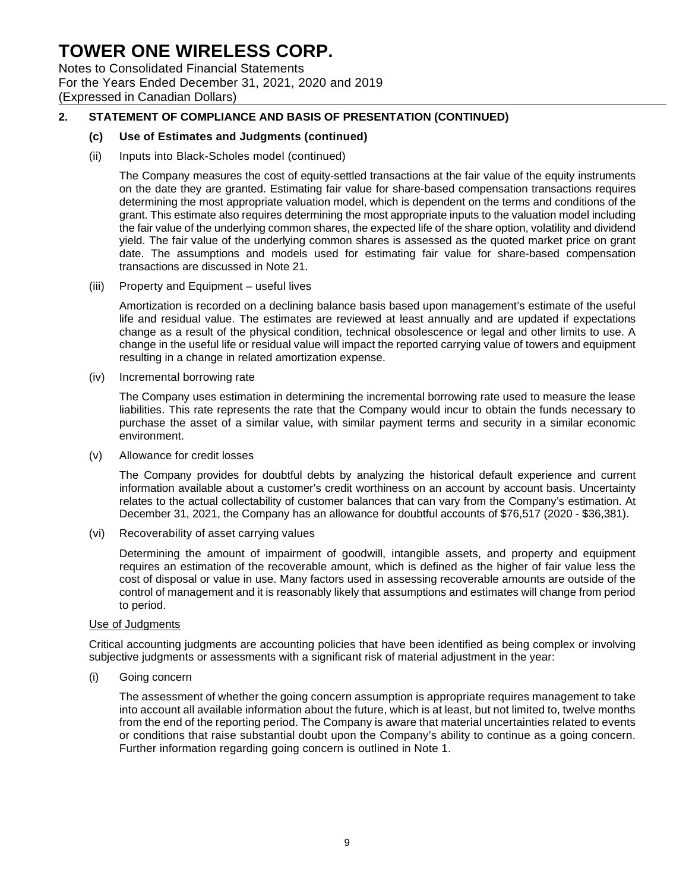## 2. STATEMENT OF COMPLIANCE AND BASIS OF PRESENTATION (CONTINUED)

### (c) Use of Estimates and Judgments (continued)

(ii) Inputs into Black-Scholes model (continued)

The Company measures the cost of equity-settled transactions at the fair value of the equity instruments on the date they are granted. Estimating fair value for share-based compensation transactions requires determining the most appropriate valuation model, which is dependent on the terms and conditions of the grant. This estimate also requires determining the most appropriate inputs to the valuation model including the fair value of the underlying common shares, the expected life of the share option, volatility and dividend yield. The fair value of the underlying common shares is assessed as the quoted market price on grant date. The assumptions and models used for estimating fair value for share-based compensation transactions are discussed in Note 21.

(iii) Property and Equipment – useful lives

Amortization is recorded on a declining balance basis based upon management's estimate of the useful life and residual value. The estimates are reviewed at least annually and are updated if expectations change as a result of the physical condition, technical obsolescence or legal and other limits to use. A change in the useful life or residual value will impact the reported carrying value of towers and equipment resulting in a change in related amortization expense.

(iv) Incremental borrowing rate

The Company uses estimation in determining the incremental borrowing rate used to measure the lease liabilities. This rate represents the rate that the Company would incur to obtain the funds necessary to purchase the asset of a similar value, with similar payment terms and security in a similar economic environment.

(v) Allowance for credit losses

The Company provides for doubtful debts by analyzing the historical default experience and current information available about a customer's credit worthiness on an account by account basis. Uncertainty relates to the actual collectability of customer balances that can vary from the Company's estimation. At December 31, 2021, the Company has an allowance for doubtful accounts of $76,517 (2020 - $36,381).

(vi) Recoverability of asset carrying values

Determining the amount of impairment of goodwill, intangible assets, and property and equipment requires an estimation of the recoverable amount, which is defined as the higher of fair value less the cost of disposal or value in use. Many factors used in assessing recoverable amounts are outside of the control of management and it is reasonably likely that assumptions and estimates will change from period to period.

Use of Judgments

Critical accounting judgments are accounting policies that have been identified as being complex or involving subjective judgments or assessments with a significant risk of material adjustment in the year:

(i) Going concern

The assessment of whether the going concern assumption is appropriate requires management to take into account all available information about the future, which is at least, but not limited to, twelve months from the end of the reporting period. The Company is aware that material uncertainties related to events or conditions that raise substantial doubt upon the Company's ability to continue as a going concern. Further information regarding going concern is outlined in Note 1.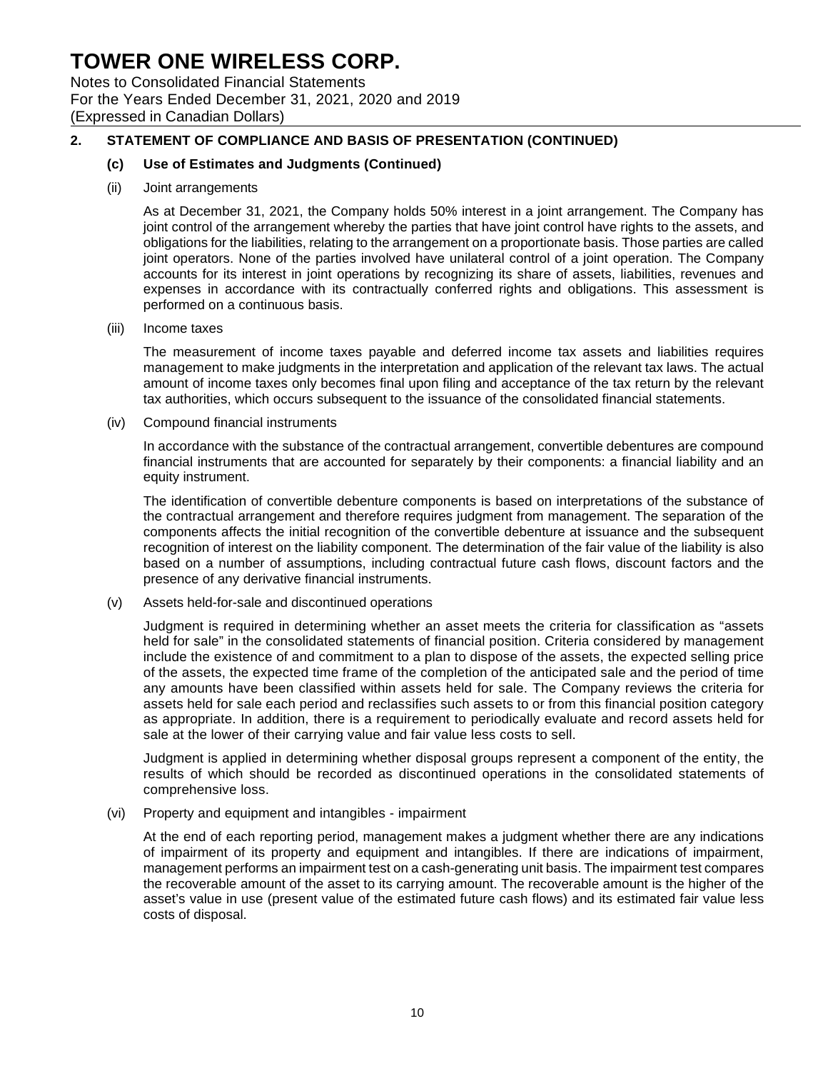# TOWER ONE WIRELESS CORP.

Notes to Consolidated Financial Statements
For the Years Ended December 31, 2021, 2020 and 2019
(Expressed in Canadian Dollars)

## 2. STATEMENT OF COMPLIANCE AND BASIS OF PRESENTATION (CONTINUED)

### (c) Use of Estimates and Judgments (Continued)

(ii) Joint arrangements

As at December 31, 2021, the Company holds 50% interest in a joint arrangement. The Company has joint control of the arrangement whereby the parties that have joint control have rights to the assets, and obligations for the liabilities, relating to the arrangement on a proportionate basis. Those parties are called joint operators. None of the parties involved have unilateral control of a joint operation. The Company accounts for its interest in joint operations by recognizing its share of assets, liabilities, revenues and expenses in accordance with its contractually conferred rights and obligations. This assessment is performed on a continuous basis.

(iii) Income taxes

The measurement of income taxes payable and deferred income tax assets and liabilities requires management to make judgments in the interpretation and application of the relevant tax laws. The actual amount of income taxes only becomes final upon filing and acceptance of the tax return by the relevant tax authorities, which occurs subsequent to the issuance of the consolidated financial statements.

(iv) Compound financial instruments

In accordance with the substance of the contractual arrangement, convertible debentures are compound financial instruments that are accounted for separately by their components: a financial liability and an equity instrument.

The identification of convertible debenture components is based on interpretations of the substance of the contractual arrangement and therefore requires judgment from management. The separation of the components affects the initial recognition of the convertible debenture at issuance and the subsequent recognition of interest on the liability component. The determination of the fair value of the liability is also based on a number of assumptions, including contractual future cash flows, discount factors and the presence of any derivative financial instruments.

(v) Assets held-for-sale and discontinued operations

Judgment is required in determining whether an asset meets the criteria for classification as "assets held for sale" in the consolidated statements of financial position. Criteria considered by management include the existence of and commitment to a plan to dispose of the assets, the expected selling price of the assets, the expected time frame of the completion of the anticipated sale and the period of time any amounts have been classified within assets held for sale. The Company reviews the criteria for assets held for sale each period and reclassifies such assets to or from this financial position category as appropriate. In addition, there is a requirement to periodically evaluate and record assets held for sale at the lower of their carrying value and fair value less costs to sell.

Judgment is applied in determining whether disposal groups represent a component of the entity, the results of which should be recorded as discontinued operations in the consolidated statements of comprehensive loss.

(vi) Property and equipment and intangibles - impairment

At the end of each reporting period, management makes a judgment whether there are any indications of impairment of its property and equipment and intangibles. If there are indications of impairment, management performs an impairment test on a cash-generating unit basis. The impairment test compares the recoverable amount of the asset to its carrying amount. The recoverable amount is the higher of the asset's value in use (present value of the estimated future cash flows) and its estimated fair value less costs of disposal.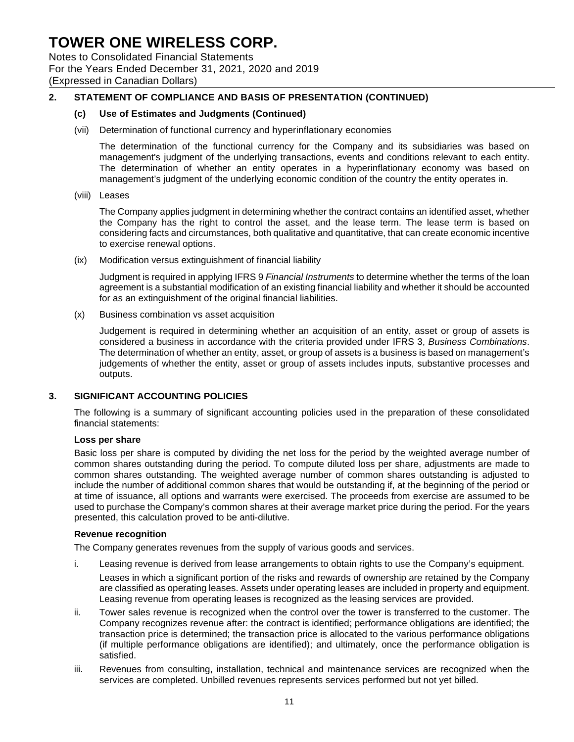## 2. STATEMENT OF COMPLIANCE AND BASIS OF PRESENTATION (CONTINUED)

### (c) Use of Estimates and Judgments (Continued)

(vii) Determination of functional currency and hyperinflationary economies

The determination of the functional currency for the Company and its subsidiaries was based on management's judgment of the underlying transactions, events and conditions relevant to each entity. The determination of whether an entity operates in a hyperinflationary economy was based on management's judgment of the underlying economic condition of the country the entity operates in.

(viii) Leases

The Company applies judgment in determining whether the contract contains an identified asset, whether the Company has the right to control the asset, and the lease term. The lease term is based on considering facts and circumstances, both qualitative and quantitative, that can create economic incentive to exercise renewal options.

(ix) Modification versus extinguishment of financial liability

Judgment is required in applying IFRS 9 *Financial Instruments* to determine whether the terms of the loan agreement is a substantial modification of an existing financial liability and whether it should be accounted for as an extinguishment of the original financial liabilities.

(x) Business combination vs asset acquisition

Judgement is required in determining whether an acquisition of an entity, asset or group of assets is considered a business in accordance with the criteria provided under IFRS 3, *Business Combinations*. The determination of whether an entity, asset, or group of assets is a business is based on management's judgements of whether the entity, asset or group of assets includes inputs, substantive processes and outputs.

## 3. SIGNIFICANT ACCOUNTING POLICIES

The following is a summary of significant accounting policies used in the preparation of these consolidated financial statements:

**Loss per share**

Basic loss per share is computed by dividing the net loss for the period by the weighted average number of common shares outstanding during the period. To compute diluted loss per share, adjustments are made to common shares outstanding. The weighted average number of common shares outstanding is adjusted to include the number of additional common shares that would be outstanding if, at the beginning of the period or at time of issuance, all options and warrants were exercised. The proceeds from exercise are assumed to be used to purchase the Company's common shares at their average market price during the period. For the years presented, this calculation proved to be anti-dilutive.

**Revenue recognition**

The Company generates revenues from the supply of various goods and services.

i. Leasing revenue is derived from lease arrangements to obtain rights to use the Company's equipment.

   Leases in which a significant portion of the risks and rewards of ownership are retained by the Company are classified as operating leases. Assets under operating leases are included in property and equipment. Leasing revenue from operating leases is recognized as the leasing services are provided.

ii. Tower sales revenue is recognized when the control over the tower is transferred to the customer. The Company recognizes revenue after: the contract is identified; performance obligations are identified; the transaction price is determined; the transaction price is allocated to the various performance obligations (if multiple performance obligations are identified); and ultimately, once the performance obligation is satisfied.

iii. Revenues from consulting, installation, technical and maintenance services are recognized when the services are completed. Unbilled revenues represents services performed but not yet billed.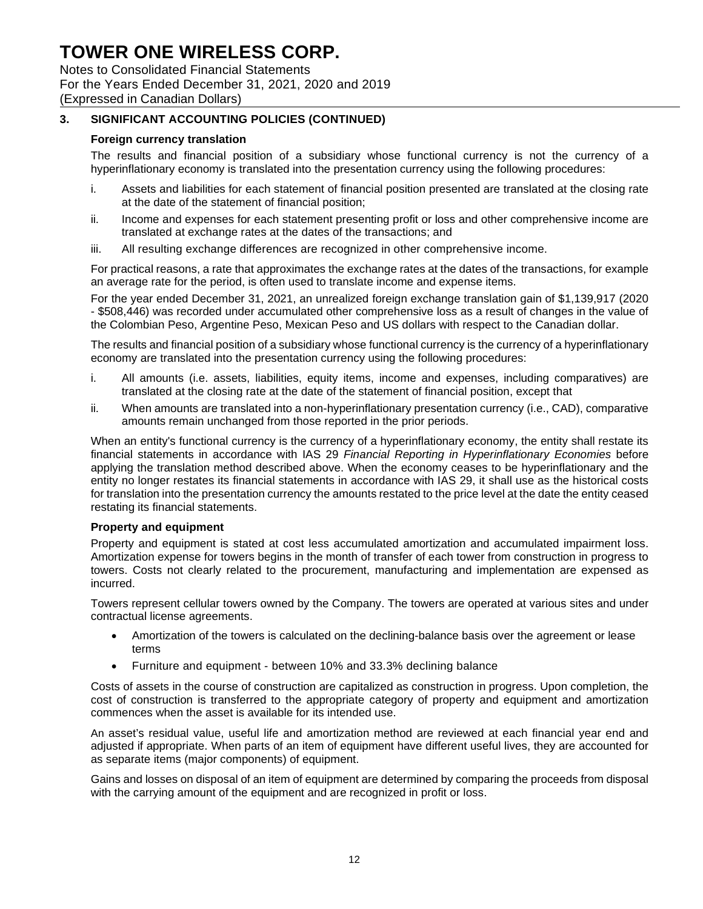## 3. SIGNIFICANT ACCOUNTING POLICIES (CONTINUED)

### Foreign currency translation

The results and financial position of a subsidiary whose functional currency is not the currency of a hyperinflationary economy is translated into the presentation currency using the following procedures:

i. Assets and liabilities for each statement of financial position presented are translated at the closing rate at the date of the statement of financial position;

ii. Income and expenses for each statement presenting profit or loss and other comprehensive income are translated at exchange rates at the dates of the transactions; and

iii. All resulting exchange differences are recognized in other comprehensive income.

For practical reasons, a rate that approximates the exchange rates at the dates of the transactions, for example an average rate for the period, is often used to translate income and expense items.

For the year ended December 31, 2021, an unrealized foreign exchange translation gain of $1,139,917 (2020 - $508,446) was recorded under accumulated other comprehensive loss as a result of changes in the value of the Colombian Peso, Argentine Peso, Mexican Peso and US dollars with respect to the Canadian dollar.

The results and financial position of a subsidiary whose functional currency is the currency of a hyperinflationary economy are translated into the presentation currency using the following procedures:

i. All amounts (i.e. assets, liabilities, equity items, income and expenses, including comparatives) are translated at the closing rate at the date of the statement of financial position, except that

ii. When amounts are translated into a non-hyperinflationary presentation currency (i.e., CAD), comparative amounts remain unchanged from those reported in the prior periods.

When an entity's functional currency is the currency of a hyperinflationary economy, the entity shall restate its financial statements in accordance with IAS 29 *Financial Reporting in Hyperinflationary Economies* before applying the translation method described above. When the economy ceases to be hyperinflationary and the entity no longer restates its financial statements in accordance with IAS 29, it shall use as the historical costs for translation into the presentation currency the amounts restated to the price level at the date the entity ceased restating its financial statements.

### Property and equipment

Property and equipment is stated at cost less accumulated amortization and accumulated impairment loss. Amortization expense for towers begins in the month of transfer of each tower from construction in progress to towers. Costs not clearly related to the procurement, manufacturing and implementation are expensed as incurred.

Towers represent cellular towers owned by the Company. The towers are operated at various sites and under contractual license agreements.

- Amortization of the towers is calculated on the declining-balance basis over the agreement or lease terms
- Furniture and equipment - between 10% and 33.3% declining balance

Costs of assets in the course of construction are capitalized as construction in progress. Upon completion, the cost of construction is transferred to the appropriate category of property and equipment and amortization commences when the asset is available for its intended use.

An asset's residual value, useful life and amortization method are reviewed at each financial year end and adjusted if appropriate. When parts of an item of equipment have different useful lives, they are accounted for as separate items (major components) of equipment.

Gains and losses on disposal of an item of equipment are determined by comparing the proceeds from disposal with the carrying amount of the equipment and are recognized in profit or loss.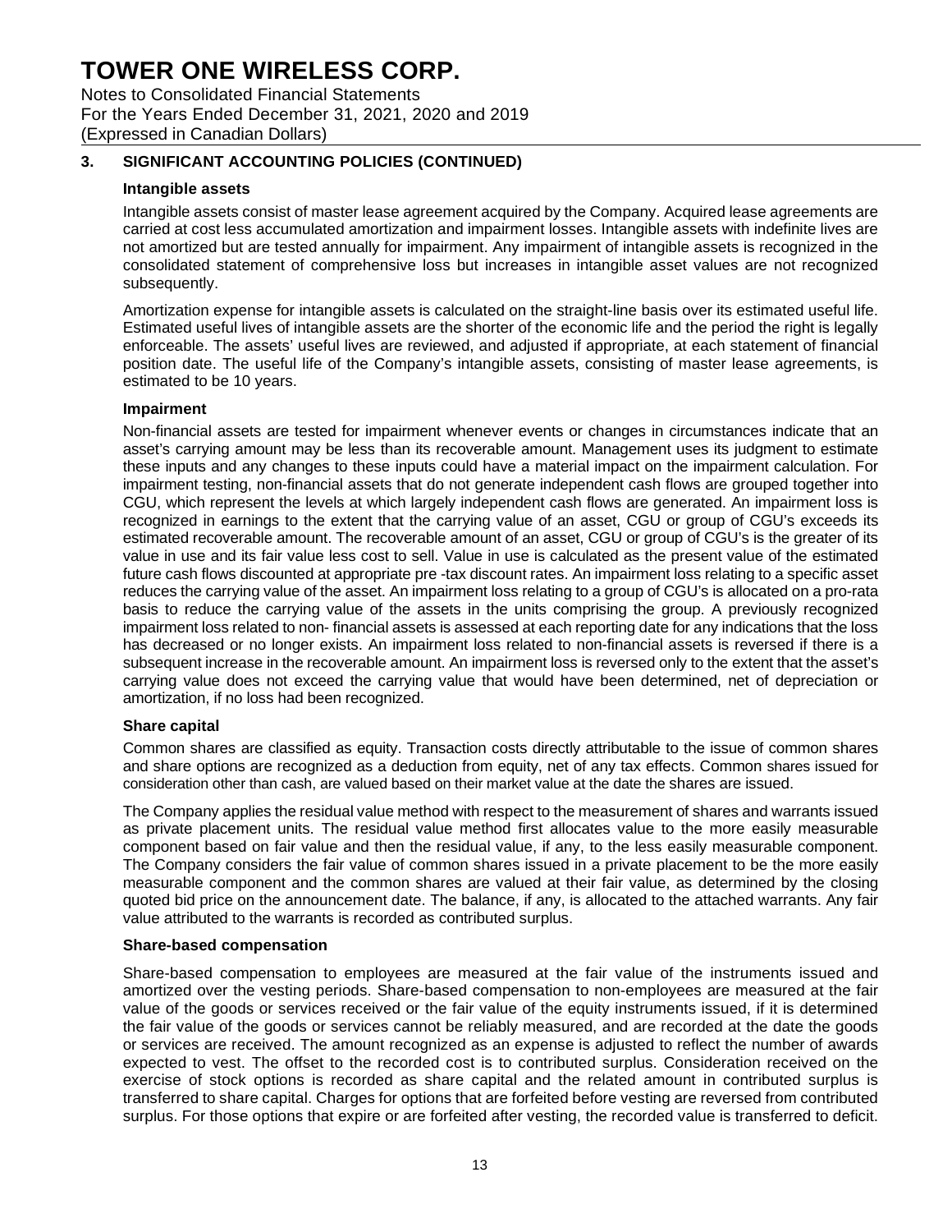## 3. SIGNIFICANT ACCOUNTING POLICIES (CONTINUED)

### Intangible assets

Intangible assets consist of master lease agreement acquired by the Company. Acquired lease agreements are carried at cost less accumulated amortization and impairment losses. Intangible assets with indefinite lives are not amortized but are tested annually for impairment. Any impairment of intangible assets is recognized in the consolidated statement of comprehensive loss but increases in intangible asset values are not recognized subsequently.

Amortization expense for intangible assets is calculated on the straight-line basis over its estimated useful life. Estimated useful lives of intangible assets are the shorter of the economic life and the period the right is legally enforceable. The assets' useful lives are reviewed, and adjusted if appropriate, at each statement of financial position date. The useful life of the Company's intangible assets, consisting of master lease agreements, is estimated to be 10 years.

### Impairment

Non-financial assets are tested for impairment whenever events or changes in circumstances indicate that an asset's carrying amount may be less than its recoverable amount. Management uses its judgment to estimate these inputs and any changes to these inputs could have a material impact on the impairment calculation. For impairment testing, non-financial assets that do not generate independent cash flows are grouped together into CGU, which represent the levels at which largely independent cash flows are generated. An impairment loss is recognized in earnings to the extent that the carrying value of an asset, CGU or group of CGU's exceeds its estimated recoverable amount. The recoverable amount of an asset, CGU or group of CGU's is the greater of its value in use and its fair value less cost to sell. Value in use is calculated as the present value of the estimated future cash flows discounted at appropriate pre -tax discount rates. An impairment loss relating to a specific asset reduces the carrying value of the asset. An impairment loss relating to a group of CGU's is allocated on a pro-rata basis to reduce the carrying value of the assets in the units comprising the group. A previously recognized impairment loss related to non- financial assets is assessed at each reporting date for any indications that the loss has decreased or no longer exists. An impairment loss related to non-financial assets is reversed if there is a subsequent increase in the recoverable amount. An impairment loss is reversed only to the extent that the asset's carrying value does not exceed the carrying value that would have been determined, net of depreciation or amortization, if no loss had been recognized.

### Share capital

Common shares are classified as equity. Transaction costs directly attributable to the issue of common shares and share options are recognized as a deduction from equity, net of any tax effects. Common shares issued for consideration other than cash, are valued based on their market value at the date the shares are issued.

The Company applies the residual value method with respect to the measurement of shares and warrants issued as private placement units. The residual value method first allocates value to the more easily measurable component based on fair value and then the residual value, if any, to the less easily measurable component. The Company considers the fair value of common shares issued in a private placement to be the more easily measurable component and the common shares are valued at their fair value, as determined by the closing quoted bid price on the announcement date. The balance, if any, is allocated to the attached warrants. Any fair value attributed to the warrants is recorded as contributed surplus.

### Share-based compensation

Share-based compensation to employees are measured at the fair value of the instruments issued and amortized over the vesting periods. Share-based compensation to non-employees are measured at the fair value of the goods or services received or the fair value of the equity instruments issued, if it is determined the fair value of the goods or services cannot be reliably measured, and are recorded at the date the goods or services are received. The amount recognized as an expense is adjusted to reflect the number of awards expected to vest. The offset to the recorded cost is to contributed surplus. Consideration received on the exercise of stock options is recorded as share capital and the related amount in contributed surplus is transferred to share capital. Charges for options that are forfeited before vesting are reversed from contributed surplus. For those options that expire or are forfeited after vesting, the recorded value is transferred to deficit.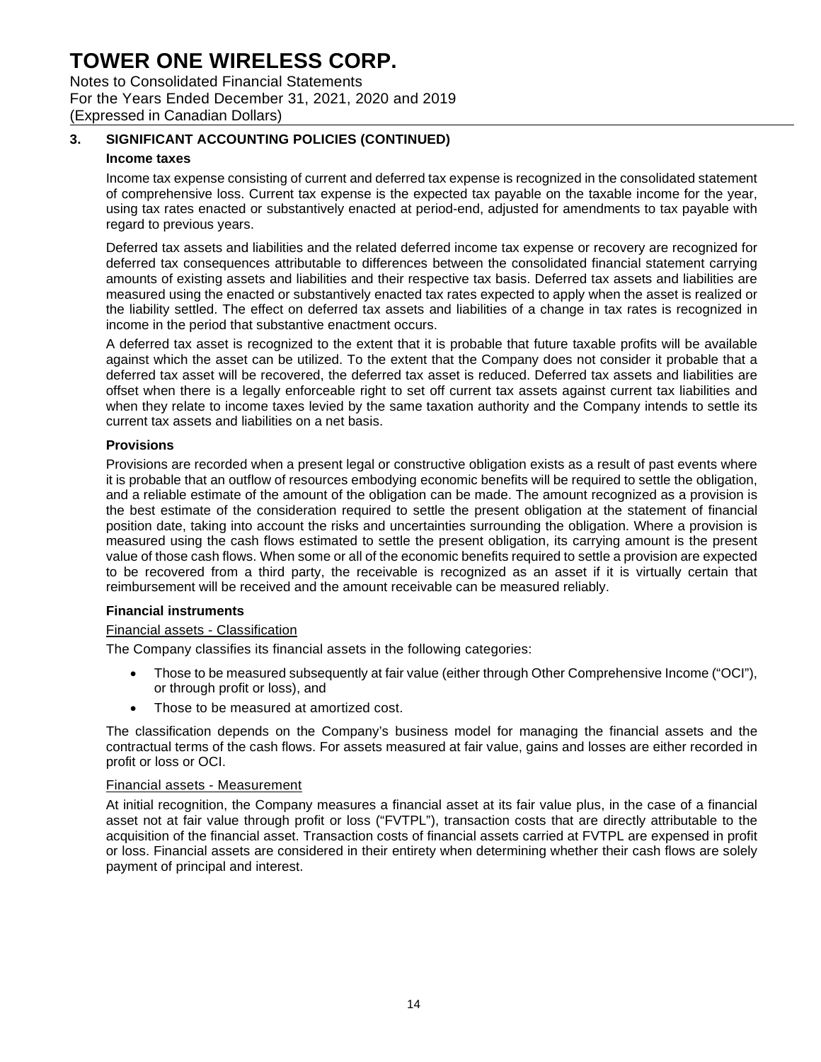## 3. SIGNIFICANT ACCOUNTING POLICIES (CONTINUED)

### Income taxes

Income tax expense consisting of current and deferred tax expense is recognized in the consolidated statement of comprehensive loss. Current tax expense is the expected tax payable on the taxable income for the year, using tax rates enacted or substantively enacted at period-end, adjusted for amendments to tax payable with regard to previous years.

Deferred tax assets and liabilities and the related deferred income tax expense or recovery are recognized for deferred tax consequences attributable to differences between the consolidated financial statement carrying amounts of existing assets and liabilities and their respective tax basis. Deferred tax assets and liabilities are measured using the enacted or substantively enacted tax rates expected to apply when the asset is realized or the liability settled. The effect on deferred tax assets and liabilities of a change in tax rates is recognized in income in the period that substantive enactment occurs.

A deferred tax asset is recognized to the extent that it is probable that future taxable profits will be available against which the asset can be utilized. To the extent that the Company does not consider it probable that a deferred tax asset will be recovered, the deferred tax asset is reduced. Deferred tax assets and liabilities are offset when there is a legally enforceable right to set off current tax assets against current tax liabilities and when they relate to income taxes levied by the same taxation authority and the Company intends to settle its current tax assets and liabilities on a net basis.

### Provisions

Provisions are recorded when a present legal or constructive obligation exists as a result of past events where it is probable that an outflow of resources embodying economic benefits will be required to settle the obligation, and a reliable estimate of the amount of the obligation can be made. The amount recognized as a provision is the best estimate of the consideration required to settle the present obligation at the statement of financial position date, taking into account the risks and uncertainties surrounding the obligation. Where a provision is measured using the cash flows estimated to settle the present obligation, its carrying amount is the present value of those cash flows. When some or all of the economic benefits required to settle a provision are expected to be recovered from a third party, the receivable is recognized as an asset if it is virtually certain that reimbursement will be received and the amount receivable can be measured reliably.

### Financial instruments

Financial assets - Classification

The Company classifies its financial assets in the following categories:

- Those to be measured subsequently at fair value (either through Other Comprehensive Income ("OCI"), or through profit or loss), and
- Those to be measured at amortized cost.

The classification depends on the Company's business model for managing the financial assets and the contractual terms of the cash flows. For assets measured at fair value, gains and losses are either recorded in profit or loss or OCI.

Financial assets - Measurement

At initial recognition, the Company measures a financial asset at its fair value plus, in the case of a financial asset not at fair value through profit or loss ("FVTPL"), transaction costs that are directly attributable to the acquisition of the financial asset. Transaction costs of financial assets carried at FVTPL are expensed in profit or loss. Financial assets are considered in their entirety when determining whether their cash flows are solely payment of principal and interest.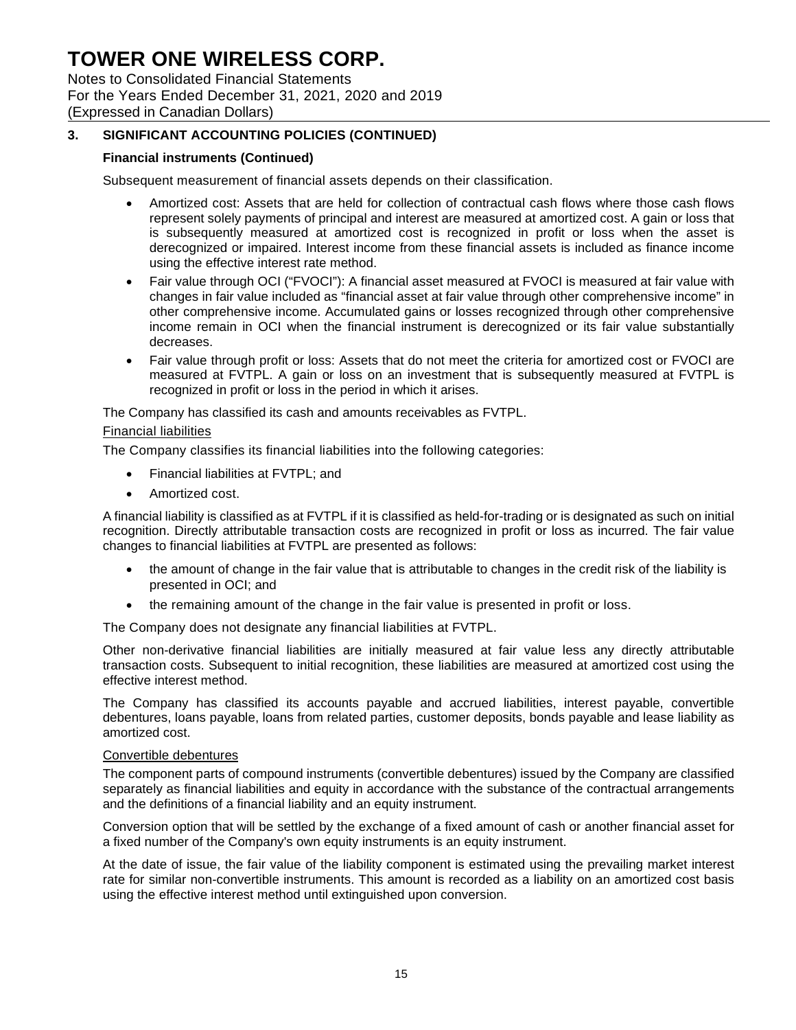## 3. SIGNIFICANT ACCOUNTING POLICIES (CONTINUED)

### Financial instruments (Continued)

Subsequent measurement of financial assets depends on their classification.

- Amortized cost: Assets that are held for collection of contractual cash flows where those cash flows represent solely payments of principal and interest are measured at amortized cost. A gain or loss that is subsequently measured at amortized cost is recognized in profit or loss when the asset is derecognized or impaired. Interest income from these financial assets is included as finance income using the effective interest rate method.
- Fair value through OCI ("FVOCI"): A financial asset measured at FVOCI is measured at fair value with changes in fair value included as "financial asset at fair value through other comprehensive income" in other comprehensive income. Accumulated gains or losses recognized through other comprehensive income remain in OCI when the financial instrument is derecognized or its fair value substantially decreases.
- Fair value through profit or loss: Assets that do not meet the criteria for amortized cost or FVOCI are measured at FVTPL. A gain or loss on an investment that is subsequently measured at FVTPL is recognized in profit or loss in the period in which it arises.

The Company has classified its cash and amounts receivables as FVTPL.

<u>Financial liabilities</u>

The Company classifies its financial liabilities into the following categories:

- Financial liabilities at FVTPL; and
- Amortized cost.

A financial liability is classified as at FVTPL if it is classified as held-for-trading or is designated as such on initial recognition. Directly attributable transaction costs are recognized in profit or loss as incurred. The fair value changes to financial liabilities at FVTPL are presented as follows:

- the amount of change in the fair value that is attributable to changes in the credit risk of the liability is presented in OCI; and
- the remaining amount of the change in the fair value is presented in profit or loss.

The Company does not designate any financial liabilities at FVTPL.

Other non-derivative financial liabilities are initially measured at fair value less any directly attributable transaction costs. Subsequent to initial recognition, these liabilities are measured at amortized cost using the effective interest method.

The Company has classified its accounts payable and accrued liabilities, interest payable, convertible debentures, loans payable, loans from related parties, customer deposits, bonds payable and lease liability as amortized cost.

<u>Convertible debentures</u>

The component parts of compound instruments (convertible debentures) issued by the Company are classified separately as financial liabilities and equity in accordance with the substance of the contractual arrangements and the definitions of a financial liability and an equity instrument.

Conversion option that will be settled by the exchange of a fixed amount of cash or another financial asset for a fixed number of the Company's own equity instruments is an equity instrument.

At the date of issue, the fair value of the liability component is estimated using the prevailing market interest rate for similar non-convertible instruments. This amount is recorded as a liability on an amortized cost basis using the effective interest method until extinguished upon conversion.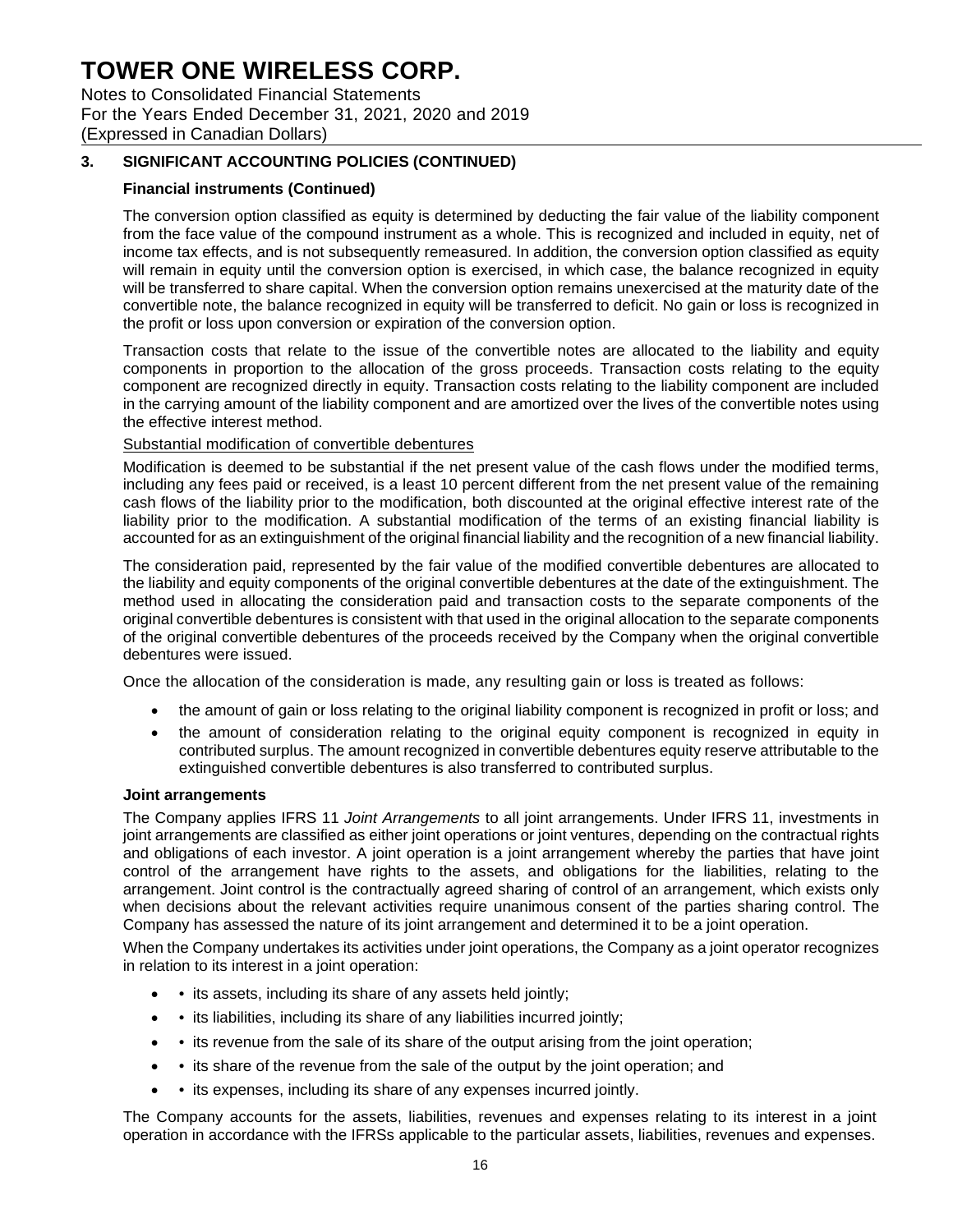## 3. SIGNIFICANT ACCOUNTING POLICIES (CONTINUED)

### Financial instruments (Continued)

The conversion option classified as equity is determined by deducting the fair value of the liability component from the face value of the compound instrument as a whole. This is recognized and included in equity, net of income tax effects, and is not subsequently remeasured. In addition, the conversion option classified as equity will remain in equity until the conversion option is exercised, in which case, the balance recognized in equity will be transferred to share capital. When the conversion option remains unexercised at the maturity date of the convertible note, the balance recognized in equity will be transferred to deficit. No gain or loss is recognized in the profit or loss upon conversion or expiration of the conversion option.

Transaction costs that relate to the issue of the convertible notes are allocated to the liability and equity components in proportion to the allocation of the gross proceeds. Transaction costs relating to the equity component are recognized directly in equity. Transaction costs relating to the liability component are included in the carrying amount of the liability component and are amortized over the lives of the convertible notes using the effective interest method.

Substantial modification of convertible debentures

Modification is deemed to be substantial if the net present value of the cash flows under the modified terms, including any fees paid or received, is a least 10 percent different from the net present value of the remaining cash flows of the liability prior to the modification, both discounted at the original effective interest rate of the liability prior to the modification. A substantial modification of the terms of an existing financial liability is accounted for as an extinguishment of the original financial liability and the recognition of a new financial liability.

The consideration paid, represented by the fair value of the modified convertible debentures are allocated to the liability and equity components of the original convertible debentures at the date of the extinguishment. The method used in allocating the consideration paid and transaction costs to the separate components of the original convertible debentures is consistent with that used in the original allocation to the separate components of the original convertible debentures of the proceeds received by the Company when the original convertible debentures were issued.

Once the allocation of the consideration is made, any resulting gain or loss is treated as follows:

- the amount of gain or loss relating to the original liability component is recognized in profit or loss; and
- the amount of consideration relating to the original equity component is recognized in equity in contributed surplus. The amount recognized in convertible debentures equity reserve attributable to the extinguished convertible debentures is also transferred to contributed surplus.

### Joint arrangements

The Company applies IFRS 11 *Joint Arrangements* to all joint arrangements. Under IFRS 11, investments in joint arrangements are classified as either joint operations or joint ventures, depending on the contractual rights and obligations of each investor. A joint operation is a joint arrangement whereby the parties that have joint control of the arrangement have rights to the assets, and obligations for the liabilities, relating to the arrangement. Joint control is the contractually agreed sharing of control of an arrangement, which exists only when decisions about the relevant activities require unanimous consent of the parties sharing control. The Company has assessed the nature of its joint arrangement and determined it to be a joint operation.

When the Company undertakes its activities under joint operations, the Company as a joint operator recognizes in relation to its interest in a joint operation:

- • its assets, including its share of any assets held jointly;
- • its liabilities, including its share of any liabilities incurred jointly;
- • its revenue from the sale of its share of the output arising from the joint operation;
- • its share of the revenue from the sale of the output by the joint operation; and
- • its expenses, including its share of any expenses incurred jointly.

The Company accounts for the assets, liabilities, revenues and expenses relating to its interest in a joint operation in accordance with the IFRSs applicable to the particular assets, liabilities, revenues and expenses.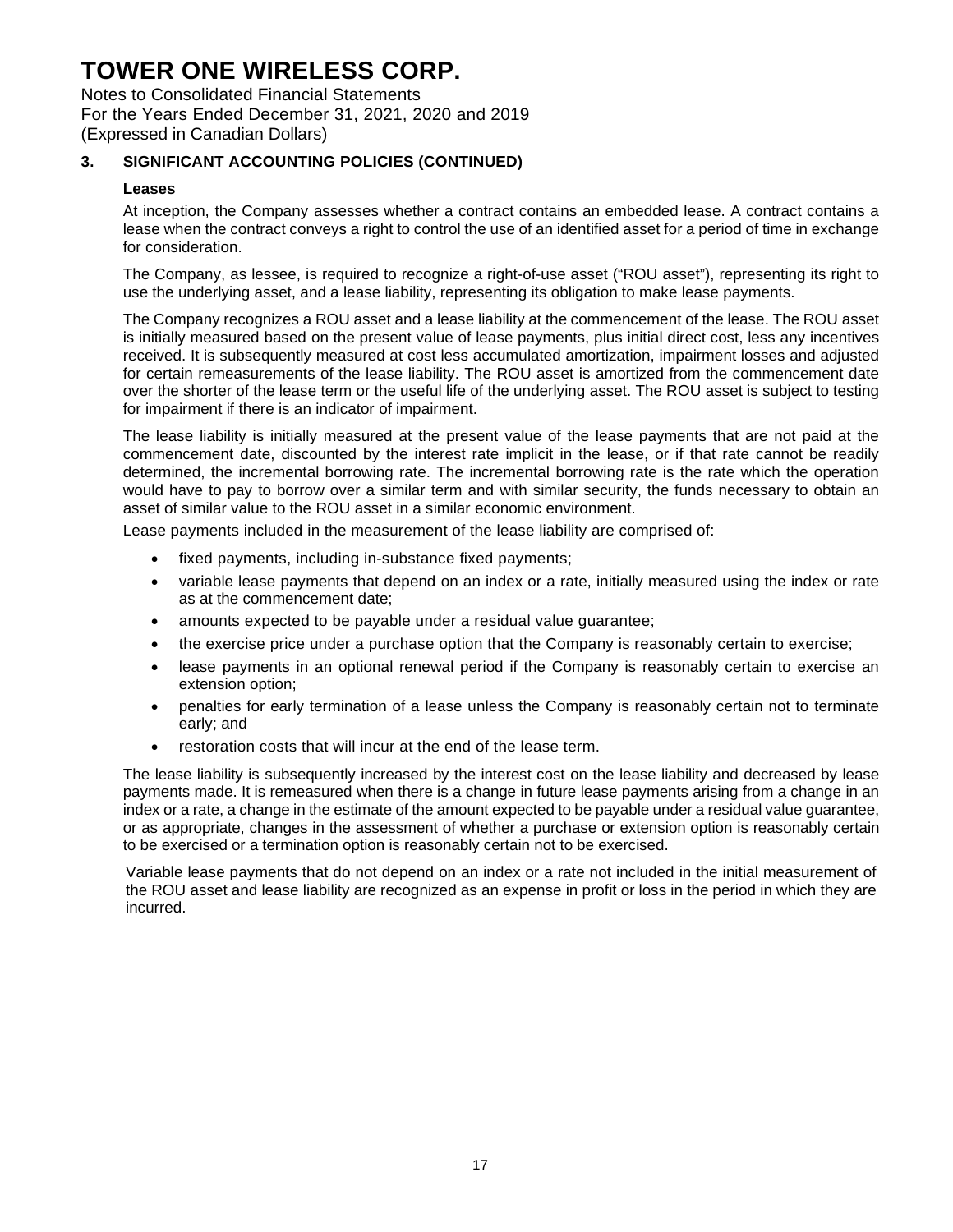## 3. SIGNIFICANT ACCOUNTING POLICIES (CONTINUED)

### Leases

At inception, the Company assesses whether a contract contains an embedded lease. A contract contains a lease when the contract conveys a right to control the use of an identified asset for a period of time in exchange for consideration.

The Company, as lessee, is required to recognize a right-of-use asset ("ROU asset"), representing its right to use the underlying asset, and a lease liability, representing its obligation to make lease payments.

The Company recognizes a ROU asset and a lease liability at the commencement of the lease. The ROU asset is initially measured based on the present value of lease payments, plus initial direct cost, less any incentives received. It is subsequently measured at cost less accumulated amortization, impairment losses and adjusted for certain remeasurements of the lease liability. The ROU asset is amortized from the commencement date over the shorter of the lease term or the useful life of the underlying asset. The ROU asset is subject to testing for impairment if there is an indicator of impairment.

The lease liability is initially measured at the present value of the lease payments that are not paid at the commencement date, discounted by the interest rate implicit in the lease, or if that rate cannot be readily determined, the incremental borrowing rate. The incremental borrowing rate is the rate which the operation would have to pay to borrow over a similar term and with similar security, the funds necessary to obtain an asset of similar value to the ROU asset in a similar economic environment.

Lease payments included in the measurement of the lease liability are comprised of:

- fixed payments, including in-substance fixed payments;
- variable lease payments that depend on an index or a rate, initially measured using the index or rate as at the commencement date;
- amounts expected to be payable under a residual value guarantee;
- the exercise price under a purchase option that the Company is reasonably certain to exercise;
- lease payments in an optional renewal period if the Company is reasonably certain to exercise an extension option;
- penalties for early termination of a lease unless the Company is reasonably certain not to terminate early; and
- restoration costs that will incur at the end of the lease term.

The lease liability is subsequently increased by the interest cost on the lease liability and decreased by lease payments made. It is remeasured when there is a change in future lease payments arising from a change in an index or a rate, a change in the estimate of the amount expected to be payable under a residual value guarantee, or as appropriate, changes in the assessment of whether a purchase or extension option is reasonably certain to be exercised or a termination option is reasonably certain not to be exercised.

Variable lease payments that do not depend on an index or a rate not included in the initial measurement of the ROU asset and lease liability are recognized as an expense in profit or loss in the period in which they are incurred.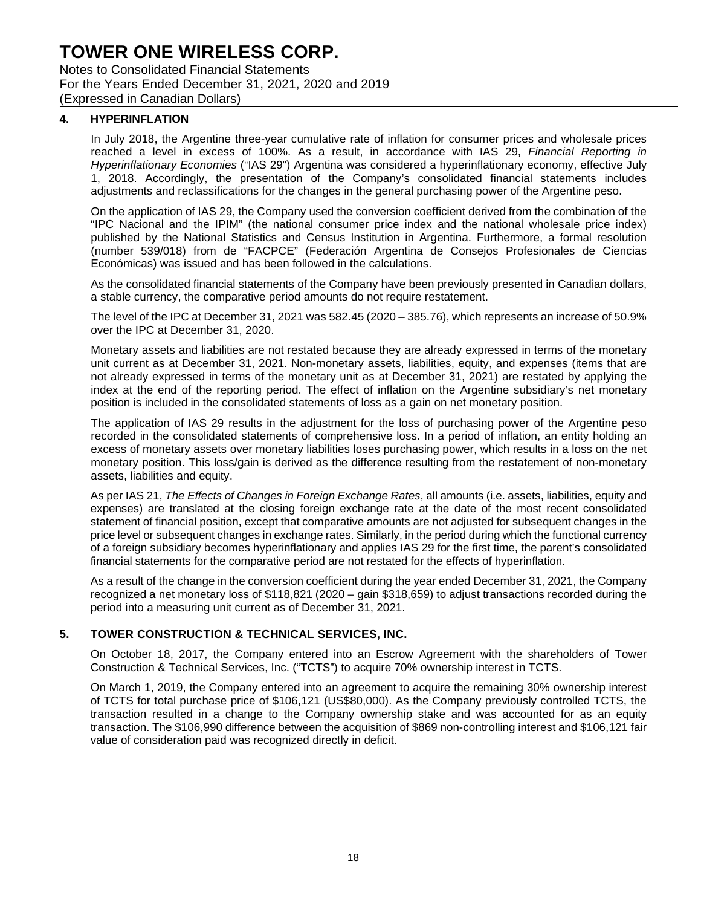## 4. HYPERINFLATION

In July 2018, the Argentine three-year cumulative rate of inflation for consumer prices and wholesale prices reached a level in excess of 100%. As a result, in accordance with IAS 29, *Financial Reporting in Hyperinflationary Economies* ("IAS 29") Argentina was considered a hyperinflationary economy, effective July 1, 2018. Accordingly, the presentation of the Company's consolidated financial statements includes adjustments and reclassifications for the changes in the general purchasing power of the Argentine peso.

On the application of IAS 29, the Company used the conversion coefficient derived from the combination of the "IPC Nacional and the IPIM" (the national consumer price index and the national wholesale price index) published by the National Statistics and Census Institution in Argentina. Furthermore, a formal resolution (number 539/018) from de "FACPCE" (Federación Argentina de Consejos Profesionales de Ciencias Económicas) was issued and has been followed in the calculations.

As the consolidated financial statements of the Company have been previously presented in Canadian dollars, a stable currency, the comparative period amounts do not require restatement.

The level of the IPC at December 31, 2021 was 582.45 (2020 – 385.76), which represents an increase of 50.9% over the IPC at December 31, 2020.

Monetary assets and liabilities are not restated because they are already expressed in terms of the monetary unit current as at December 31, 2021. Non-monetary assets, liabilities, equity, and expenses (items that are not already expressed in terms of the monetary unit as at December 31, 2021) are restated by applying the index at the end of the reporting period. The effect of inflation on the Argentine subsidiary's net monetary position is included in the consolidated statements of loss as a gain on net monetary position.

The application of IAS 29 results in the adjustment for the loss of purchasing power of the Argentine peso recorded in the consolidated statements of comprehensive loss. In a period of inflation, an entity holding an excess of monetary assets over monetary liabilities loses purchasing power, which results in a loss on the net monetary position. This loss/gain is derived as the difference resulting from the restatement of non-monetary assets, liabilities and equity.

As per IAS 21, *The Effects of Changes in Foreign Exchange Rates*, all amounts (i.e. assets, liabilities, equity and expenses) are translated at the closing foreign exchange rate at the date of the most recent consolidated statement of financial position, except that comparative amounts are not adjusted for subsequent changes in the price level or subsequent changes in exchange rates. Similarly, in the period during which the functional currency of a foreign subsidiary becomes hyperinflationary and applies IAS 29 for the first time, the parent's consolidated financial statements for the comparative period are not restated for the effects of hyperinflation.

As a result of the change in the conversion coefficient during the year ended December 31, 2021, the Company recognized a net monetary loss of $118,821 (2020 – gain $318,659) to adjust transactions recorded during the period into a measuring unit current as of December 31, 2021.

## 5. TOWER CONSTRUCTION & TECHNICAL SERVICES, INC.

On October 18, 2017, the Company entered into an Escrow Agreement with the shareholders of Tower Construction & Technical Services, Inc. ("TCTS") to acquire 70% ownership interest in TCTS.

On March 1, 2019, the Company entered into an agreement to acquire the remaining 30% ownership interest of TCTS for total purchase price of $106,121 (US$80,000). As the Company previously controlled TCTS, the transaction resulted in a change to the Company ownership stake and was accounted for as an equity transaction. The $106,990 difference between the acquisition of $869 non-controlling interest and $106,121 fair value of consideration paid was recognized directly in deficit.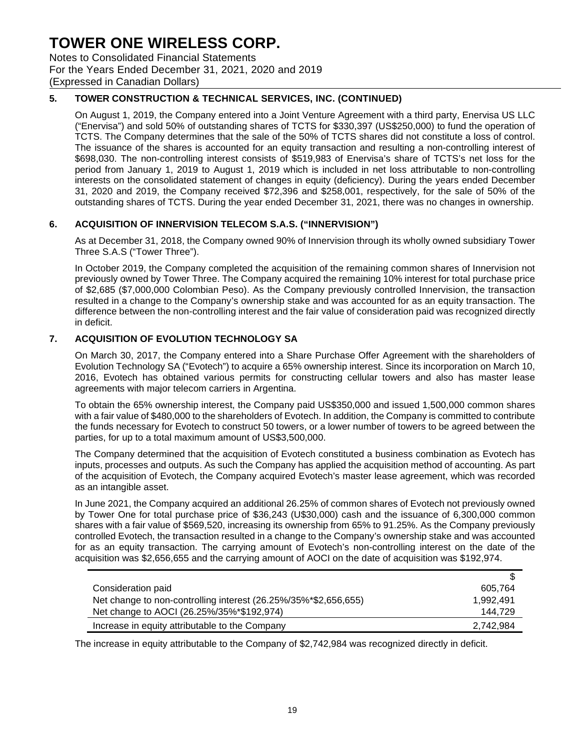# TOWER ONE WIRELESS CORP.

Notes to Consolidated Financial Statements
For the Years Ended December 31, 2021, 2020 and 2019
(Expressed in Canadian Dollars)

## 5. TOWER CONSTRUCTION & TECHNICAL SERVICES, INC. (CONTINUED)

On August 1, 2019, the Company entered into a Joint Venture Agreement with a third party, Enervisa US LLC ("Enervisa") and sold 50% of outstanding shares of TCTS for $330,397 (US$250,000) to fund the operation of TCTS. The Company determines that the sale of the 50% of TCTS shares did not constitute a loss of control. The issuance of the shares is accounted for an equity transaction and resulting a non-controlling interest of $698,030. The non-controlling interest consists of $519,983 of Enervisa's share of TCTS's net loss for the period from January 1, 2019 to August 1, 2019 which is included in net loss attributable to non-controlling interests on the consolidated statement of changes in equity (deficiency). During the years ended December 31, 2020 and 2019, the Company received $72,396 and $258,001, respectively, for the sale of 50% of the outstanding shares of TCTS. During the year ended December 31, 2021, there was no changes in ownership.

## 6. ACQUISITION OF INNERVISION TELECOM S.A.S. ("INNERVISION")

As at December 31, 2018, the Company owned 90% of Innervision through its wholly owned subsidiary Tower Three S.A.S ("Tower Three").

In October 2019, the Company completed the acquisition of the remaining common shares of Innervision not previously owned by Tower Three. The Company acquired the remaining 10% interest for total purchase price of $2,685 ($7,000,000 Colombian Peso). As the Company previously controlled Innervision, the transaction resulted in a change to the Company's ownership stake and was accounted for as an equity transaction. The difference between the non-controlling interest and the fair value of consideration paid was recognized directly in deficit.

## 7. ACQUISITION OF EVOLUTION TECHNOLOGY SA

On March 30, 2017, the Company entered into a Share Purchase Offer Agreement with the shareholders of Evolution Technology SA ("Evotech") to acquire a 65% ownership interest. Since its incorporation on March 10, 2016, Evotech has obtained various permits for constructing cellular towers and also has master lease agreements with major telecom carriers in Argentina.

To obtain the 65% ownership interest, the Company paid US$350,000 and issued 1,500,000 common shares with a fair value of $480,000 to the shareholders of Evotech. In addition, the Company is committed to contribute the funds necessary for Evotech to construct 50 towers, or a lower number of towers to be agreed between the parties, for up to a total maximum amount of US$3,500,000.

The Company determined that the acquisition of Evotech constituted a business combination as Evotech has inputs, processes and outputs. As such the Company has applied the acquisition method of accounting. As part of the acquisition of Evotech, the Company acquired Evotech's master lease agreement, which was recorded as an intangible asset.

In June 2021, the Company acquired an additional 26.25% of common shares of Evotech not previously owned by Tower One for total purchase price of $36,243 (U$30,000) cash and the issuance of 6,300,000 common shares with a fair value of $569,520, increasing its ownership from 65% to 91.25%. As the Company previously controlled Evotech, the transaction resulted in a change to the Company's ownership stake and was accounted for as an equity transaction. The carrying amount of Evotech's non-controlling interest on the date of the acquisition was $2,656,655 and the carrying amount of AOCI on the date of acquisition was $192,974.

| | $ |
|---|---|
| Consideration paid | 605,764 |
| Net change to non-controlling interest (26.25%/35%*$2,656,655) | 1,992,491 |
| Net change to AOCI (26.25%/35%*$192,974) | 144,729 |
| Increase in equity attributable to the Company | 2,742,984 |

The increase in equity attributable to the Company of $2,742,984 was recognized directly in deficit.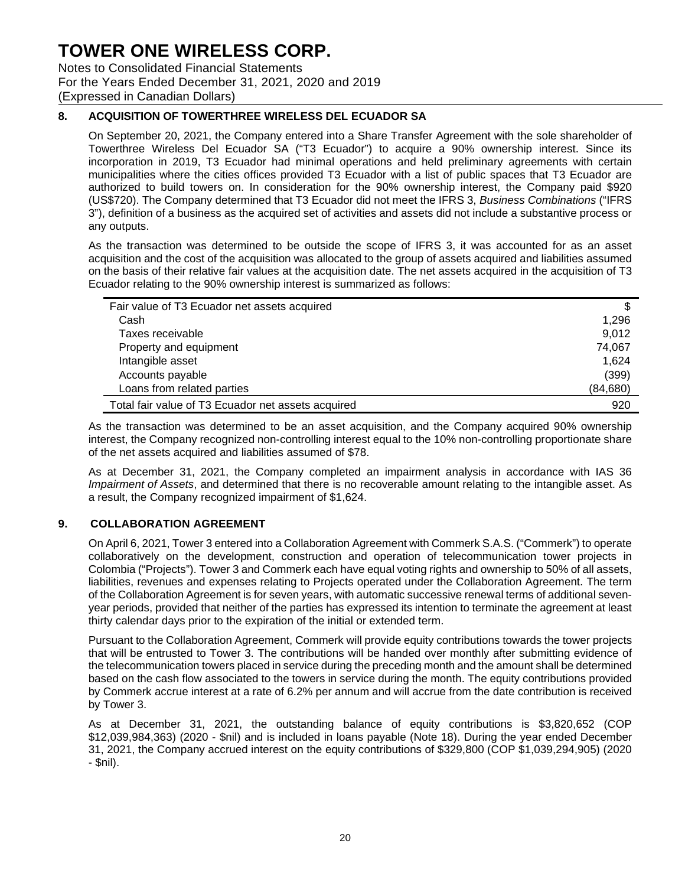## 8. ACQUISITION OF TOWERTHREE WIRELESS DEL ECUADOR SA

On September 20, 2021, the Company entered into a Share Transfer Agreement with the sole shareholder of Towerthree Wireless Del Ecuador SA ("T3 Ecuador") to acquire a 90% ownership interest. Since its incorporation in 2019, T3 Ecuador had minimal operations and held preliminary agreements with certain municipalities where the cities offices provided T3 Ecuador with a list of public spaces that T3 Ecuador are authorized to build towers on. In consideration for the 90% ownership interest, the Company paid $920 (US$720). The Company determined that T3 Ecuador did not meet the IFRS 3, *Business Combinations* ("IFRS 3"), definition of a business as the acquired set of activities and assets did not include a substantive process or any outputs.

As the transaction was determined to be outside the scope of IFRS 3, it was accounted for as an asset acquisition and the cost of the acquisition was allocated to the group of assets acquired and liabilities assumed on the basis of their relative fair values at the acquisition date. The net assets acquired in the acquisition of T3 Ecuador relating to the 90% ownership interest is summarized as follows:

| Fair value of T3 Ecuador net assets acquired | $ |
|---|---|
| Cash | 1,296 |
| Taxes receivable | 9,012 |
| Property and equipment | 74,067 |
| Intangible asset | 1,624 |
| Accounts payable | (399) |
| Loans from related parties | (84,680) |
| Total fair value of T3 Ecuador net assets acquired | 920 |

As the transaction was determined to be an asset acquisition, and the Company acquired 90% ownership interest, the Company recognized non-controlling interest equal to the 10% non-controlling proportionate share of the net assets acquired and liabilities assumed of $78.

As at December 31, 2021, the Company completed an impairment analysis in accordance with IAS 36 *Impairment of Assets*, and determined that there is no recoverable amount relating to the intangible asset. As a result, the Company recognized impairment of $1,624.

## 9. COLLABORATION AGREEMENT

On April 6, 2021, Tower 3 entered into a Collaboration Agreement with Commerk S.A.S. ("Commerk") to operate collaboratively on the development, construction and operation of telecommunication tower projects in Colombia ("Projects"). Tower 3 and Commerk each have equal voting rights and ownership to 50% of all assets, liabilities, revenues and expenses relating to Projects operated under the Collaboration Agreement. The term of the Collaboration Agreement is for seven years, with automatic successive renewal terms of additional seven-year periods, provided that neither of the parties has expressed its intention to terminate the agreement at least thirty calendar days prior to the expiration of the initial or extended term.

Pursuant to the Collaboration Agreement, Commerk will provide equity contributions towards the tower projects that will be entrusted to Tower 3. The contributions will be handed over monthly after submitting evidence of the telecommunication towers placed in service during the preceding month and the amount shall be determined based on the cash flow associated to the towers in service during the month. The equity contributions provided by Commerk accrue interest at a rate of 6.2% per annum and will accrue from the date contribution is received by Tower 3.

As at December 31, 2021, the outstanding balance of equity contributions is $3,820,652 (COP $12,039,984,363) (2020 - $nil) and is included in loans payable (Note 18). During the year ended December 31, 2021, the Company accrued interest on the equity contributions of $329,800 (COP $1,039,294,905) (2020 - $nil).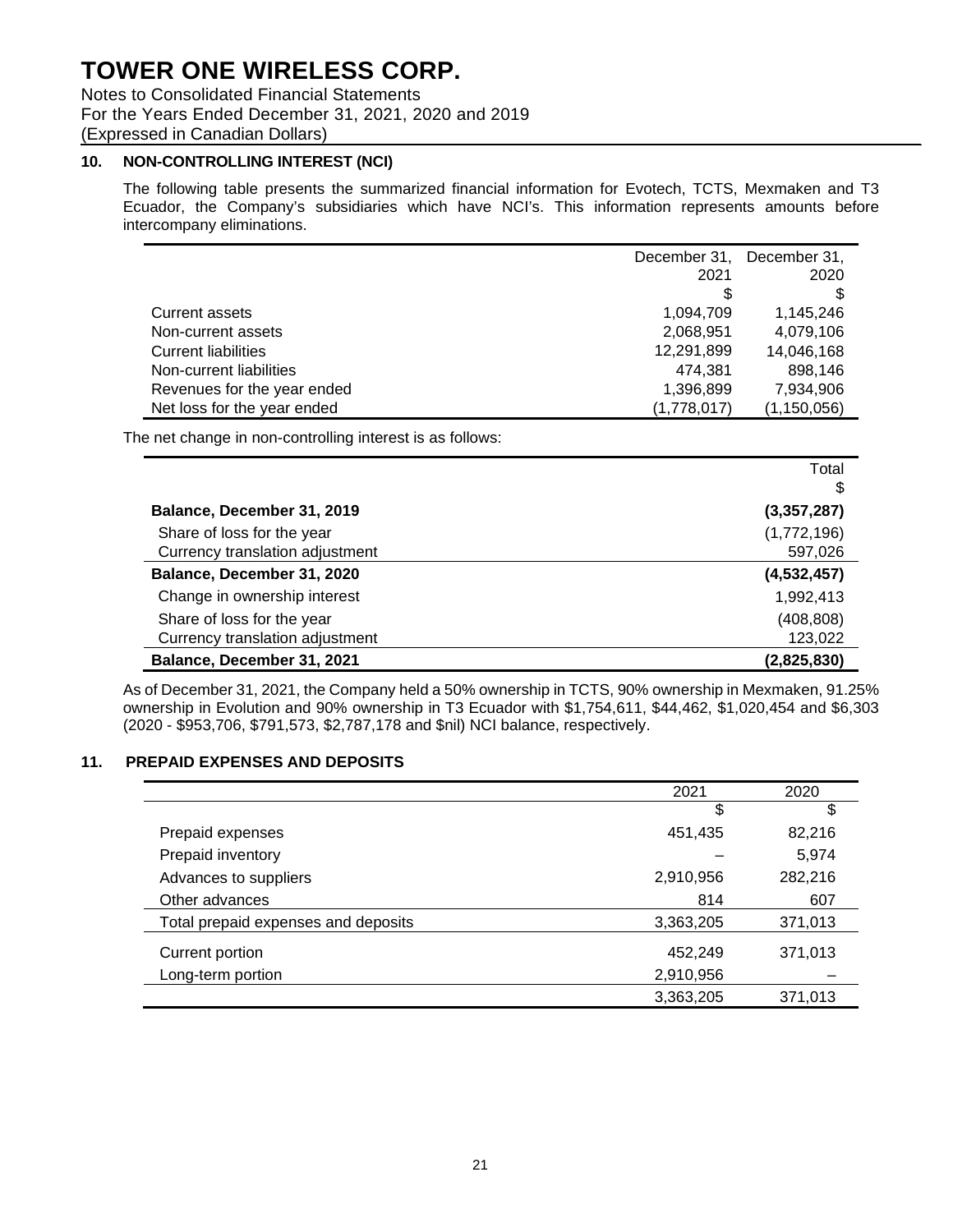# TOWER ONE WIRELESS CORP.

Notes to Consolidated Financial Statements
For the Years Ended December 31, 2021, 2020 and 2019
(Expressed in Canadian Dollars)

## 10. NON-CONTROLLING INTEREST (NCI)

The following table presents the summarized financial information for Evotech, TCTS, Mexmaken and T3 Ecuador, the Company's subsidiaries which have NCI's. This information represents amounts before intercompany eliminations.

| | December 31, 2021 | December 31, 2020 |
|---|---|---|
| | $ | $ |
| Current assets | 1,094,709 | 1,145,246 |
| Non-current assets | 2,068,951 | 4,079,106 |
| Current liabilities | 12,291,899 | 14,046,168 |
| Non-current liabilities | 474,381 | 898,146 |
| Revenues for the year ended | 1,396,899 | 7,934,906 |
| Net loss for the year ended | (1,778,017) | (1,150,056) |

The net change in non-controlling interest is as follows:

| | Total |
|---|---|
| | $ |
| **Balance, December 31, 2019** | **(3,357,287)** |
| Share of loss for the year | (1,772,196) |
| Currency translation adjustment | 597,026 |
| **Balance, December 31, 2020** | **(4,532,457)** |
| Change in ownership interest | 1,992,413 |
| Share of loss for the year | (408,808) |
| Currency translation adjustment | 123,022 |
| **Balance, December 31, 2021** | **(2,825,830)** |

As of December 31, 2021, the Company held a 50% ownership in TCTS, 90% ownership in Mexmaken, 91.25% ownership in Evolution and 90% ownership in T3 Ecuador with $1,754,611, $44,462, $1,020,454 and $6,303 (2020 - $953,706, $791,573, $2,787,178 and $nil) NCI balance, respectively.

## 11. PREPAID EXPENSES AND DEPOSITS

| | 2021 | 2020 |
|---|---|---|
| | $ | $ |
| Prepaid expenses | 451,435 | 82,216 |
| Prepaid inventory | – | 5,974 |
| Advances to suppliers | 2,910,956 | 282,216 |
| Other advances | 814 | 607 |
| Total prepaid expenses and deposits | 3,363,205 | 371,013 |
| Current portion | 452,249 | 371,013 |
| Long-term portion | 2,910,956 | – |
| | 3,363,205 | 371,013 |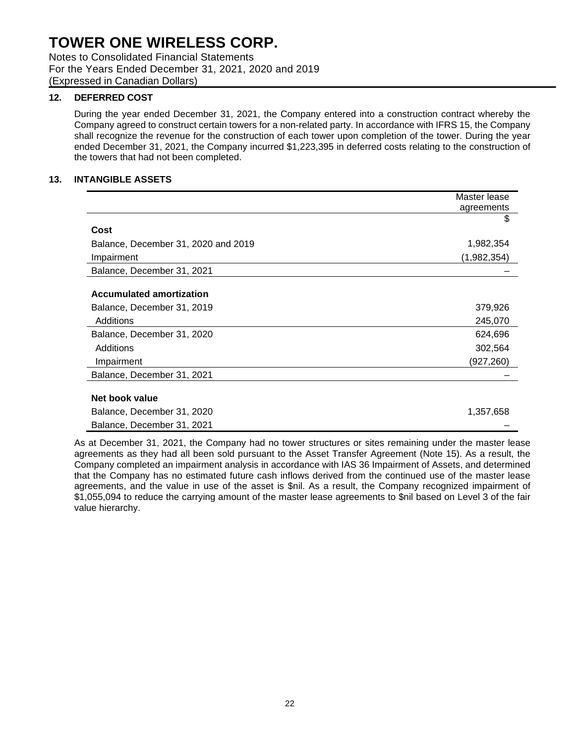## 12. DEFERRED COST

During the year ended December 31, 2021, the Company entered into a construction contract whereby the Company agreed to construct certain towers for a non-related party. In accordance with IFRS 15, the Company shall recognize the revenue for the construction of each tower upon completion of the tower. During the year ended December 31, 2021, the Company incurred $1,223,395 in deferred costs relating to the construction of the towers that had not been completed.

## 13. INTANGIBLE ASSETS

| | Master lease agreements |
|---|---|
| | $ |
| **Cost** | |
| Balance, December 31, 2020 and 2019 | 1,982,354 |
| Impairment | (1,982,354) |
| Balance, December 31, 2021 | – |
| | |
| **Accumulated amortization** | |
| Balance, December 31, 2019 | 379,926 |
| Additions | 245,070 |
| Balance, December 31, 2020 | 624,696 |
| Additions | 302,564 |
| Impairment | (927,260) |
| Balance, December 31, 2021 | – |
| | |
| **Net book value** | |
| Balance, December 31, 2020 | 1,357,658 |
| Balance, December 31, 2021 | – |

As at December 31, 2021, the Company had no tower structures or sites remaining under the master lease agreements as they had all been sold pursuant to the Asset Transfer Agreement (Note 15). As a result, the Company completed an impairment analysis in accordance with IAS 36 Impairment of Assets, and determined that the Company has no estimated future cash inflows derived from the continued use of the master lease agreements, and the value in use of the asset is $nil. As a result, the Company recognized impairment of $1,055,094 to reduce the carrying amount of the master lease agreements to $nil based on Level 3 of the fair value hierarchy.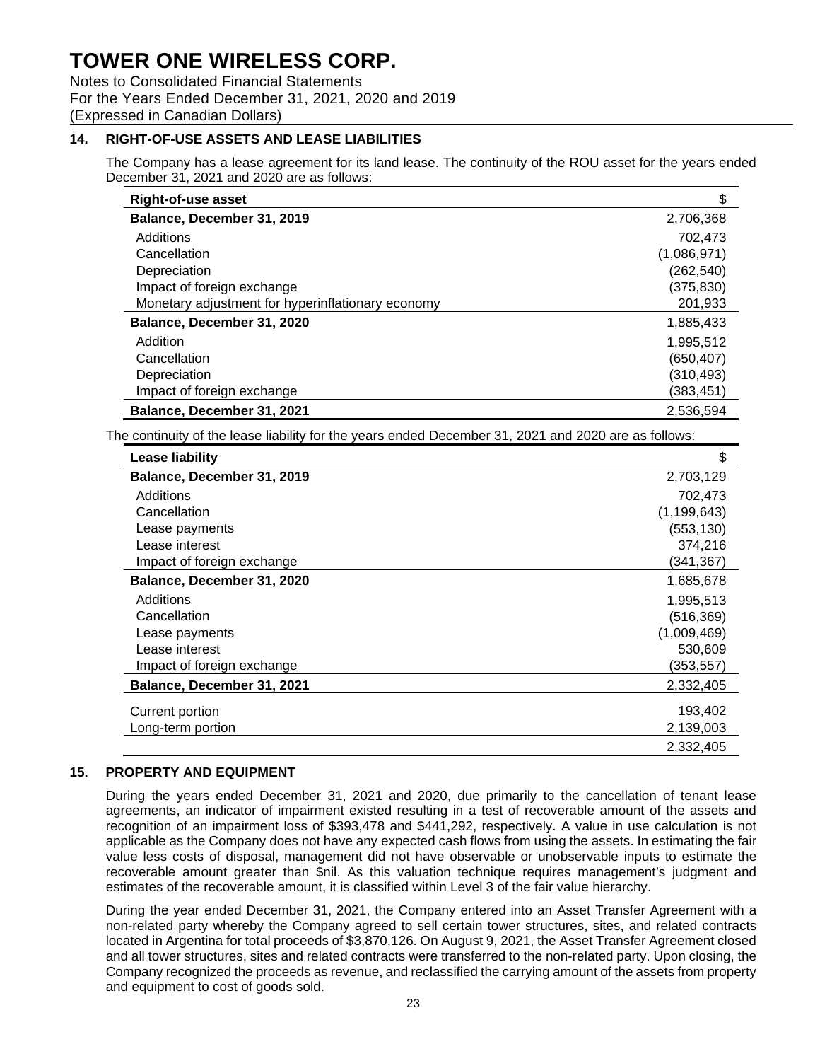## 14. RIGHT-OF-USE ASSETS AND LEASE LIABILITIES

The Company has a lease agreement for its land lease. The continuity of the ROU asset for the years ended December 31, 2021 and 2020 are as follows:

| Right-of-use asset | $ |
|---|---|
| **Balance, December 31, 2019** | 2,706,368 |
| Additions | 702,473 |
| Cancellation | (1,086,971) |
| Depreciation | (262,540) |
| Impact of foreign exchange | (375,830) |
| Monetary adjustment for hyperinflationary economy | 201,933 |
| **Balance, December 31, 2020** | 1,885,433 |
| Addition | 1,995,512 |
| Cancellation | (650,407) |
| Depreciation | (310,493) |
| Impact of foreign exchange | (383,451) |
| **Balance, December 31, 2021** | 2,536,594 |

The continuity of the lease liability for the years ended December 31, 2021 and 2020 are as follows:

| Lease liability | $ |
|---|---|
| **Balance, December 31, 2019** | 2,703,129 |
| Additions | 702,473 |
| Cancellation | (1,199,643) |
| Lease payments | (553,130) |
| Lease interest | 374,216 |
| Impact of foreign exchange | (341,367) |
| **Balance, December 31, 2020** | 1,685,678 |
| Additions | 1,995,513 |
| Cancellation | (516,369) |
| Lease payments | (1,009,469) |
| Lease interest | 530,609 |
| Impact of foreign exchange | (353,557) |
| **Balance, December 31, 2021** | 2,332,405 |
| Current portion | 193,402 |
| Long-term portion | 2,139,003 |
| | 2,332,405 |

## 15. PROPERTY AND EQUIPMENT

During the years ended December 31, 2021 and 2020, due primarily to the cancellation of tenant lease agreements, an indicator of impairment existed resulting in a test of recoverable amount of the assets and recognition of an impairment loss of $393,478 and $441,292, respectively. A value in use calculation is not applicable as the Company does not have any expected cash flows from using the assets. In estimating the fair value less costs of disposal, management did not have observable or unobservable inputs to estimate the recoverable amount greater than $nil. As this valuation technique requires management's judgment and estimates of the recoverable amount, it is classified within Level 3 of the fair value hierarchy.

During the year ended December 31, 2021, the Company entered into an Asset Transfer Agreement with a non-related party whereby the Company agreed to sell certain tower structures, sites, and related contracts located in Argentina for total proceeds of $3,870,126. On August 9, 2021, the Asset Transfer Agreement closed and all tower structures, sites and related contracts were transferred to the non-related party. Upon closing, the Company recognized the proceeds as revenue, and reclassified the carrying amount of the assets from property and equipment to cost of goods sold.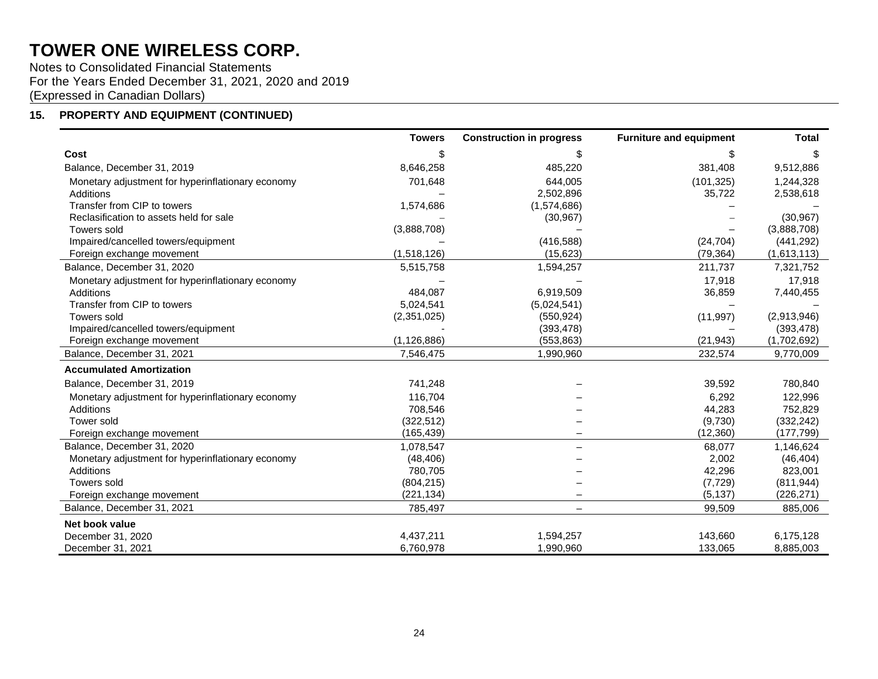# TOWER ONE WIRELESS CORP.

Notes to Consolidated Financial Statements
For the Years Ended December 31, 2021, 2020 and 2019
(Expressed in Canadian Dollars)

## 15. PROPERTY AND EQUIPMENT (CONTINUED)

| | Towers | Construction in progress | Furniture and equipment | Total |
|---|---|---|---|---|
| **Cost** | $ | $ | $ | $ |
| Balance, December 31, 2019 | 8,646,258 | 485,220 | 381,408 | 9,512,886 |
| Monetary adjustment for hyperinflationary economy | 701,648 | 644,005 | (101,325) | 1,244,328 |
| Additions | – | 2,502,896 | 35,722 | 2,538,618 |
| Transfer from CIP to towers | 1,574,686 | (1,574,686) | – | – |
| Reclasification to assets held for sale | – | (30,967) | – | (30,967) |
| Towers sold | (3,888,708) | – | – | (3,888,708) |
| Impaired/cancelled towers/equipment | – | (416,588) | (24,704) | (441,292) |
| Foreign exchange movement | (1,518,126) | (15,623) | (79,364) | (1,613,113) |
| Balance, December 31, 2020 | 5,515,758 | 1,594,257 | 211,737 | 7,321,752 |
| Monetary adjustment for hyperinflationary economy | – | – | 17,918 | 17,918 |
| Additions | 484,087 | 6,919,509 | 36,859 | 7,440,455 |
| Transfer from CIP to towers | 5,024,541 | (5,024,541) | – | – |
| Towers sold | (2,351,025) | (550,924) | (11,997) | (2,913,946) |
| Impaired/cancelled towers/equipment | - | (393,478) | – | (393,478) |
| Foreign exchange movement | (1,126,886) | (553,863) | (21,943) | (1,702,692) |
| Balance, December 31, 2021 | 7,546,475 | 1,990,960 | 232,574 | 9,770,009 |
| **Accumulated Amortization** | | | | |
| Balance, December 31, 2019 | 741,248 | – | 39,592 | 780,840 |
| Monetary adjustment for hyperinflationary economy | 116,704 | – | 6,292 | 122,996 |
| Additions | 708,546 | – | 44,283 | 752,829 |
| Tower sold | (322,512) | – | (9,730) | (332,242) |
| Foreign exchange movement | (165,439) | – | (12,360) | (177,799) |
| Balance, December 31, 2020 | 1,078,547 | – | 68,077 | 1,146,624 |
| Monetary adjustment for hyperinflationary economy | (48,406) | – | 2,002 | (46,404) |
| Additions | 780,705 | – | 42,296 | 823,001 |
| Towers sold | (804,215) | – | (7,729) | (811,944) |
| Foreign exchange movement | (221,134) | – | (5,137) | (226,271) |
| Balance, December 31, 2021 | 785,497 | – | 99,509 | 885,006 |
| **Net book value** | | | | |
| December 31, 2020 | 4,437,211 | 1,594,257 | 143,660 | 6,175,128 |
| December 31, 2021 | 6,760,978 | 1,990,960 | 133,065 | 8,885,003 |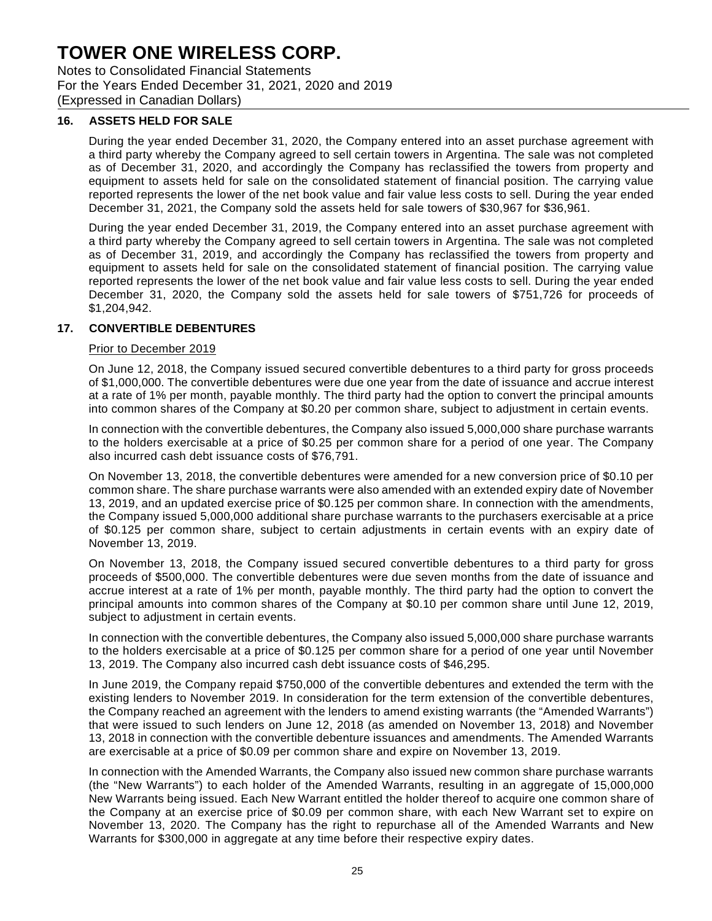# TOWER ONE WIRELESS CORP.

Notes to Consolidated Financial Statements
For the Years Ended December 31, 2021, 2020 and 2019
(Expressed in Canadian Dollars)

## 16. ASSETS HELD FOR SALE

During the year ended December 31, 2020, the Company entered into an asset purchase agreement with a third party whereby the Company agreed to sell certain towers in Argentina. The sale was not completed as of December 31, 2020, and accordingly the Company has reclassified the towers from property and equipment to assets held for sale on the consolidated statement of financial position. The carrying value reported represents the lower of the net book value and fair value less costs to sell. During the year ended December 31, 2021, the Company sold the assets held for sale towers of $30,967 for $36,961.

During the year ended December 31, 2019, the Company entered into an asset purchase agreement with a third party whereby the Company agreed to sell certain towers in Argentina. The sale was not completed as of December 31, 2019, and accordingly the Company has reclassified the towers from property and equipment to assets held for sale on the consolidated statement of financial position. The carrying value reported represents the lower of the net book value and fair value less costs to sell. During the year ended December 31, 2020, the Company sold the assets held for sale towers of $751,726 for proceeds of $1,204,942.

## 17. CONVERTIBLE DEBENTURES

Prior to December 2019

On June 12, 2018, the Company issued secured convertible debentures to a third party for gross proceeds of $1,000,000. The convertible debentures were due one year from the date of issuance and accrue interest at a rate of 1% per month, payable monthly. The third party had the option to convert the principal amounts into common shares of the Company at $0.20 per common share, subject to adjustment in certain events.

In connection with the convertible debentures, the Company also issued 5,000,000 share purchase warrants to the holders exercisable at a price of $0.25 per common share for a period of one year. The Company also incurred cash debt issuance costs of $76,791.

On November 13, 2018, the convertible debentures were amended for a new conversion price of $0.10 per common share. The share purchase warrants were also amended with an extended expiry date of November 13, 2019, and an updated exercise price of $0.125 per common share. In connection with the amendments, the Company issued 5,000,000 additional share purchase warrants to the purchasers exercisable at a price of $0.125 per common share, subject to certain adjustments in certain events with an expiry date of November 13, 2019.

On November 13, 2018, the Company issued secured convertible debentures to a third party for gross proceeds of $500,000. The convertible debentures were due seven months from the date of issuance and accrue interest at a rate of 1% per month, payable monthly. The third party had the option to convert the principal amounts into common shares of the Company at $0.10 per common share until June 12, 2019, subject to adjustment in certain events.

In connection with the convertible debentures, the Company also issued 5,000,000 share purchase warrants to the holders exercisable at a price of $0.125 per common share for a period of one year until November 13, 2019. The Company also incurred cash debt issuance costs of $46,295.

In June 2019, the Company repaid $750,000 of the convertible debentures and extended the term with the existing lenders to November 2019. In consideration for the term extension of the convertible debentures, the Company reached an agreement with the lenders to amend existing warrants (the "Amended Warrants") that were issued to such lenders on June 12, 2018 (as amended on November 13, 2018) and November 13, 2018 in connection with the convertible debenture issuances and amendments. The Amended Warrants are exercisable at a price of $0.09 per common share and expire on November 13, 2019.

In connection with the Amended Warrants, the Company also issued new common share purchase warrants (the "New Warrants") to each holder of the Amended Warrants, resulting in an aggregate of 15,000,000 New Warrants being issued. Each New Warrant entitled the holder thereof to acquire one common share of the Company at an exercise price of $0.09 per common share, with each New Warrant set to expire on November 13, 2020. The Company has the right to repurchase all of the Amended Warrants and New Warrants for $300,000 in aggregate at any time before their respective expiry dates.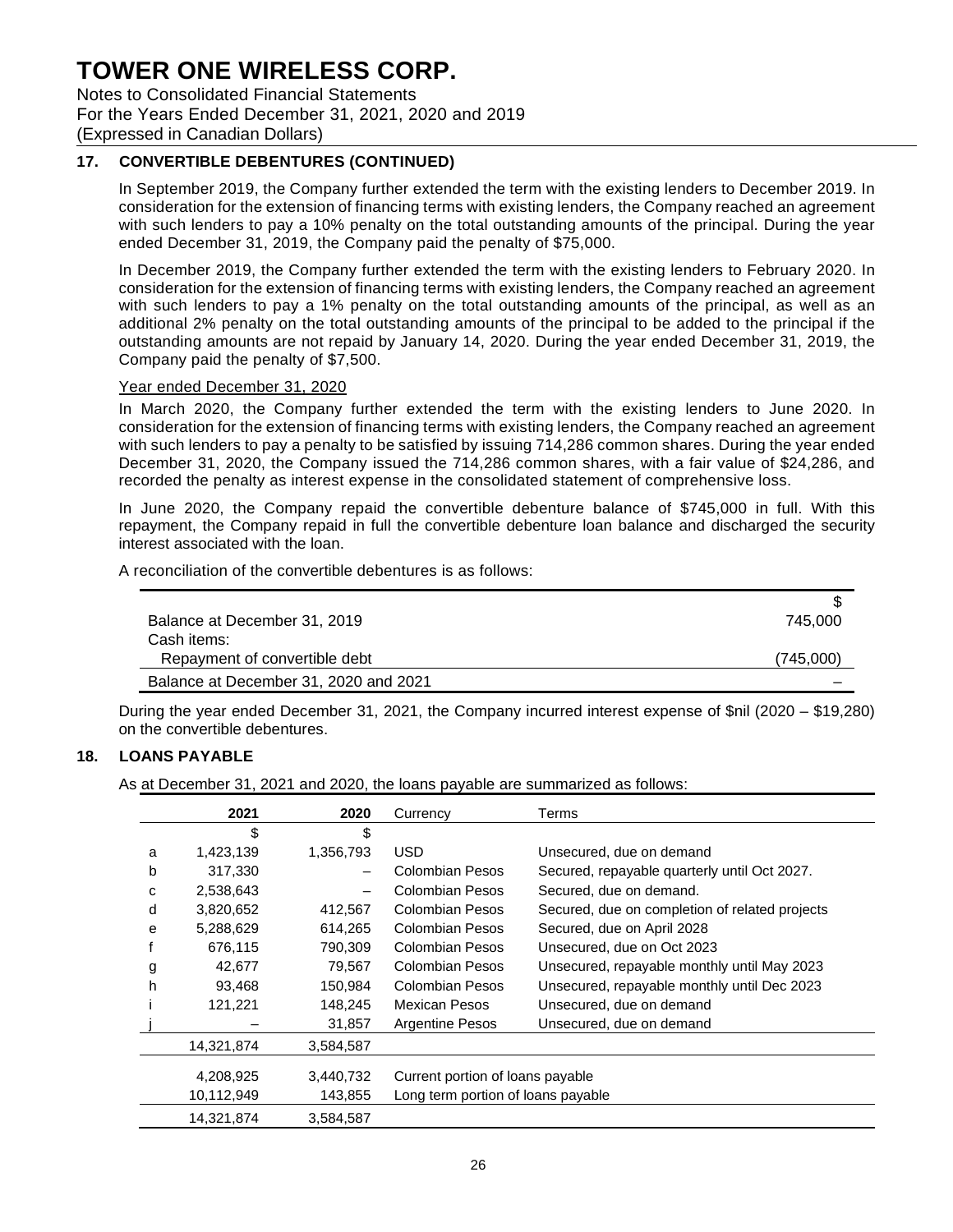# TOWER ONE WIRELESS CORP.

Notes to Consolidated Financial Statements
For the Years Ended December 31, 2021, 2020 and 2019
(Expressed in Canadian Dollars)

## 17. CONVERTIBLE DEBENTURES (CONTINUED)

In September 2019, the Company further extended the term with the existing lenders to December 2019. In consideration for the extension of financing terms with existing lenders, the Company reached an agreement with such lenders to pay a 10% penalty on the total outstanding amounts of the principal. During the year ended December 31, 2019, the Company paid the penalty of $75,000.

In December 2019, the Company further extended the term with the existing lenders to February 2020. In consideration for the extension of financing terms with existing lenders, the Company reached an agreement with such lenders to pay a 1% penalty on the total outstanding amounts of the principal, as well as an additional 2% penalty on the total outstanding amounts of the principal to be added to the principal if the outstanding amounts are not repaid by January 14, 2020. During the year ended December 31, 2019, the Company paid the penalty of $7,500.

Year ended December 31, 2020

In March 2020, the Company further extended the term with the existing lenders to June 2020. In consideration for the extension of financing terms with existing lenders, the Company reached an agreement with such lenders to pay a penalty to be satisfied by issuing 714,286 common shares. During the year ended December 31, 2020, the Company issued the 714,286 common shares, with a fair value of $24,286, and recorded the penalty as interest expense in the consolidated statement of comprehensive loss.

In June 2020, the Company repaid the convertible debenture balance of $745,000 in full. With this repayment, the Company repaid in full the convertible debenture loan balance and discharged the security interest associated with the loan.

A reconciliation of the convertible debentures is as follows:

| | $ |
|---|---|
| Balance at December 31, 2019 | 745,000 |
| Cash items: | |
| Repayment of convertible debt | (745,000) |
| Balance at December 31, 2020 and 2021 | – |

During the year ended December 31, 2021, the Company incurred interest expense of $nil (2020 – $19,280) on the convertible debentures.

## 18. LOANS PAYABLE

As at December 31, 2021 and 2020, the loans payable are summarized as follows:

| | 2021 | 2020 | Currency | Terms |
|---|---|---|---|---|
| | $ | $ | | |
| a | 1,423,139 | 1,356,793 | USD | Unsecured, due on demand |
| b | 317,330 | – | Colombian Pesos | Secured, repayable quarterly until Oct 2027. |
| c | 2,538,643 | – | Colombian Pesos | Secured, due on demand. |
| d | 3,820,652 | 412,567 | Colombian Pesos | Secured, due on completion of related projects |
| e | 5,288,629 | 614,265 | Colombian Pesos | Secured, due on April 2028 |
| f | 676,115 | 790,309 | Colombian Pesos | Unsecured, due on Oct 2023 |
| g | 42,677 | 79,567 | Colombian Pesos | Unsecured, repayable monthly until May 2023 |
| h | 93,468 | 150,984 | Colombian Pesos | Unsecured, repayable monthly until Dec 2023 |
| i | 121,221 | 148,245 | Mexican Pesos | Unsecured, due on demand |
| j | – | 31,857 | Argentine Pesos | Unsecured, due on demand |
| | 14,321,874 | 3,584,587 | | |
| | 4,208,925 | 3,440,732 | Current portion of loans payable | |
| | 10,112,949 | 143,855 | Long term portion of loans payable | |
| | 14,321,874 | 3,584,587 | | |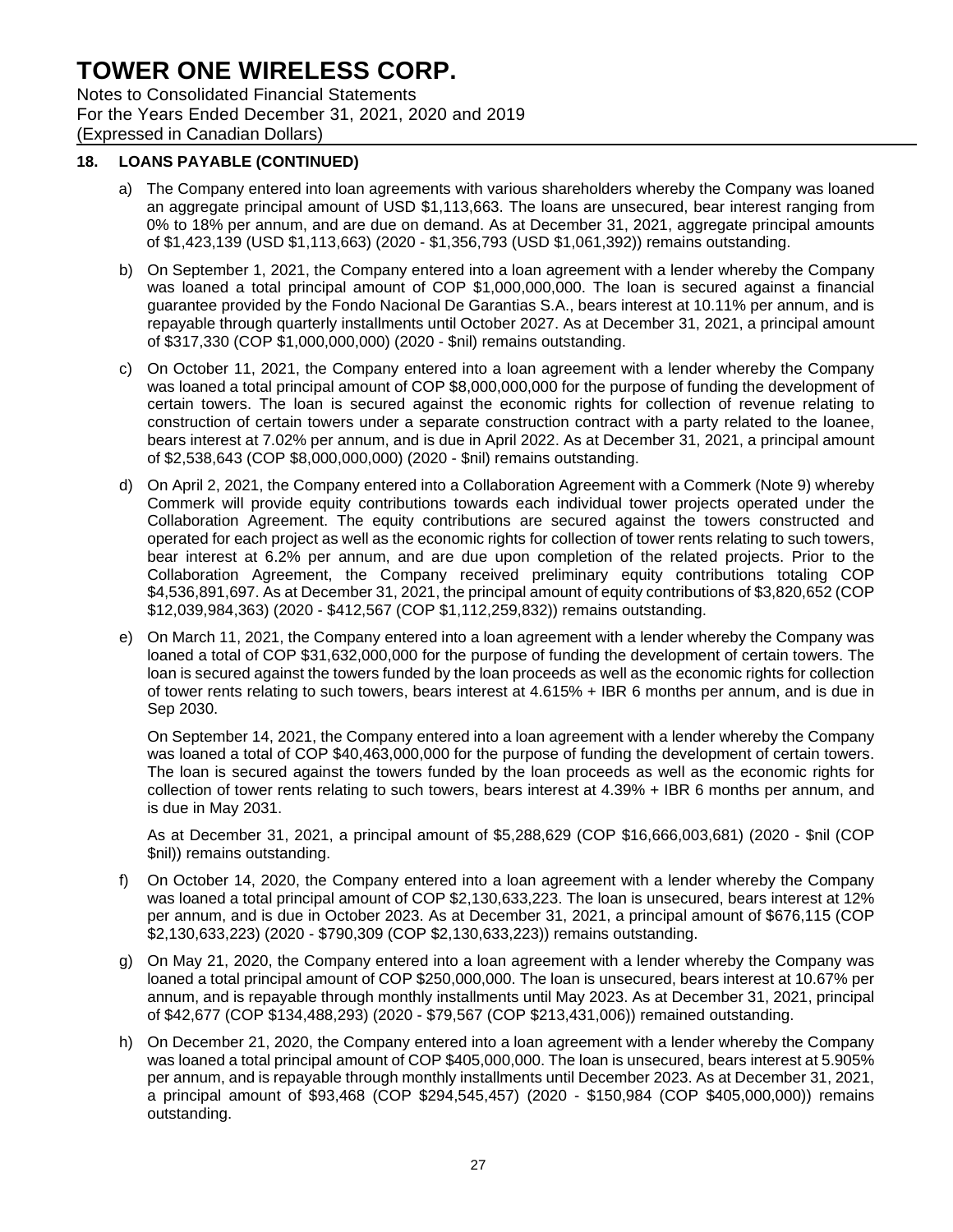## 18. LOANS PAYABLE (CONTINUED)

a) The Company entered into loan agreements with various shareholders whereby the Company was loaned an aggregate principal amount of USD $1,113,663. The loans are unsecured, bear interest ranging from 0% to 18% per annum, and are due on demand. As at December 31, 2021, aggregate principal amounts of $1,423,139 (USD $1,113,663) (2020 - $1,356,793 (USD $1,061,392)) remains outstanding.

b) On September 1, 2021, the Company entered into a loan agreement with a lender whereby the Company was loaned a total principal amount of COP $1,000,000,000. The loan is secured against a financial guarantee provided by the Fondo Nacional De Garantias S.A., bears interest at 10.11% per annum, and is repayable through quarterly installments until October 2027. As at December 31, 2021, a principal amount of $317,330 (COP $1,000,000,000) (2020 - $nil) remains outstanding.

c) On October 11, 2021, the Company entered into a loan agreement with a lender whereby the Company was loaned a total principal amount of COP $8,000,000,000 for the purpose of funding the development of certain towers. The loan is secured against the economic rights for collection of revenue relating to construction of certain towers under a separate construction contract with a party related to the loanee, bears interest at 7.02% per annum, and is due in April 2022. As at December 31, 2021, a principal amount of $2,538,643 (COP $8,000,000,000) (2020 - $nil) remains outstanding.

d) On April 2, 2021, the Company entered into a Collaboration Agreement with a Commerk (Note 9) whereby Commerk will provide equity contributions towards each individual tower projects operated under the Collaboration Agreement. The equity contributions are secured against the towers constructed and operated for each project as well as the economic rights for collection of tower rents relating to such towers, bear interest at 6.2% per annum, and are due upon completion of the related projects. Prior to the Collaboration Agreement, the Company received preliminary equity contributions totaling COP $4,536,891,697. As at December 31, 2021, the principal amount of equity contributions of $3,820,652 (COP $12,039,984,363) (2020 - $412,567 (COP $1,112,259,832)) remains outstanding.

e) On March 11, 2021, the Company entered into a loan agreement with a lender whereby the Company was loaned a total of COP $31,632,000,000 for the purpose of funding the development of certain towers. The loan is secured against the towers funded by the loan proceeds as well as the economic rights for collection of tower rents relating to such towers, bears interest at 4.615% + IBR 6 months per annum, and is due in Sep 2030.

   On September 14, 2021, the Company entered into a loan agreement with a lender whereby the Company was loaned a total of COP $40,463,000,000 for the purpose of funding the development of certain towers. The loan is secured against the towers funded by the loan proceeds as well as the economic rights for collection of tower rents relating to such towers, bears interest at 4.39% + IBR 6 months per annum, and is due in May 2031.

   As at December 31, 2021, a principal amount of $5,288,629 (COP $16,666,003,681) (2020 - $nil (COP $nil)) remains outstanding.

f) On October 14, 2020, the Company entered into a loan agreement with a lender whereby the Company was loaned a total principal amount of COP $2,130,633,223. The loan is unsecured, bears interest at 12% per annum, and is due in October 2023. As at December 31, 2021, a principal amount of $676,115 (COP $2,130,633,223) (2020 - $790,309 (COP $2,130,633,223)) remains outstanding.

g) On May 21, 2020, the Company entered into a loan agreement with a lender whereby the Company was loaned a total principal amount of COP $250,000,000. The loan is unsecured, bears interest at 10.67% per annum, and is repayable through monthly installments until May 2023. As at December 31, 2021, principal of $42,677 (COP $134,488,293) (2020 - $79,567 (COP $213,431,006)) remained outstanding.

h) On December 21, 2020, the Company entered into a loan agreement with a lender whereby the Company was loaned a total principal amount of COP $405,000,000. The loan is unsecured, bears interest at 5.905% per annum, and is repayable through monthly installments until December 2023. As at December 31, 2021, a principal amount of $93,468 (COP $294,545,457) (2020 - $150,984 (COP $405,000,000)) remains outstanding.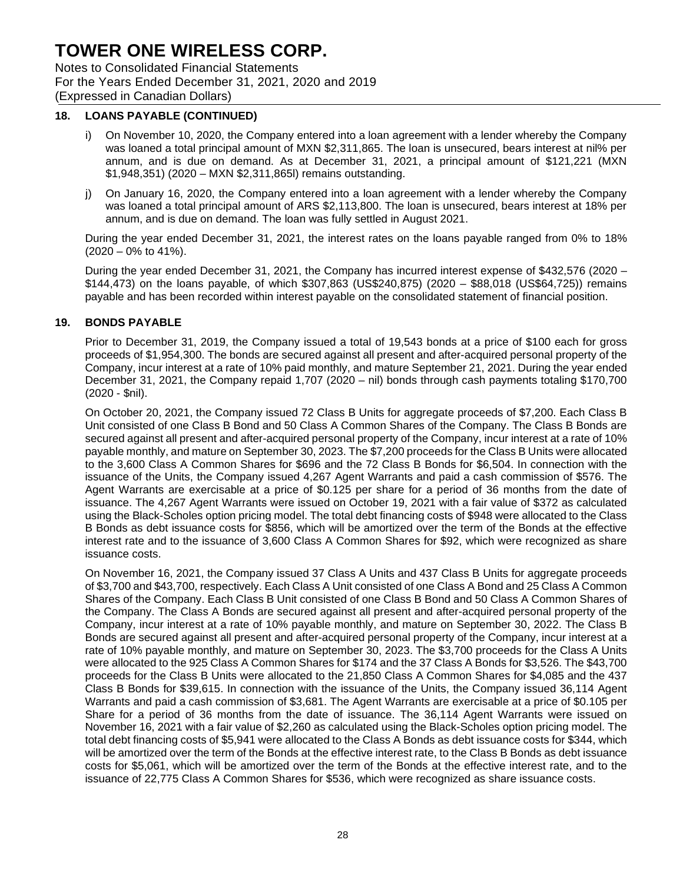## 18. LOANS PAYABLE (CONTINUED)

i) On November 10, 2020, the Company entered into a loan agreement with a lender whereby the Company was loaned a total principal amount of MXN $2,311,865. The loan is unsecured, bears interest at nil% per annum, and is due on demand. As at December 31, 2021, a principal amount of $121,221 (MXN $1,948,351) (2020 – MXN $2,311,865l) remains outstanding.

j) On January 16, 2020, the Company entered into a loan agreement with a lender whereby the Company was loaned a total principal amount of ARS $2,113,800. The loan is unsecured, bears interest at 18% per annum, and is due on demand. The loan was fully settled in August 2021.

During the year ended December 31, 2021, the interest rates on the loans payable ranged from 0% to 18% (2020 – 0% to 41%).

During the year ended December 31, 2021, the Company has incurred interest expense of $432,576 (2020 – $144,473) on the loans payable, of which $307,863 (US$240,875) (2020 – $88,018 (US$64,725)) remains payable and has been recorded within interest payable on the consolidated statement of financial position.

## 19. BONDS PAYABLE

Prior to December 31, 2019, the Company issued a total of 19,543 bonds at a price of $100 each for gross proceeds of $1,954,300. The bonds are secured against all present and after-acquired personal property of the Company, incur interest at a rate of 10% paid monthly, and mature September 21, 2021. During the year ended December 31, 2021, the Company repaid 1,707 (2020 – nil) bonds through cash payments totaling $170,700 (2020 - $nil).

On October 20, 2021, the Company issued 72 Class B Units for aggregate proceeds of $7,200. Each Class B Unit consisted of one Class B Bond and 50 Class A Common Shares of the Company. The Class B Bonds are secured against all present and after-acquired personal property of the Company, incur interest at a rate of 10% payable monthly, and mature on September 30, 2023. The $7,200 proceeds for the Class B Units were allocated to the 3,600 Class A Common Shares for $696 and the 72 Class B Bonds for $6,504. In connection with the issuance of the Units, the Company issued 4,267 Agent Warrants and paid a cash commission of $576. The Agent Warrants are exercisable at a price of $0.125 per share for a period of 36 months from the date of issuance. The 4,267 Agent Warrants were issued on October 19, 2021 with a fair value of $372 as calculated using the Black-Scholes option pricing model. The total debt financing costs of $948 were allocated to the Class B Bonds as debt issuance costs for $856, which will be amortized over the term of the Bonds at the effective interest rate and to the issuance of 3,600 Class A Common Shares for $92, which were recognized as share issuance costs.

On November 16, 2021, the Company issued 37 Class A Units and 437 Class B Units for aggregate proceeds of $3,700 and $43,700, respectively. Each Class A Unit consisted of one Class A Bond and 25 Class A Common Shares of the Company. Each Class B Unit consisted of one Class B Bond and 50 Class A Common Shares of the Company. The Class A Bonds are secured against all present and after-acquired personal property of the Company, incur interest at a rate of 10% payable monthly, and mature on September 30, 2022. The Class B Bonds are secured against all present and after-acquired personal property of the Company, incur interest at a rate of 10% payable monthly, and mature on September 30, 2023. The $3,700 proceeds for the Class A Units were allocated to the 925 Class A Common Shares for $174 and the 37 Class A Bonds for $3,526. The $43,700 proceeds for the Class B Units were allocated to the 21,850 Class A Common Shares for $4,085 and the 437 Class B Bonds for $39,615. In connection with the issuance of the Units, the Company issued 36,114 Agent Warrants and paid a cash commission of $3,681. The Agent Warrants are exercisable at a price of $0.105 per Share for a period of 36 months from the date of issuance. The 36,114 Agent Warrants were issued on November 16, 2021 with a fair value of $2,260 as calculated using the Black-Scholes option pricing model. The total debt financing costs of $5,941 were allocated to the Class A Bonds as debt issuance costs for $344, which will be amortized over the term of the Bonds at the effective interest rate, to the Class B Bonds as debt issuance costs for $5,061, which will be amortized over the term of the Bonds at the effective interest rate, and to the issuance of 22,775 Class A Common Shares for $536, which were recognized as share issuance costs.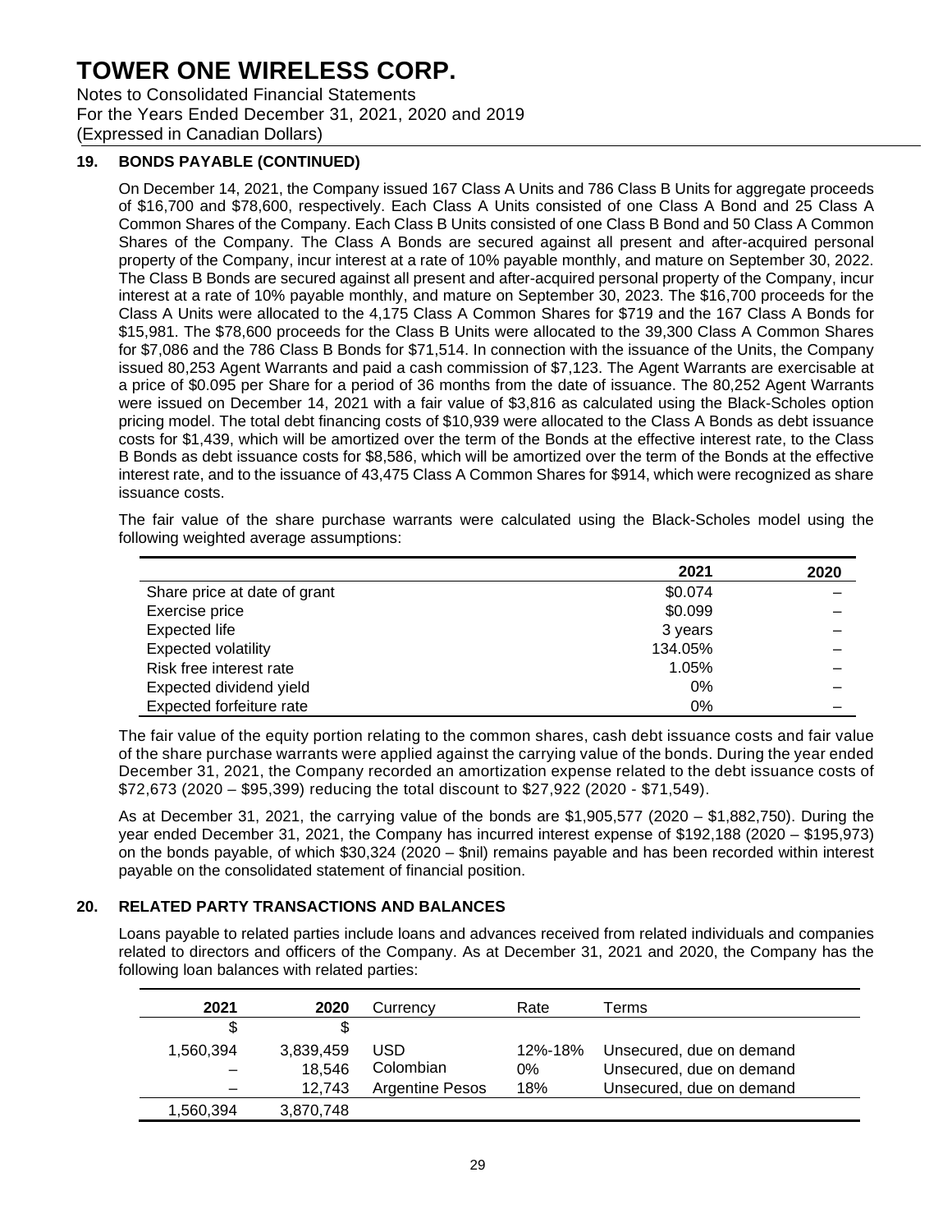# TOWER ONE WIRELESS CORP.

Notes to Consolidated Financial Statements
For the Years Ended December 31, 2021, 2020 and 2019
(Expressed in Canadian Dollars)

## 19. BONDS PAYABLE (CONTINUED)

On December 14, 2021, the Company issued 167 Class A Units and 786 Class B Units for aggregate proceeds of $16,700 and $78,600, respectively. Each Class A Units consisted of one Class A Bond and 25 Class A Common Shares of the Company. Each Class B Units consisted of one Class B Bond and 50 Class A Common Shares of the Company. The Class A Bonds are secured against all present and after-acquired personal property of the Company, incur interest at a rate of 10% payable monthly, and mature on September 30, 2022. The Class B Bonds are secured against all present and after-acquired personal property of the Company, incur interest at a rate of 10% payable monthly, and mature on September 30, 2023. The $16,700 proceeds for the Class A Units were allocated to the 4,175 Class A Common Shares for $719 and the 167 Class A Bonds for $15,981. The $78,600 proceeds for the Class B Units were allocated to the 39,300 Class A Common Shares for $7,086 and the 786 Class B Bonds for $71,514. In connection with the issuance of the Units, the Company issued 80,253 Agent Warrants and paid a cash commission of $7,123. The Agent Warrants are exercisable at a price of $0.095 per Share for a period of 36 months from the date of issuance. The 80,252 Agent Warrants were issued on December 14, 2021 with a fair value of $3,816 as calculated using the Black-Scholes option pricing model. The total debt financing costs of $10,939 were allocated to the Class A Bonds as debt issuance costs for $1,439, which will be amortized over the term of the Bonds at the effective interest rate, to the Class B Bonds as debt issuance costs for $8,586, which will be amortized over the term of the Bonds at the effective interest rate, and to the issuance of 43,475 Class A Common Shares for $914, which were recognized as share issuance costs.

The fair value of the share purchase warrants were calculated using the Black-Scholes model using the following weighted average assumptions:

| | 2021 | 2020 |
|---|---|---|
| Share price at date of grant | $0.074 | – |
| Exercise price | $0.099 | – |
| Expected life | 3 years | – |
| Expected volatility | 134.05% | – |
| Risk free interest rate | 1.05% | – |
| Expected dividend yield | 0% | – |
| Expected forfeiture rate | 0% | – |

The fair value of the equity portion relating to the common shares, cash debt issuance costs and fair value of the share purchase warrants were applied against the carrying value of the bonds. During the year ended December 31, 2021, the Company recorded an amortization expense related to the debt issuance costs of $72,673 (2020 – $95,399) reducing the total discount to $27,922 (2020 - $71,549).

As at December 31, 2021, the carrying value of the bonds are $1,905,577 (2020 – $1,882,750). During the year ended December 31, 2021, the Company has incurred interest expense of $192,188 (2020 – $195,973) on the bonds payable, of which $30,324 (2020 – $nil) remains payable and has been recorded within interest payable on the consolidated statement of financial position.

## 20. RELATED PARTY TRANSACTIONS AND BALANCES

Loans payable to related parties include loans and advances received from related individuals and companies related to directors and officers of the Company. As at December 31, 2021 and 2020, the Company has the following loan balances with related parties:

| 2021 | 2020 | Currency | Rate | Terms |
|---|---|---|---|---|
| $ | $ | | | |
| 1,560,394 | 3,839,459 | USD | 12%-18% | Unsecured, due on demand |
| – | 18,546 | Colombian | 0% | Unsecured, due on demand |
| – | 12,743 | Argentine Pesos | 18% | Unsecured, due on demand |
| 1,560,394 | 3,870,748 | | | |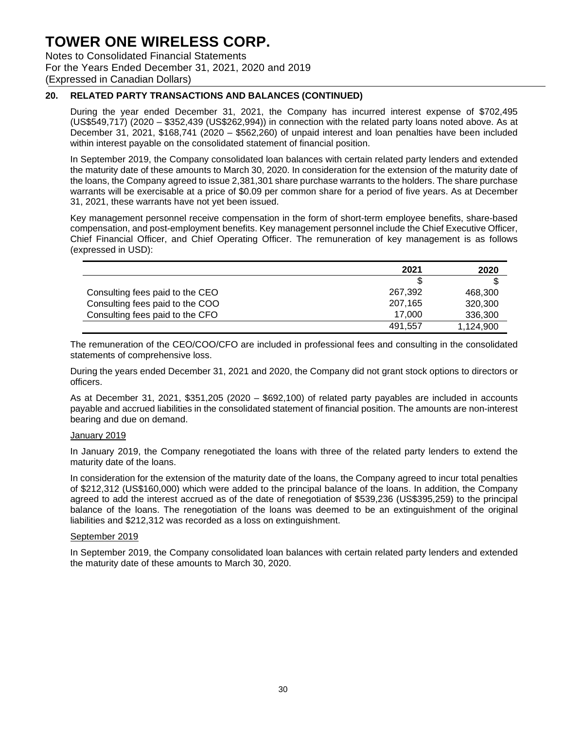# TOWER ONE WIRELESS CORP.

Notes to Consolidated Financial Statements
For the Years Ended December 31, 2021, 2020 and 2019
(Expressed in Canadian Dollars)

## 20. RELATED PARTY TRANSACTIONS AND BALANCES (CONTINUED)

During the year ended December 31, 2021, the Company has incurred interest expense of $702,495 (US$549,717) (2020 – $352,439 (US$262,994)) in connection with the related party loans noted above. As at December 31, 2021, $168,741 (2020 – $562,260) of unpaid interest and loan penalties have been included within interest payable on the consolidated statement of financial position.

In September 2019, the Company consolidated loan balances with certain related party lenders and extended the maturity date of these amounts to March 30, 2020. In consideration for the extension of the maturity date of the loans, the Company agreed to issue 2,381,301 share purchase warrants to the holders. The share purchase warrants will be exercisable at a price of $0.09 per common share for a period of five years. As at December 31, 2021, these warrants have not yet been issued.

Key management personnel receive compensation in the form of short-term employee benefits, share-based compensation, and post-employment benefits. Key management personnel include the Chief Executive Officer, Chief Financial Officer, and Chief Operating Officer. The remuneration of key management is as follows (expressed in USD):

| | 2021 | 2020 |
|---|---|---|
| | $ | $ |
| Consulting fees paid to the CEO | 267,392 | 468,300 |
| Consulting fees paid to the COO | 207,165 | 320,300 |
| Consulting fees paid to the CFO | 17,000 | 336,300 |
| | 491,557 | 1,124,900 |

The remuneration of the CEO/COO/CFO are included in professional fees and consulting in the consolidated statements of comprehensive loss.

During the years ended December 31, 2021 and 2020, the Company did not grant stock options to directors or officers.

As at December 31, 2021, $351,205 (2020 – $692,100) of related party payables are included in accounts payable and accrued liabilities in the consolidated statement of financial position. The amounts are non-interest bearing and due on demand.

### January 2019

In January 2019, the Company renegotiated the loans with three of the related party lenders to extend the maturity date of the loans.

In consideration for the extension of the maturity date of the loans, the Company agreed to incur total penalties of $212,312 (US$160,000) which were added to the principal balance of the loans. In addition, the Company agreed to add the interest accrued as of the date of renegotiation of $539,236 (US$395,259) to the principal balance of the loans. The renegotiation of the loans was deemed to be an extinguishment of the original liabilities and $212,312 was recorded as a loss on extinguishment.

### September 2019

In September 2019, the Company consolidated loan balances with certain related party lenders and extended the maturity date of these amounts to March 30, 2020.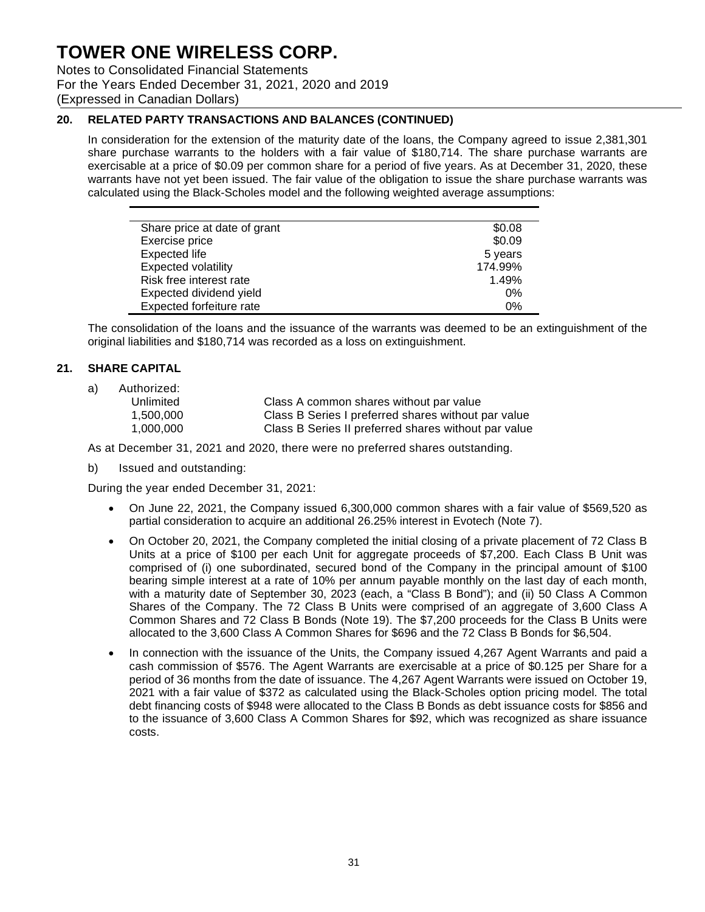## 20. RELATED PARTY TRANSACTIONS AND BALANCES (CONTINUED)

In consideration for the extension of the maturity date of the loans, the Company agreed to issue 2,381,301 share purchase warrants to the holders with a fair value of $180,714. The share purchase warrants are exercisable at a price of $0.09 per common share for a period of five years. As at December 31, 2020, these warrants have not yet been issued. The fair value of the obligation to issue the share purchase warrants was calculated using the Black-Scholes model and the following weighted average assumptions:

| | |
|---|---|
| Share price at date of grant | $0.08 |
| Exercise price | $0.09 |
| Expected life | 5 years |
| Expected volatility | 174.99% |
| Risk free interest rate | 1.49% |
| Expected dividend yield | 0% |
| Expected forfeiture rate | 0% |

The consolidation of the loans and the issuance of the warrants was deemed to be an extinguishment of the original liabilities and $180,714 was recorded as a loss on extinguishment.

## 21. SHARE CAPITAL

a) Authorized:

| | |
|---|---|
| Unlimited | Class A common shares without par value |
| 1,500,000 | Class B Series I preferred shares without par value |
| 1,000,000 | Class B Series II preferred shares without par value |

As at December 31, 2021 and 2020, there were no preferred shares outstanding.

b) Issued and outstanding:

During the year ended December 31, 2021:

- On June 22, 2021, the Company issued 6,300,000 common shares with a fair value of $569,520 as partial consideration to acquire an additional 26.25% interest in Evotech (Note 7).
- On October 20, 2021, the Company completed the initial closing of a private placement of 72 Class B Units at a price of $100 per each Unit for aggregate proceeds of $7,200. Each Class B Unit was comprised of (i) one subordinated, secured bond of the Company in the principal amount of $100 bearing simple interest at a rate of 10% per annum payable monthly on the last day of each month, with a maturity date of September 30, 2023 (each, a "Class B Bond"); and (ii) 50 Class A Common Shares of the Company. The 72 Class B Units were comprised of an aggregate of 3,600 Class A Common Shares and 72 Class B Bonds (Note 19). The $7,200 proceeds for the Class B Units were allocated to the 3,600 Class A Common Shares for $696 and the 72 Class B Bonds for $6,504.
- In connection with the issuance of the Units, the Company issued 4,267 Agent Warrants and paid a cash commission of $576. The Agent Warrants are exercisable at a price of $0.125 per Share for a period of 36 months from the date of issuance. The 4,267 Agent Warrants were issued on October 19, 2021 with a fair value of $372 as calculated using the Black-Scholes option pricing model. The total debt financing costs of $948 were allocated to the Class B Bonds as debt issuance costs for $856 and to the issuance of 3,600 Class A Common Shares for $92, which was recognized as share issuance costs.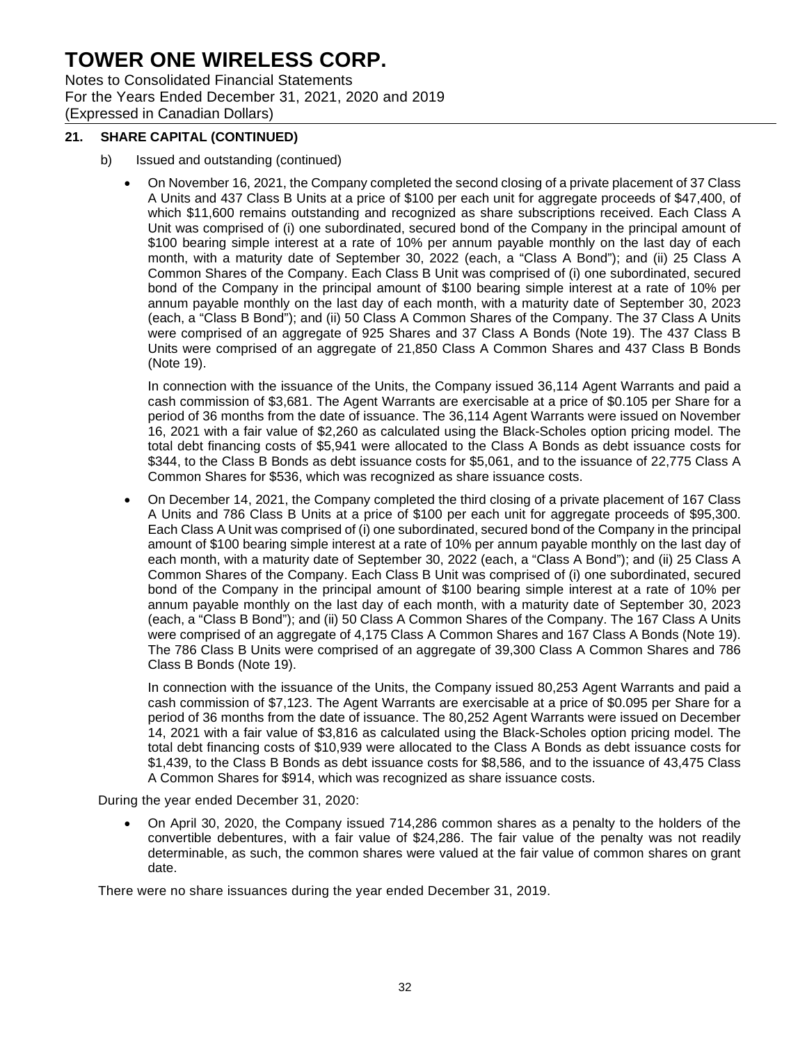# TOWER ONE WIRELESS CORP.

Notes to Consolidated Financial Statements
For the Years Ended December 31, 2021, 2020 and 2019
(Expressed in Canadian Dollars)

## 21. SHARE CAPITAL (CONTINUED)

b) Issued and outstanding (continued)

- On November 16, 2021, the Company completed the second closing of a private placement of 37 Class A Units and 437 Class B Units at a price of $100 per each unit for aggregate proceeds of $47,400, of which $11,600 remains outstanding and recognized as share subscriptions received. Each Class A Unit was comprised of (i) one subordinated, secured bond of the Company in the principal amount of $100 bearing simple interest at a rate of 10% per annum payable monthly on the last day of each month, with a maturity date of September 30, 2022 (each, a "Class A Bond"); and (ii) 25 Class A Common Shares of the Company. Each Class B Unit was comprised of (i) one subordinated, secured bond of the Company in the principal amount of $100 bearing simple interest at a rate of 10% per annum payable monthly on the last day of each month, with a maturity date of September 30, 2023 (each, a "Class B Bond"); and (ii) 50 Class A Common Shares of the Company. The 37 Class A Units were comprised of an aggregate of 925 Shares and 37 Class A Bonds (Note 19). The 437 Class B Units were comprised of an aggregate of 21,850 Class A Common Shares and 437 Class B Bonds (Note 19).

  In connection with the issuance of the Units, the Company issued 36,114 Agent Warrants and paid a cash commission of $3,681. The Agent Warrants are exercisable at a price of $0.105 per Share for a period of 36 months from the date of issuance. The 36,114 Agent Warrants were issued on November 16, 2021 with a fair value of $2,260 as calculated using the Black-Scholes option pricing model. The total debt financing costs of $5,941 were allocated to the Class A Bonds as debt issuance costs for $344, to the Class B Bonds as debt issuance costs for $5,061, and to the issuance of 22,775 Class A Common Shares for $536, which was recognized as share issuance costs.

- On December 14, 2021, the Company completed the third closing of a private placement of 167 Class A Units and 786 Class B Units at a price of $100 per each unit for aggregate proceeds of $95,300. Each Class A Unit was comprised of (i) one subordinated, secured bond of the Company in the principal amount of $100 bearing simple interest at a rate of 10% per annum payable monthly on the last day of each month, with a maturity date of September 30, 2022 (each, a "Class A Bond"); and (ii) 25 Class A Common Shares of the Company. Each Class B Unit was comprised of (i) one subordinated, secured bond of the Company in the principal amount of $100 bearing simple interest at a rate of 10% per annum payable monthly on the last day of each month, with a maturity date of September 30, 2023 (each, a "Class B Bond"); and (ii) 50 Class A Common Shares of the Company. The 167 Class A Units were comprised of an aggregate of 4,175 Class A Common Shares and 167 Class A Bonds (Note 19). The 786 Class B Units were comprised of an aggregate of 39,300 Class A Common Shares and 786 Class B Bonds (Note 19).

  In connection with the issuance of the Units, the Company issued 80,253 Agent Warrants and paid a cash commission of $7,123. The Agent Warrants are exercisable at a price of $0.095 per Share for a period of 36 months from the date of issuance. The 80,252 Agent Warrants were issued on December 14, 2021 with a fair value of $3,816 as calculated using the Black-Scholes option pricing model. The total debt financing costs of $10,939 were allocated to the Class A Bonds as debt issuance costs for $1,439, to the Class B Bonds as debt issuance costs for $8,586, and to the issuance of 43,475 Class A Common Shares for $914, which was recognized as share issuance costs.

During the year ended December 31, 2020:

- On April 30, 2020, the Company issued 714,286 common shares as a penalty to the holders of the convertible debentures, with a fair value of $24,286. The fair value of the penalty was not readily determinable, as such, the common shares were valued at the fair value of common shares on grant date.

There were no share issuances during the year ended December 31, 2019.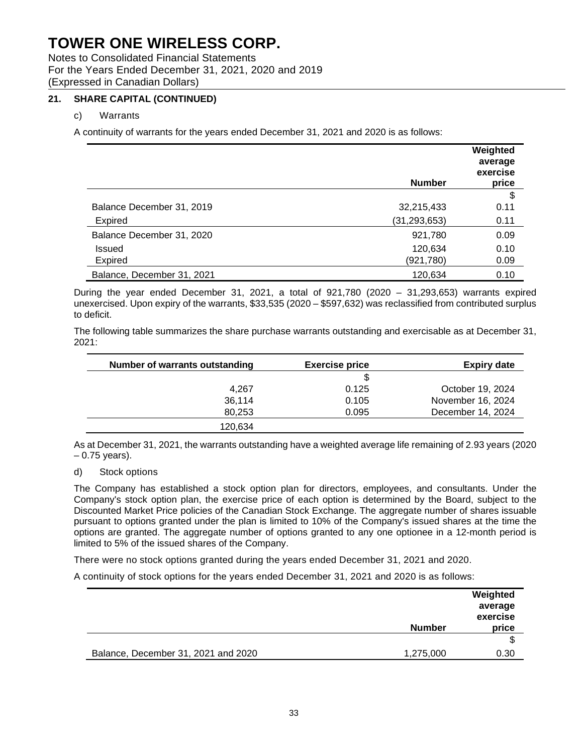# TOWER ONE WIRELESS CORP.

Notes to Consolidated Financial Statements
For the Years Ended December 31, 2021, 2020 and 2019
(Expressed in Canadian Dollars)

## 21. SHARE CAPITAL (CONTINUED)

### c) Warrants

A continuity of warrants for the years ended December 31, 2021 and 2020 is as follows:

| | Number | Weighted average exercise price |
|---|---|---|
| | | $ |
| Balance December 31, 2019 | 32,215,433 | 0.11 |
| Expired | (31,293,653) | 0.11 |
| Balance December 31, 2020 | 921,780 | 0.09 |
| Issued | 120,634 | 0.10 |
| Expired | (921,780) | 0.09 |
| Balance, December 31, 2021 | 120,634 | 0.10 |

During the year ended December 31, 2021, a total of 921,780 (2020 – 31,293,653) warrants expired unexercised. Upon expiry of the warrants, $33,535 (2020 – $597,632) was reclassified from contributed surplus to deficit.

The following table summarizes the share purchase warrants outstanding and exercisable as at December 31, 2021:

| Number of warrants outstanding | Exercise price | Expiry date |
|---|---|---|
| | $ | |
| 4,267 | 0.125 | October 19, 2024 |
| 36,114 | 0.105 | November 16, 2024 |
| 80,253 | 0.095 | December 14, 2024 |
| 120,634 | | |

As at December 31, 2021, the warrants outstanding have a weighted average life remaining of 2.93 years (2020 – 0.75 years).

### d) Stock options

The Company has established a stock option plan for directors, employees, and consultants. Under the Company's stock option plan, the exercise price of each option is determined by the Board, subject to the Discounted Market Price policies of the Canadian Stock Exchange. The aggregate number of shares issuable pursuant to options granted under the plan is limited to 10% of the Company's issued shares at the time the options are granted. The aggregate number of options granted to any one optionee in a 12-month period is limited to 5% of the issued shares of the Company.

There were no stock options granted during the years ended December 31, 2021 and 2020.

A continuity of stock options for the years ended December 31, 2021 and 2020 is as follows:

| | Number | Weighted average exercise price |
|---|---|---|
| | | $ |
| Balance, December 31, 2021 and 2020 | 1,275,000 | 0.30 |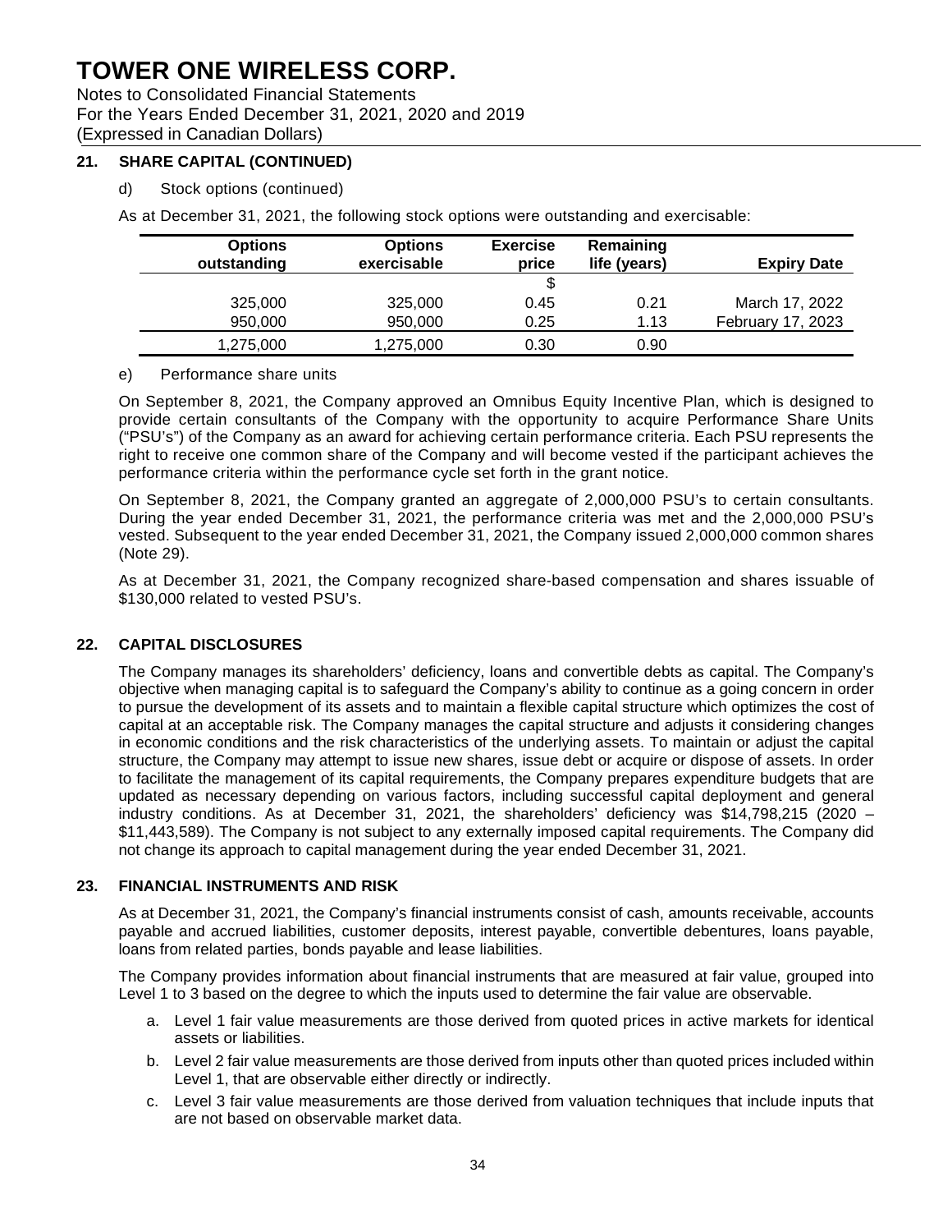# TOWER ONE WIRELESS CORP.

Notes to Consolidated Financial Statements
For the Years Ended December 31, 2021, 2020 and 2019
(Expressed in Canadian Dollars)

## 21. SHARE CAPITAL (CONTINUED)

d) Stock options (continued)

As at December 31, 2021, the following stock options were outstanding and exercisable:

| Options outstanding | Options exercisable | Exercise price | Remaining life (years) | Expiry Date |
|---|---|---|---|---|
| | | $ | | |
| 325,000 | 325,000 | 0.45 | 0.21 | March 17, 2022 |
| 950,000 | 950,000 | 0.25 | 1.13 | February 17, 2023 |
| 1,275,000 | 1,275,000 | 0.30 | 0.90 | |

e) Performance share units

On September 8, 2021, the Company approved an Omnibus Equity Incentive Plan, which is designed to provide certain consultants of the Company with the opportunity to acquire Performance Share Units ("PSU's") of the Company as an award for achieving certain performance criteria. Each PSU represents the right to receive one common share of the Company and will become vested if the participant achieves the performance criteria within the performance cycle set forth in the grant notice.

On September 8, 2021, the Company granted an aggregate of 2,000,000 PSU's to certain consultants. During the year ended December 31, 2021, the performance criteria was met and the 2,000,000 PSU's vested. Subsequent to the year ended December 31, 2021, the Company issued 2,000,000 common shares (Note 29).

As at December 31, 2021, the Company recognized share-based compensation and shares issuable of $130,000 related to vested PSU's.

## 22. CAPITAL DISCLOSURES

The Company manages its shareholders' deficiency, loans and convertible debts as capital. The Company's objective when managing capital is to safeguard the Company's ability to continue as a going concern in order to pursue the development of its assets and to maintain a flexible capital structure which optimizes the cost of capital at an acceptable risk. The Company manages the capital structure and adjusts it considering changes in economic conditions and the risk characteristics of the underlying assets. To maintain or adjust the capital structure, the Company may attempt to issue new shares, issue debt or acquire or dispose of assets. In order to facilitate the management of its capital requirements, the Company prepares expenditure budgets that are updated as necessary depending on various factors, including successful capital deployment and general industry conditions. As at December 31, 2021, the shareholders' deficiency was $14,798,215 (2020 – $11,443,589). The Company is not subject to any externally imposed capital requirements. The Company did not change its approach to capital management during the year ended December 31, 2021.

## 23. FINANCIAL INSTRUMENTS AND RISK

As at December 31, 2021, the Company's financial instruments consist of cash, amounts receivable, accounts payable and accrued liabilities, customer deposits, interest payable, convertible debentures, loans payable, loans from related parties, bonds payable and lease liabilities.

The Company provides information about financial instruments that are measured at fair value, grouped into Level 1 to 3 based on the degree to which the inputs used to determine the fair value are observable.

a. Level 1 fair value measurements are those derived from quoted prices in active markets for identical assets or liabilities.
b. Level 2 fair value measurements are those derived from inputs other than quoted prices included within Level 1, that are observable either directly or indirectly.
c. Level 3 fair value measurements are those derived from valuation techniques that include inputs that are not based on observable market data.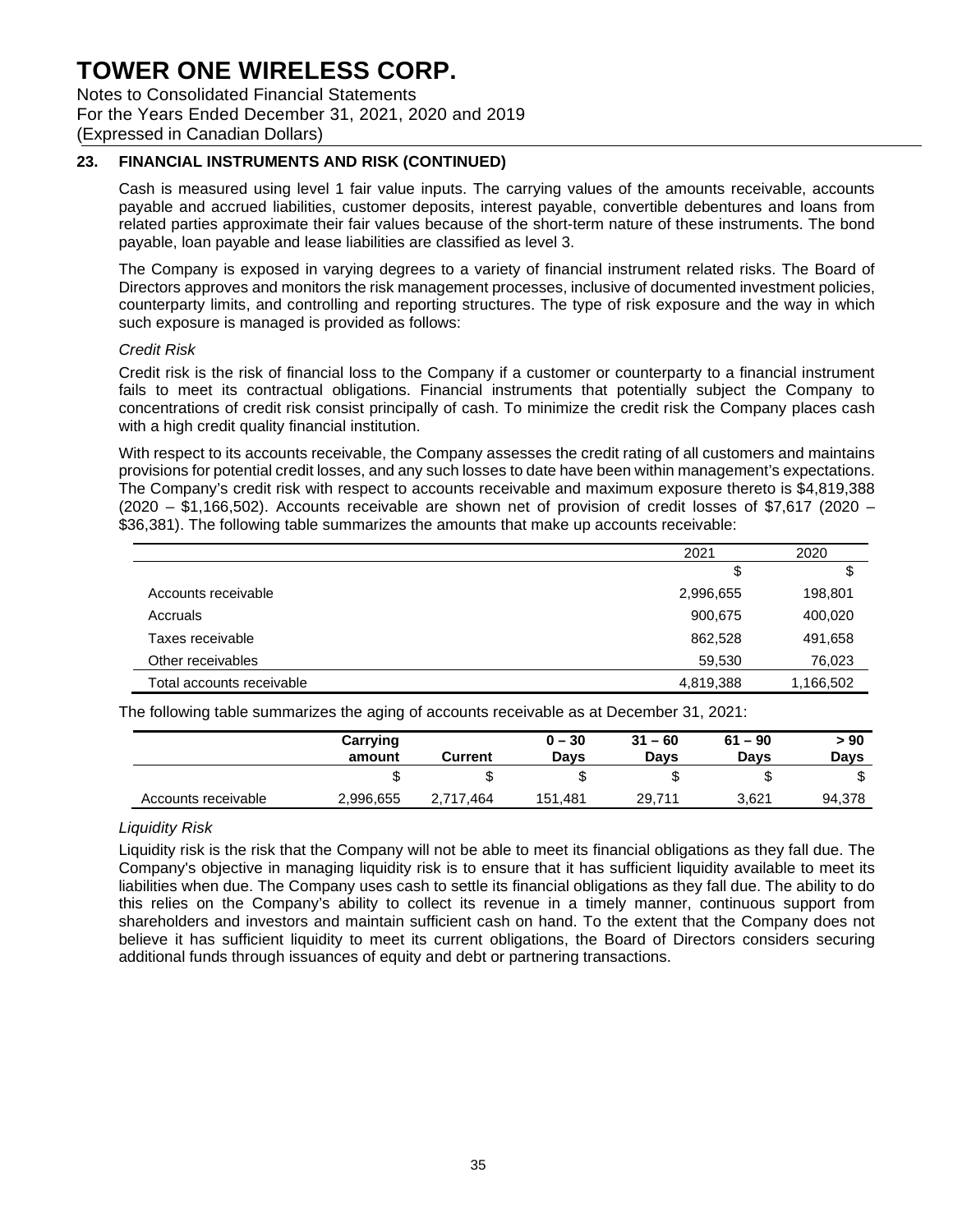# TOWER ONE WIRELESS CORP.

Notes to Consolidated Financial Statements
For the Years Ended December 31, 2021, 2020 and 2019
(Expressed in Canadian Dollars)

## 23. FINANCIAL INSTRUMENTS AND RISK (CONTINUED)

Cash is measured using level 1 fair value inputs. The carrying values of the amounts receivable, accounts payable and accrued liabilities, customer deposits, interest payable, convertible debentures and loans from related parties approximate their fair values because of the short-term nature of these instruments. The bond payable, loan payable and lease liabilities are classified as level 3.

The Company is exposed in varying degrees to a variety of financial instrument related risks. The Board of Directors approves and monitors the risk management processes, inclusive of documented investment policies, counterparty limits, and controlling and reporting structures. The type of risk exposure and the way in which such exposure is managed is provided as follows:

*Credit Risk*

Credit risk is the risk of financial loss to the Company if a customer or counterparty to a financial instrument fails to meet its contractual obligations. Financial instruments that potentially subject the Company to concentrations of credit risk consist principally of cash. To minimize the credit risk the Company places cash with a high credit quality financial institution.

With respect to its accounts receivable, the Company assesses the credit rating of all customers and maintains provisions for potential credit losses, and any such losses to date have been within management's expectations. The Company's credit risk with respect to accounts receivable and maximum exposure thereto is $4,819,388 (2020 – $1,166,502). Accounts receivable are shown net of provision of credit losses of $7,617 (2020 – $36,381). The following table summarizes the amounts that make up accounts receivable:

| | 2021 | 2020 |
|---|---|---|
| | $ | $ |
| Accounts receivable | 2,996,655 | 198,801 |
| Accruals | 900,675 | 400,020 |
| Taxes receivable | 862,528 | 491,658 |
| Other receivables | 59,530 | 76,023 |
| Total accounts receivable | 4,819,388 | 1,166,502 |

The following table summarizes the aging of accounts receivable as at December 31, 2021:

| | Carrying amount | Current | 0 – 30 Days | 31 – 60 Days | 61 – 90 Days | > 90 Days |
|---|---|---|---|---|---|---|
| | $ | $ | $ | $ | $ | $ |
| Accounts receivable | 2,996,655 | 2,717,464 | 151,481 | 29,711 | 3,621 | 94,378 |

*Liquidity Risk*

Liquidity risk is the risk that the Company will not be able to meet its financial obligations as they fall due. The Company's objective in managing liquidity risk is to ensure that it has sufficient liquidity available to meet its liabilities when due. The Company uses cash to settle its financial obligations as they fall due. The ability to do this relies on the Company's ability to collect its revenue in a timely manner, continuous support from shareholders and investors and maintain sufficient cash on hand. To the extent that the Company does not believe it has sufficient liquidity to meet its current obligations, the Board of Directors considers securing additional funds through issuances of equity and debt or partnering transactions.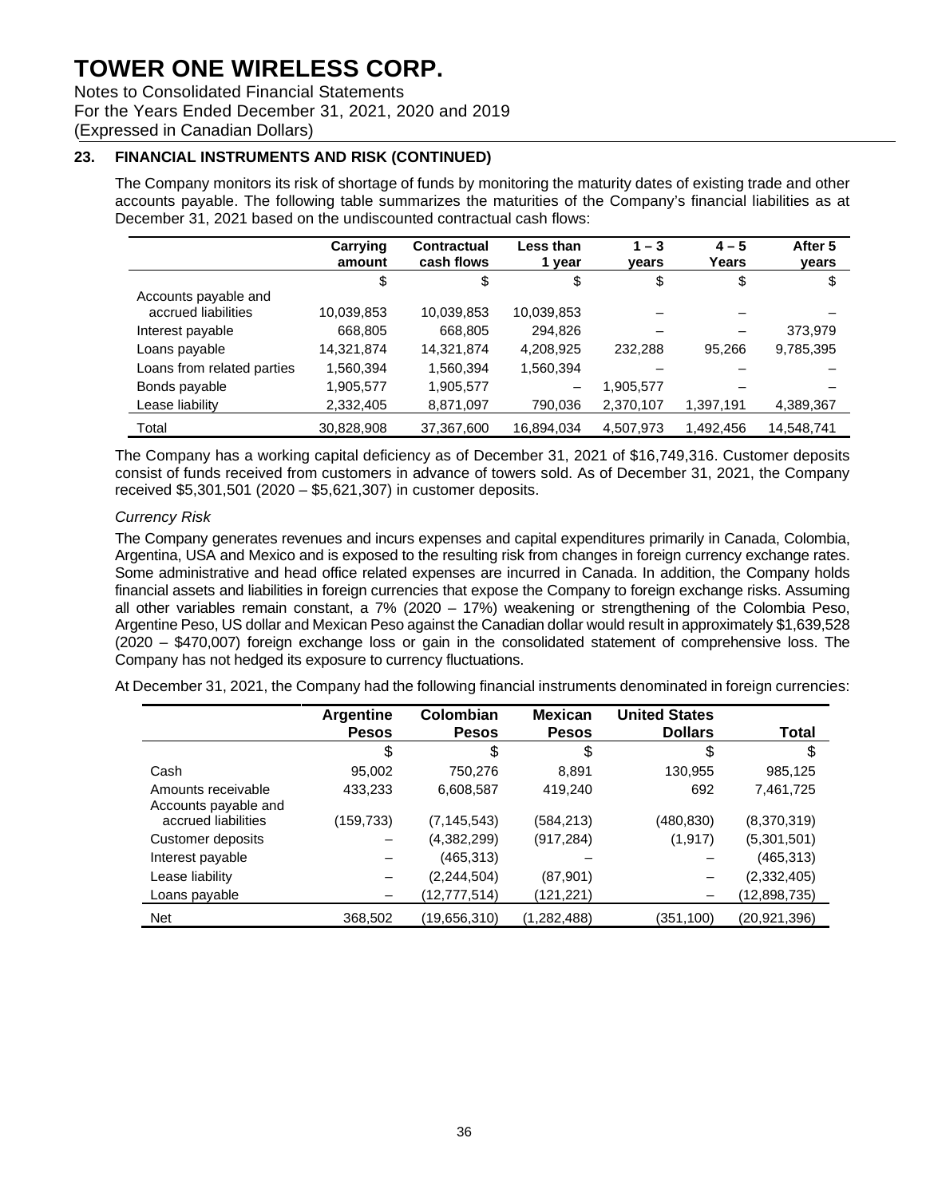# TOWER ONE WIRELESS CORP.

Notes to Consolidated Financial Statements
For the Years Ended December 31, 2021, 2020 and 2019
(Expressed in Canadian Dollars)

## 23. FINANCIAL INSTRUMENTS AND RISK (CONTINUED)

The Company monitors its risk of shortage of funds by monitoring the maturity dates of existing trade and other accounts payable. The following table summarizes the maturities of the Company's financial liabilities as at December 31, 2021 based on the undiscounted contractual cash flows:

| | Carrying amount | Contractual cash flows | Less than 1 year | 1 – 3 years | 4 – 5 Years | After 5 years |
|---|---|---|---|---|---|---|
| | $ | $ | $ | $ | $ | $ |
| Accounts payable and accrued liabilities | 10,039,853 | 10,039,853 | 10,039,853 | – | – | – |
| Interest payable | 668,805 | 668,805 | 294,826 | – | – | 373,979 |
| Loans payable | 14,321,874 | 14,321,874 | 4,208,925 | 232,288 | 95,266 | 9,785,395 |
| Loans from related parties | 1,560,394 | 1,560,394 | 1,560,394 | – | – | – |
| Bonds payable | 1,905,577 | 1,905,577 | – | 1,905,577 | – | – |
| Lease liability | 2,332,405 | 8,871,097 | 790,036 | 2,370,107 | 1,397,191 | 4,389,367 |
| Total | 30,828,908 | 37,367,600 | 16,894,034 | 4,507,973 | 1,492,456 | 14,548,741 |

The Company has a working capital deficiency as of December 31, 2021 of $16,749,316. Customer deposits consist of funds received from customers in advance of towers sold. As of December 31, 2021, the Company received $5,301,501 (2020 – $5,621,307) in customer deposits.

*Currency Risk*

The Company generates revenues and incurs expenses and capital expenditures primarily in Canada, Colombia, Argentina, USA and Mexico and is exposed to the resulting risk from changes in foreign currency exchange rates. Some administrative and head office related expenses are incurred in Canada. In addition, the Company holds financial assets and liabilities in foreign currencies that expose the Company to foreign exchange risks. Assuming all other variables remain constant, a 7% (2020 – 17%) weakening or strengthening of the Colombia Peso, Argentine Peso, US dollar and Mexican Peso against the Canadian dollar would result in approximately $1,639,528 (2020 – $470,007) foreign exchange loss or gain in the consolidated statement of comprehensive loss. The Company has not hedged its exposure to currency fluctuations.

At December 31, 2021, the Company had the following financial instruments denominated in foreign currencies:

| | Argentine Pesos | Colombian Pesos | Mexican Pesos | United States Dollars | Total |
|---|---|---|---|---|---|
| | $ | $ | $ | $ | $ |
| Cash | 95,002 | 750,276 | 8,891 | 130,955 | 985,125 |
| Amounts receivable | 433,233 | 6,608,587 | 419,240 | 692 | 7,461,725 |
| Accounts payable and accrued liabilities | (159,733) | (7,145,543) | (584,213) | (480,830) | (8,370,319) |
| Customer deposits | – | (4,382,299) | (917,284) | (1,917) | (5,301,501) |
| Interest payable | – | (465,313) | – | – | (465,313) |
| Lease liability | – | (2,244,504) | (87,901) | – | (2,332,405) |
| Loans payable | – | (12,777,514) | (121,221) | – | (12,898,735) |
| Net | 368,502 | (19,656,310) | (1,282,488) | (351,100) | (20,921,396) |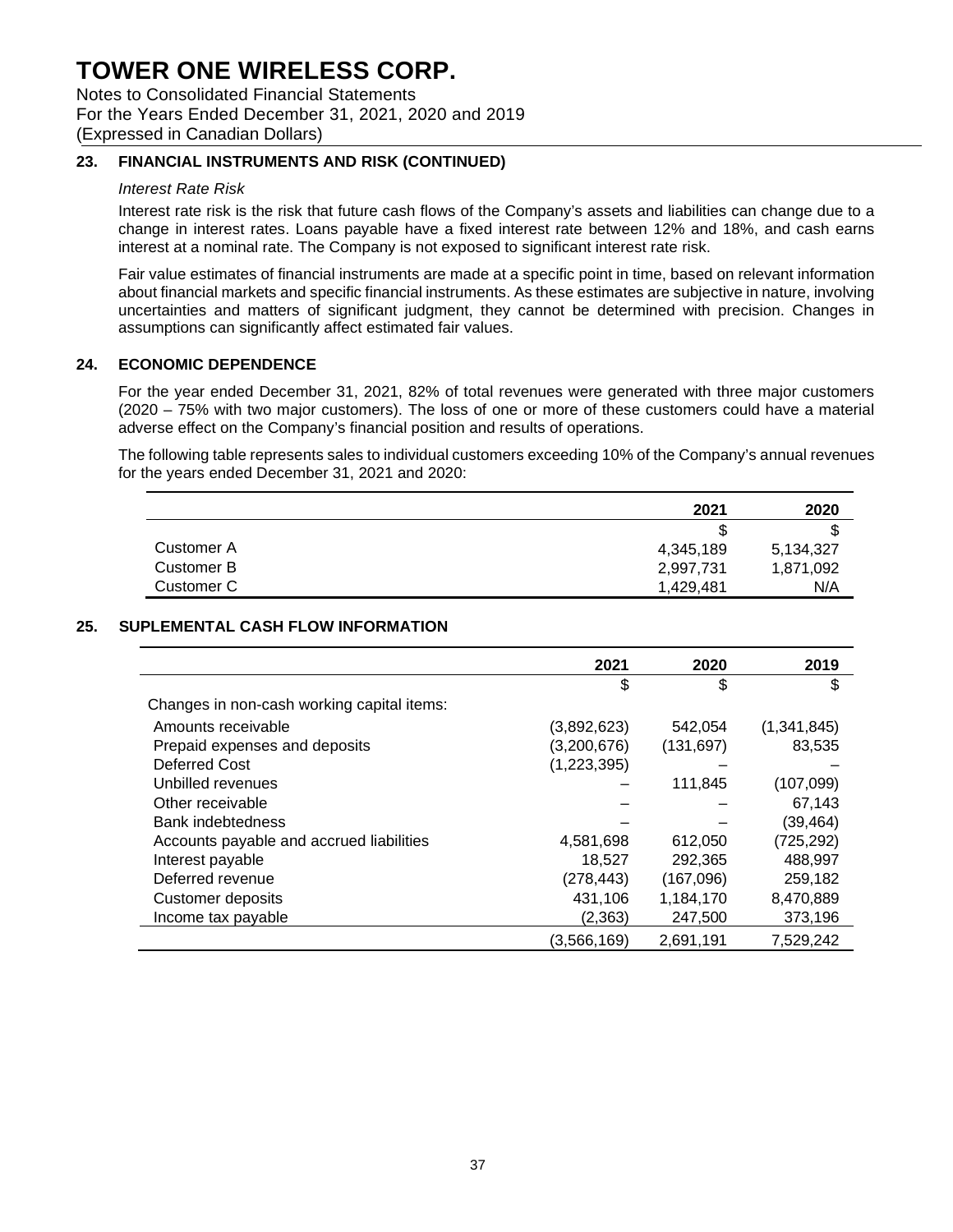# TOWER ONE WIRELESS CORP.

Notes to Consolidated Financial Statements
For the Years Ended December 31, 2021, 2020 and 2019
(Expressed in Canadian Dollars)

## 23. FINANCIAL INSTRUMENTS AND RISK (CONTINUED)

*Interest Rate Risk*

Interest rate risk is the risk that future cash flows of the Company's assets and liabilities can change due to a change in interest rates. Loans payable have a fixed interest rate between 12% and 18%, and cash earns interest at a nominal rate. The Company is not exposed to significant interest rate risk.

Fair value estimates of financial instruments are made at a specific point in time, based on relevant information about financial markets and specific financial instruments. As these estimates are subjective in nature, involving uncertainties and matters of significant judgment, they cannot be determined with precision. Changes in assumptions can significantly affect estimated fair values.

## 24. ECONOMIC DEPENDENCE

For the year ended December 31, 2021, 82% of total revenues were generated with three major customers (2020 – 75% with two major customers). The loss of one or more of these customers could have a material adverse effect on the Company's financial position and results of operations.

The following table represents sales to individual customers exceeding 10% of the Company's annual revenues for the years ended December 31, 2021 and 2020:

| | 2021 | 2020 |
|---|---|---|
| | $ | $ |
| Customer A | 4,345,189 | 5,134,327 |
| Customer B | 2,997,731 | 1,871,092 |
| Customer C | 1,429,481 | N/A |

## 25. SUPLEMENTAL CASH FLOW INFORMATION

| | 2021 | 2020 | 2019 |
|---|---|---|---|
| | $ | $ | $ |
| Changes in non-cash working capital items: | | | |
| Amounts receivable | (3,892,623) | 542,054 | (1,341,845) |
| Prepaid expenses and deposits | (3,200,676) | (131,697) | 83,535 |
| Deferred Cost | (1,223,395) | – | – |
| Unbilled revenues | – | 111,845 | (107,099) |
| Other receivable | – | – | 67,143 |
| Bank indebtedness | – | – | (39,464) |
| Accounts payable and accrued liabilities | 4,581,698 | 612,050 | (725,292) |
| Interest payable | 18,527 | 292,365 | 488,997 |
| Deferred revenue | (278,443) | (167,096) | 259,182 |
| Customer deposits | 431,106 | 1,184,170 | 8,470,889 |
| Income tax payable | (2,363) | 247,500 | 373,196 |
| | (3,566,169) | 2,691,191 | 7,529,242 |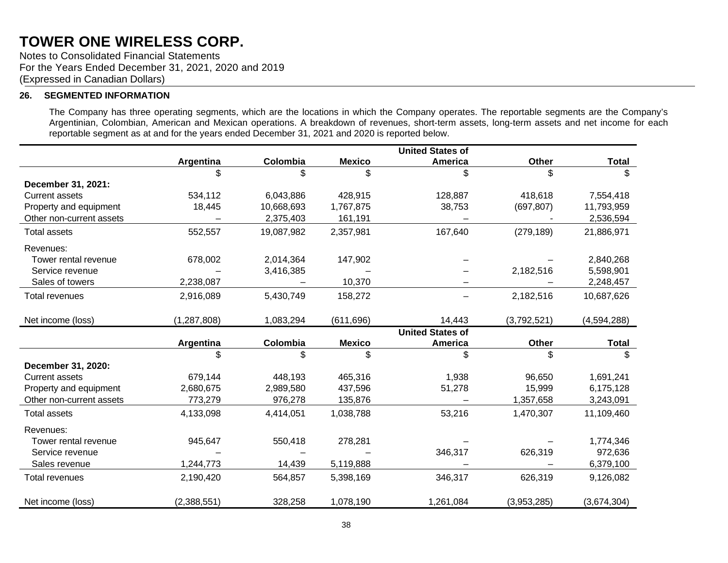# TOWER ONE WIRELESS CORP.

Notes to Consolidated Financial Statements
For the Years Ended December 31, 2021, 2020 and 2019
(Expressed in Canadian Dollars)

## 26. SEGMENTED INFORMATION

The Company has three operating segments, which are the locations in which the Company operates. The reportable segments are the Company's Argentinian, Colombian, American and Mexican operations. A breakdown of revenues, short-term assets, long-term assets and net income for each reportable segment as at and for the years ended December 31, 2021 and 2020 is reported below.

| | Argentina | Colombia | Mexico | United States of America | Other | Total |
|---|---|---|---|---|---|---|
| | $ | $ | $ | $ | $ | $ |
| **December 31, 2021:** | | | | | | |
| Current assets | 534,112 | 6,043,886 | 428,915 | 128,887 | 418,618 | 7,554,418 |
| Property and equipment | 18,445 | 10,668,693 | 1,767,875 | 38,753 | (697,807) | 11,793,959 |
| Other non-current assets | – | 2,375,403 | 161,191 | – | - | 2,536,594 |
| Total assets | 552,557 | 19,087,982 | 2,357,981 | 167,640 | (279,189) | 21,886,971 |
| Revenues: | | | | | | |
| Tower rental revenue | 678,002 | 2,014,364 | 147,902 | – | – | 2,840,268 |
| Service revenue | – | 3,416,385 | – | – | 2,182,516 | 5,598,901 |
| Sales of towers | 2,238,087 | – | 10,370 | – | – | 2,248,457 |
| Total revenues | 2,916,089 | 5,430,749 | 158,272 | – | 2,182,516 | 10,687,626 |
| Net income (loss) | (1,287,808) | 1,083,294 | (611,696) | 14,443 | (3,792,521) | (4,594,288) |

| | Argentina | Colombia | Mexico | United States of America | Other | Total |
|---|---|---|---|---|---|---|
| | $ | $ | $ | $ | $ | $ |
| **December 31, 2020:** | | | | | | |
| Current assets | 679,144 | 448,193 | 465,316 | 1,938 | 96,650 | 1,691,241 |
| Property and equipment | 2,680,675 | 2,989,580 | 437,596 | 51,278 | 15,999 | 6,175,128 |
| Other non-current assets | 773,279 | 976,278 | 135,876 | – | 1,357,658 | 3,243,091 |
| Total assets | 4,133,098 | 4,414,051 | 1,038,788 | 53,216 | 1,470,307 | 11,109,460 |
| Revenues: | | | | | | |
| Tower rental revenue | 945,647 | 550,418 | 278,281 | – | – | 1,774,346 |
| Service revenue | – | – | – | 346,317 | 626,319 | 972,636 |
| Sales revenue | 1,244,773 | 14,439 | 5,119,888 | – | – | 6,379,100 |
| Total revenues | 2,190,420 | 564,857 | 5,398,169 | 346,317 | 626,319 | 9,126,082 |
| Net income (loss) | (2,388,551) | 328,258 | 1,078,190 | 1,261,084 | (3,953,285) | (3,674,304) |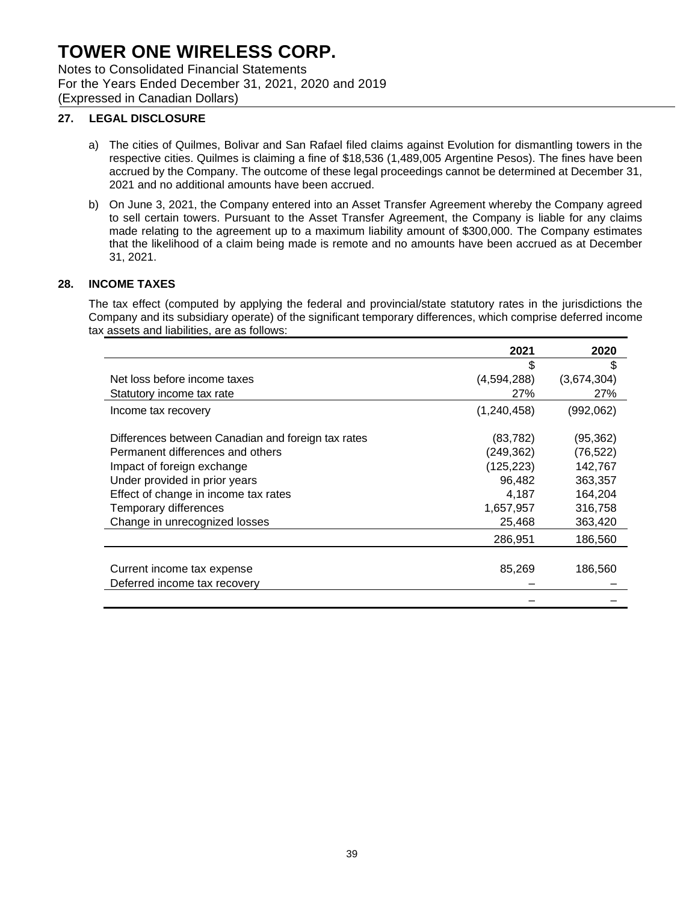# TOWER ONE WIRELESS CORP.

Notes to Consolidated Financial Statements
For the Years Ended December 31, 2021, 2020 and 2019
(Expressed in Canadian Dollars)

## 27. LEGAL DISCLOSURE

a) The cities of Quilmes, Bolivar and San Rafael filed claims against Evolution for dismantling towers in the respective cities. Quilmes is claiming a fine of $18,536 (1,489,005 Argentine Pesos). The fines have been accrued by the Company. The outcome of these legal proceedings cannot be determined at December 31, 2021 and no additional amounts have been accrued.

b) On June 3, 2021, the Company entered into an Asset Transfer Agreement whereby the Company agreed to sell certain towers. Pursuant to the Asset Transfer Agreement, the Company is liable for any claims made relating to the agreement up to a maximum liability amount of $300,000. The Company estimates that the likelihood of a claim being made is remote and no amounts have been accrued as at December 31, 2021.

## 28. INCOME TAXES

The tax effect (computed by applying the federal and provincial/state statutory rates in the jurisdictions the Company and its subsidiary operate) of the significant temporary differences, which comprise deferred income tax assets and liabilities, are as follows:

| | 2021 | 2020 |
|---|---|---|
| | $ | $ |
| Net loss before income taxes | (4,594,288) | (3,674,304) |
| Statutory income tax rate | 27% | 27% |
| Income tax recovery | (1,240,458) | (992,062) |
| | | |
| Differences between Canadian and foreign tax rates | (83,782) | (95,362) |
| Permanent differences and others | (249,362) | (76,522) |
| Impact of foreign exchange | (125,223) | 142,767 |
| Under provided in prior years | 96,482 | 363,357 |
| Effect of change in income tax rates | 4,187 | 164,204 |
| Temporary differences | 1,657,957 | 316,758 |
| Change in unrecognized losses | 25,468 | 363,420 |
| | 286,951 | 186,560 |
| | | |
| Current income tax expense | 85,269 | 186,560 |
| Deferred income tax recovery | – | – |
| | – | – |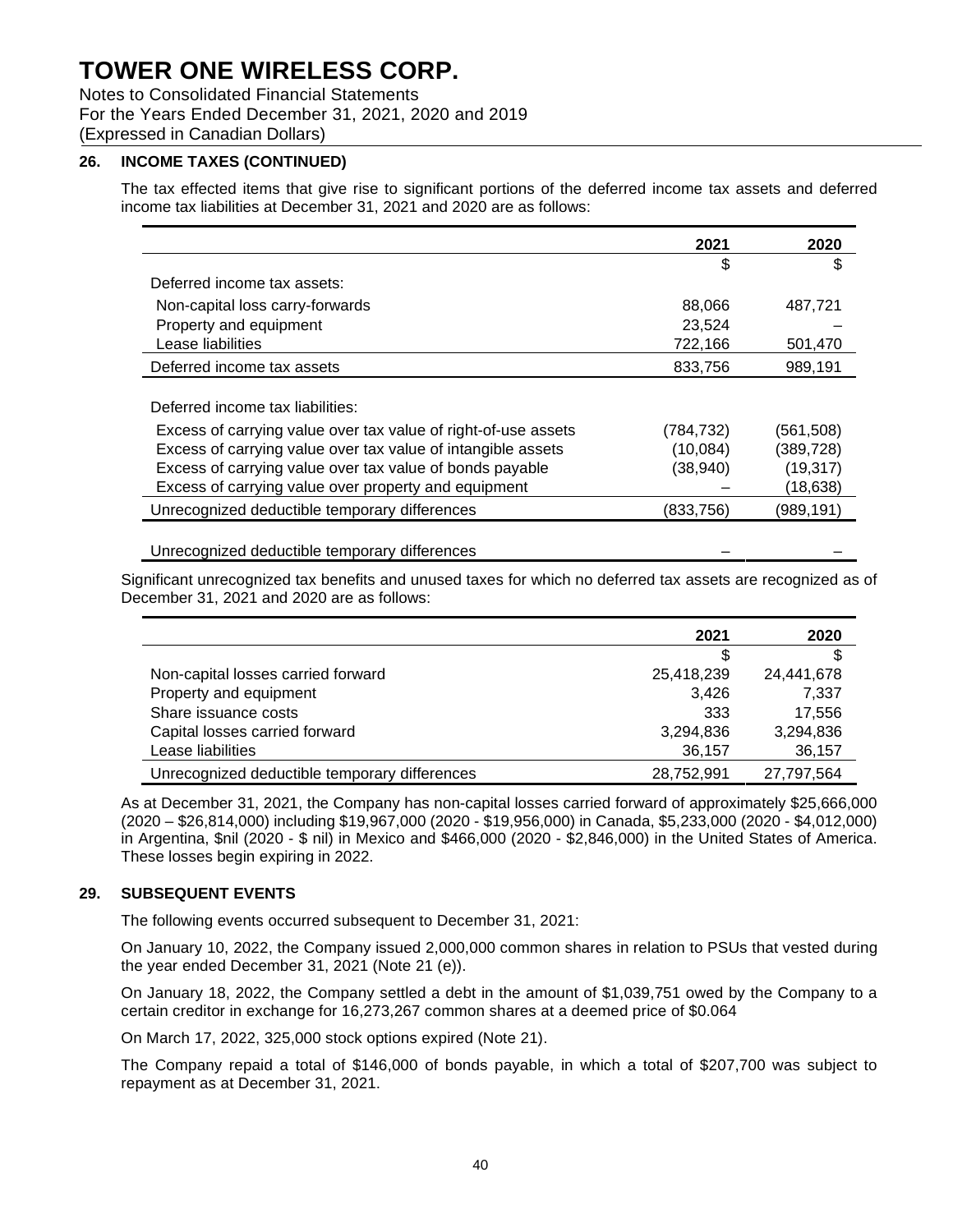# TOWER ONE WIRELESS CORP.

Notes to Consolidated Financial Statements
For the Years Ended December 31, 2021, 2020 and 2019
(Expressed in Canadian Dollars)

## 26. INCOME TAXES (CONTINUED)

The tax effected items that give rise to significant portions of the deferred income tax assets and deferred income tax liabilities at December 31, 2021 and 2020 are as follows:

| | 2021 | 2020 |
|---|---|---|
| | $ | $ |
| Deferred income tax assets: | | |
| Non-capital loss carry-forwards | 88,066 | 487,721 |
| Property and equipment | 23,524 | – |
| Lease liabilities | 722,166 | 501,470 |
| Deferred income tax assets | 833,756 | 989,191 |
| Deferred income tax liabilities: | | |
| Excess of carrying value over tax value of right-of-use assets | (784,732) | (561,508) |
| Excess of carrying value over tax value of intangible assets | (10,084) | (389,728) |
| Excess of carrying value over tax value of bonds payable | (38,940) | (19,317) |
| Excess of carrying value over property and equipment | – | (18,638) |
| Unrecognized deductible temporary differences | (833,756) | (989,191) |
| Unrecognized deductible temporary differences | – | – |

Significant unrecognized tax benefits and unused taxes for which no deferred tax assets are recognized as of December 31, 2021 and 2020 are as follows:

| | 2021 | 2020 |
|---|---|---|
| | $ | $ |
| Non-capital losses carried forward | 25,418,239 | 24,441,678 |
| Property and equipment | 3,426 | 7,337 |
| Share issuance costs | 333 | 17,556 |
| Capital losses carried forward | 3,294,836 | 3,294,836 |
| Lease liabilities | 36,157 | 36,157 |
| Unrecognized deductible temporary differences | 28,752,991 | 27,797,564 |

As at December 31, 2021, the Company has non-capital losses carried forward of approximately $25,666,000 (2020 – $26,814,000) including $19,967,000 (2020 - $19,956,000) in Canada, $5,233,000 (2020 - $4,012,000) in Argentina, $nil (2020 - $ nil) in Mexico and $466,000 (2020 - $2,846,000) in the United States of America. These losses begin expiring in 2022.

## 29. SUBSEQUENT EVENTS

The following events occurred subsequent to December 31, 2021:

On January 10, 2022, the Company issued 2,000,000 common shares in relation to PSUs that vested during the year ended December 31, 2021 (Note 21 (e)).

On January 18, 2022, the Company settled a debt in the amount of $1,039,751 owed by the Company to a certain creditor in exchange for 16,273,267 common shares at a deemed price of $0.064

On March 17, 2022, 325,000 stock options expired (Note 21).

The Company repaid a total of $146,000 of bonds payable, in which a total of $207,700 was subject to repayment as at December 31, 2021.